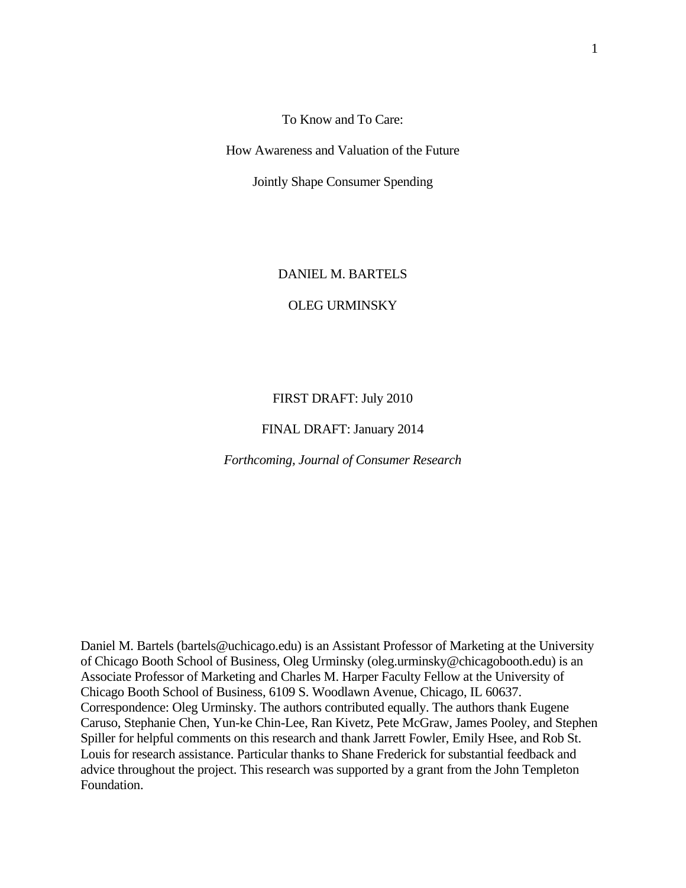# To Know and To Care:

# How Awareness and Valuation of the Future

# Jointly Shape Consumer Spending

DANIEL M. BARTELS

OLEG URMINSKY

FIRST DRAFT: July 2010

FINAL DRAFT: January 2014

*Forthcoming, Journal of Consumer Research*

Daniel M. Bartels (bartels@uchicago.edu) is an Assistant Professor of Marketing at the University of Chicago Booth School of Business, Oleg Urminsky (oleg.urminsky@chicagobooth.edu) is an Associate Professor of Marketing and Charles M. Harper Faculty Fellow at the University of Chicago Booth School of Business, 6109 S. Woodlawn Avenue, Chicago, IL 60637. Correspondence: Oleg Urminsky. The authors contributed equally. The authors thank Eugene Caruso, Stephanie Chen, Yun-ke Chin-Lee, Ran Kivetz, Pete McGraw, James Pooley, and Stephen Spiller for helpful comments on this research and thank Jarrett Fowler, Emily Hsee, and Rob St. Louis for research assistance. Particular thanks to Shane Frederick for substantial feedback and advice throughout the project. This research was supported by a grant from the John Templeton Foundation.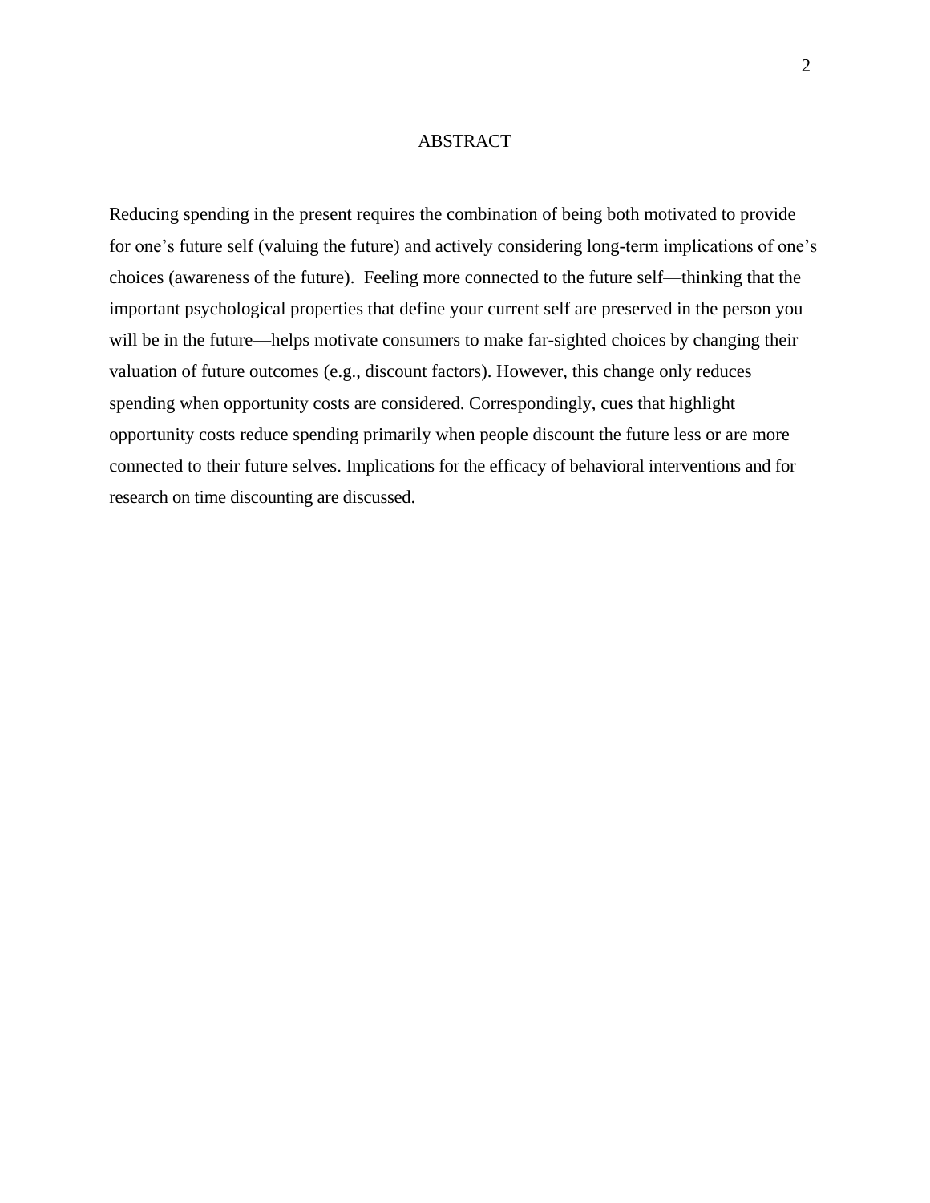# ABSTRACT

Reducing spending in the present requires the combination of being both motivated to provide for one's future self (valuing the future) and actively considering long-term implications of one's choices (awareness of the future). Feeling more connected to the future self—thinking that the important psychological properties that define your current self are preserved in the person you will be in the future—helps motivate consumers to make far-sighted choices by changing their valuation of future outcomes (e.g., discount factors). However, this change only reduces spending when opportunity costs are considered. Correspondingly, cues that highlight opportunity costs reduce spending primarily when people discount the future less or are more connected to their future selves. Implications for the efficacy of behavioral interventions and for research on time discounting are discussed.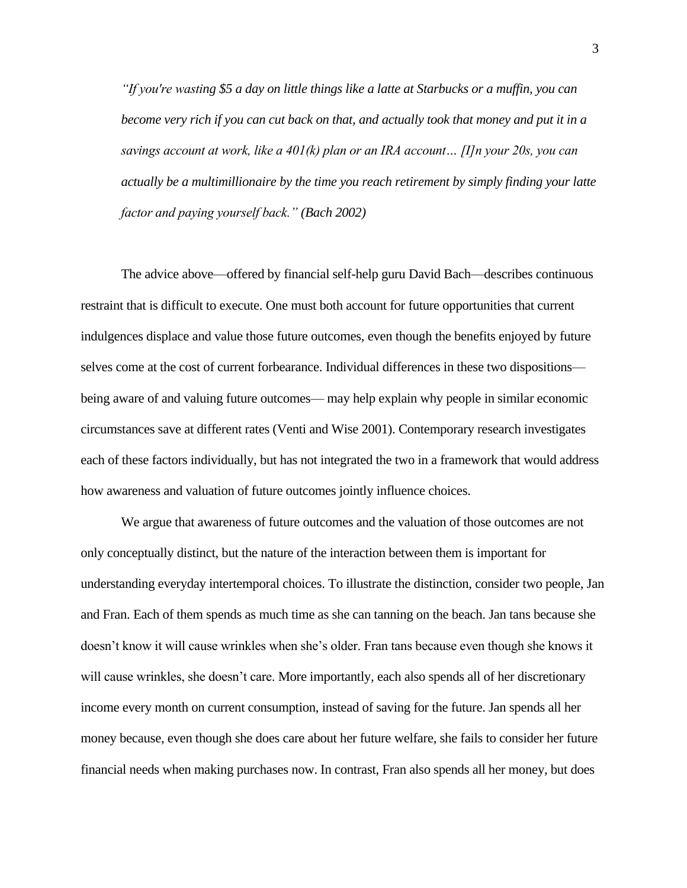*"If you're wasting $5 a day on little things like a latte at Starbucks or a muffin, you can become very rich if you can cut back on that, and actually took that money and put it in a savings account at work, like a 401(k) plan or an IRA account… [I]n your 20s, you can actually be a multimillionaire by the time you reach retirement by simply finding your latte factor and paying yourself back." (Bach 2002)*

The advice above—offered by financial self-help guru David Bach—describes continuous restraint that is difficult to execute. One must both account for future opportunities that current indulgences displace and value those future outcomes, even though the benefits enjoyed by future selves come at the cost of current forbearance. Individual differences in these two dispositions—being aware of and valuing future outcomes— may help explain why people in similar economic circumstances save at different rates (Venti and Wise 2001). Contemporary research investigates each of these factors individually, but has not integrated the two in a framework that would address how awareness and valuation of future outcomes jointly influence choices.

We argue that awareness of future outcomes and the valuation of those outcomes are not only conceptually distinct, but the nature of the interaction between them is important for understanding everyday intertemporal choices. To illustrate the distinction, consider two people, Jan and Fran. Each of them spends as much time as she can tanning on the beach. Jan tans because she doesn't know it will cause wrinkles when she's older. Fran tans because even though she knows it will cause wrinkles, she doesn't care. More importantly, each also spends all of her discretionary income every month on current consumption, instead of saving for the future. Jan spends all her money because, even though she does care about her future welfare, she fails to consider her future financial needs when making purchases now. In contrast, Fran also spends all her money, but does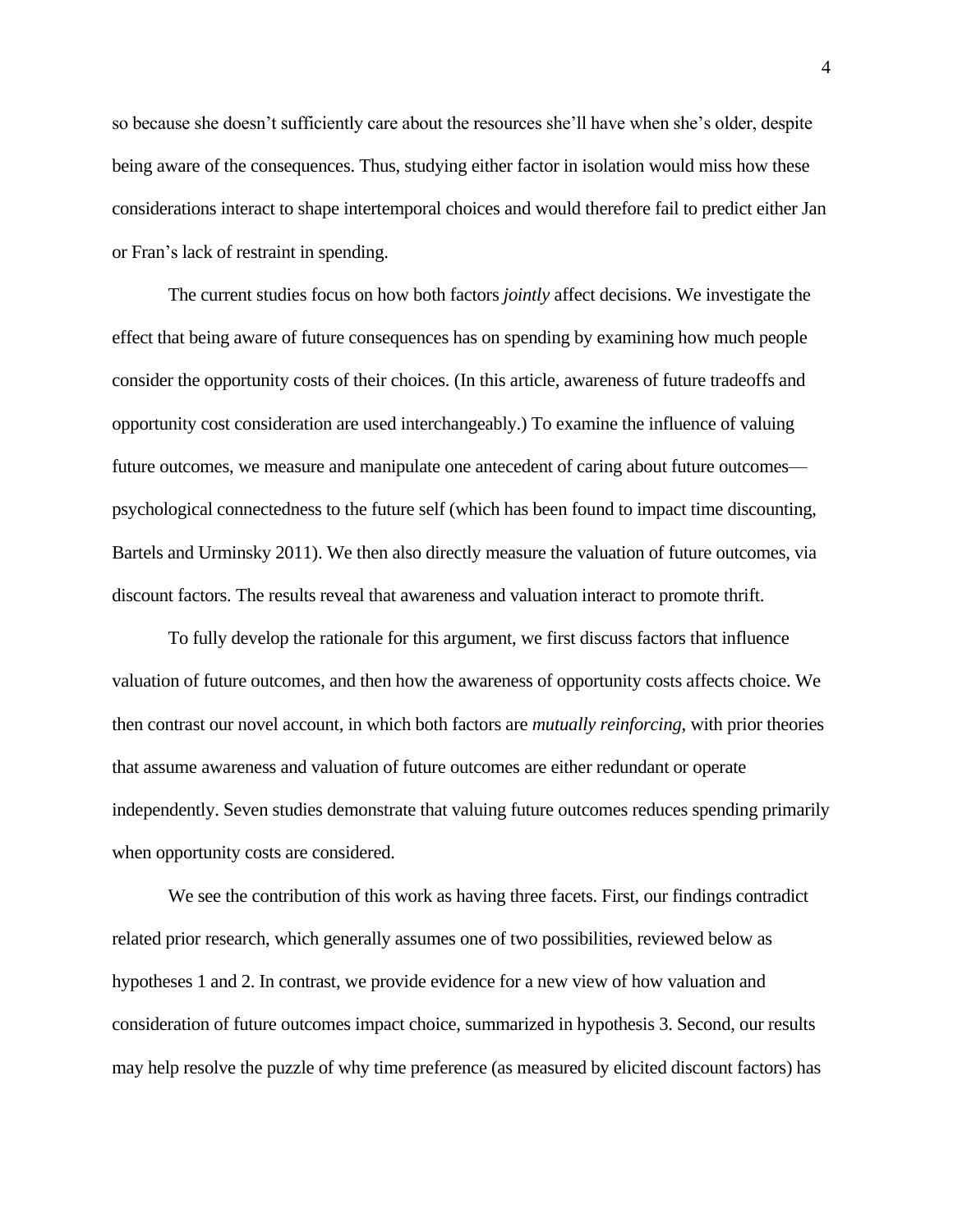so because she doesn't sufficiently care about the resources she'll have when she's older, despite being aware of the consequences. Thus, studying either factor in isolation would miss how these considerations interact to shape intertemporal choices and would therefore fail to predict either Jan or Fran's lack of restraint in spending.

The current studies focus on how both factors *jointly* affect decisions. We investigate the effect that being aware of future consequences has on spending by examining how much people consider the opportunity costs of their choices. (In this article, awareness of future tradeoffs and opportunity cost consideration are used interchangeably.) To examine the influence of valuing future outcomes, we measure and manipulate one antecedent of caring about future outcomes—psychological connectedness to the future self (which has been found to impact time discounting, Bartels and Urminsky 2011). We then also directly measure the valuation of future outcomes, via discount factors. The results reveal that awareness and valuation interact to promote thrift.

To fully develop the rationale for this argument, we first discuss factors that influence valuation of future outcomes, and then how the awareness of opportunity costs affects choice. We then contrast our novel account, in which both factors are *mutually reinforcing*, with prior theories that assume awareness and valuation of future outcomes are either redundant or operate independently. Seven studies demonstrate that valuing future outcomes reduces spending primarily when opportunity costs are considered.

We see the contribution of this work as having three facets. First, our findings contradict related prior research, which generally assumes one of two possibilities, reviewed below as hypotheses 1 and 2. In contrast, we provide evidence for a new view of how valuation and consideration of future outcomes impact choice, summarized in hypothesis 3. Second, our results may help resolve the puzzle of why time preference (as measured by elicited discount factors) has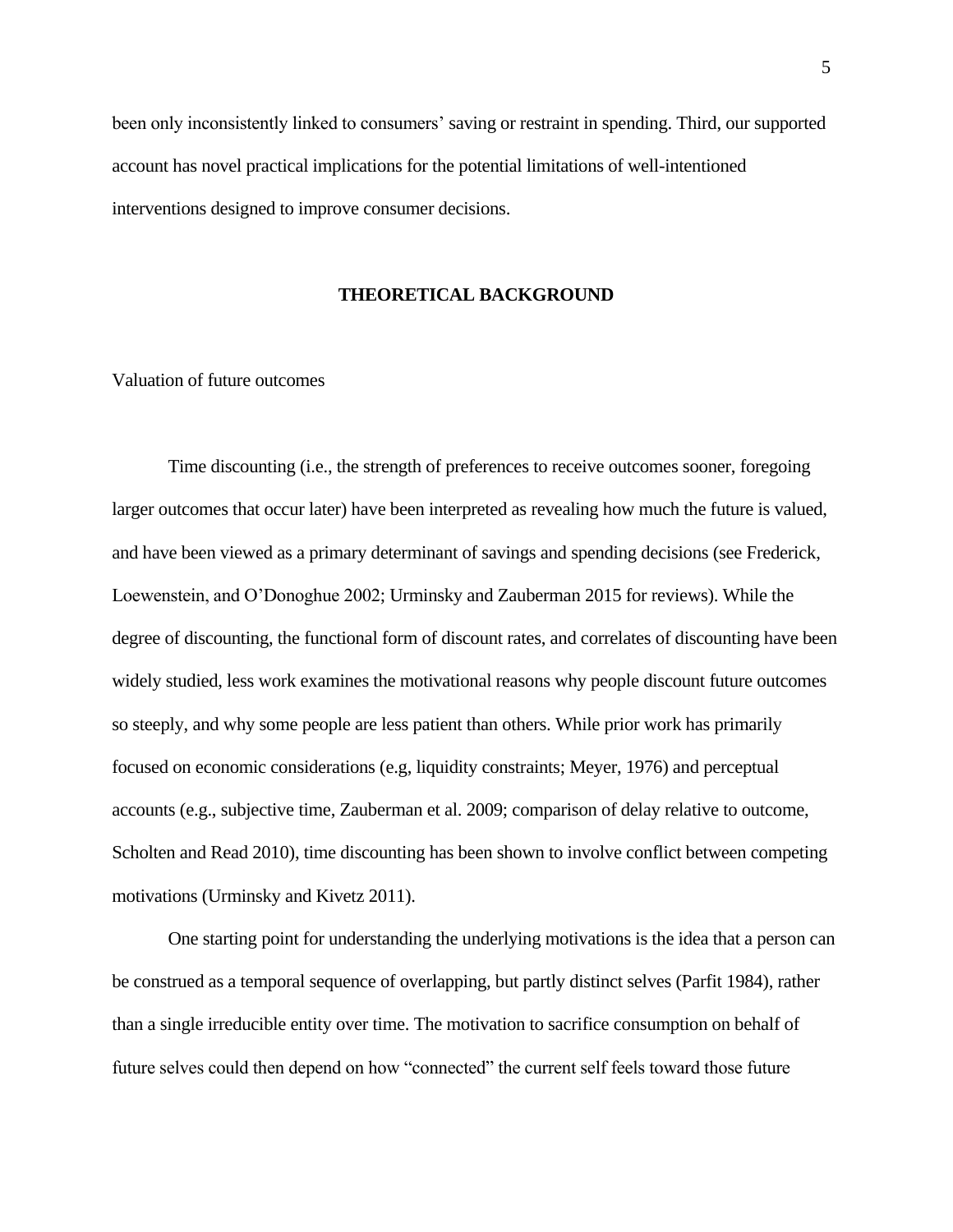been only inconsistently linked to consumers' saving or restraint in spending. Third, our supported account has novel practical implications for the potential limitations of well-intentioned interventions designed to improve consumer decisions.

## THEORETICAL BACKGROUND

### Valuation of future outcomes

Time discounting (i.e., the strength of preferences to receive outcomes sooner, foregoing larger outcomes that occur later) have been interpreted as revealing how much the future is valued, and have been viewed as a primary determinant of savings and spending decisions (see Frederick, Loewenstein, and O'Donoghue 2002; Urminsky and Zauberman 2015 for reviews). While the degree of discounting, the functional form of discount rates, and correlates of discounting have been widely studied, less work examines the motivational reasons why people discount future outcomes so steeply, and why some people are less patient than others. While prior work has primarily focused on economic considerations (e.g, liquidity constraints; Meyer, 1976) and perceptual accounts (e.g., subjective time, Zauberman et al. 2009; comparison of delay relative to outcome, Scholten and Read 2010), time discounting has been shown to involve conflict between competing motivations (Urminsky and Kivetz 2011).

One starting point for understanding the underlying motivations is the idea that a person can be construed as a temporal sequence of overlapping, but partly distinct selves (Parfit 1984), rather than a single irreducible entity over time. The motivation to sacrifice consumption on behalf of future selves could then depend on how "connected" the current self feels toward those future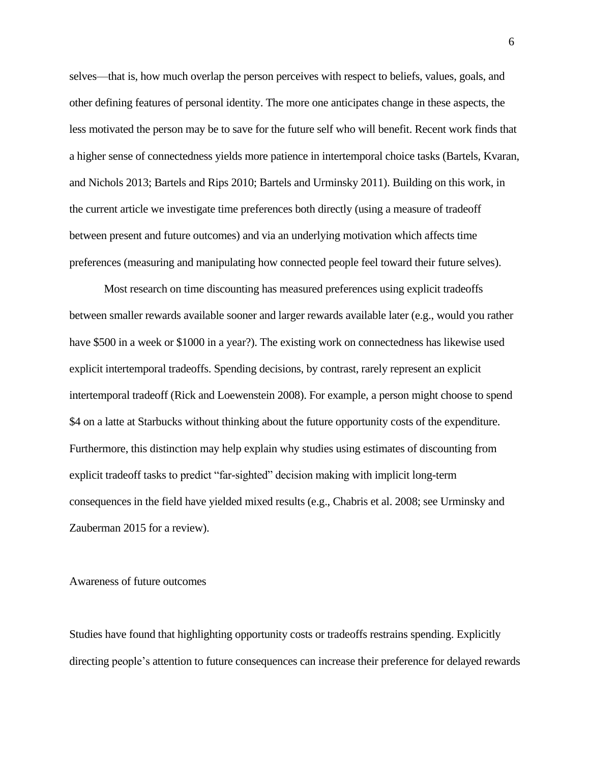selves—that is, how much overlap the person perceives with respect to beliefs, values, goals, and other defining features of personal identity. The more one anticipates change in these aspects, the less motivated the person may be to save for the future self who will benefit. Recent work finds that a higher sense of connectedness yields more patience in intertemporal choice tasks (Bartels, Kvaran, and Nichols 2013; Bartels and Rips 2010; Bartels and Urminsky 2011). Building on this work, in the current article we investigate time preferences both directly (using a measure of tradeoff between present and future outcomes) and via an underlying motivation which affects time preferences (measuring and manipulating how connected people feel toward their future selves).

Most research on time discounting has measured preferences using explicit tradeoffs between smaller rewards available sooner and larger rewards available later (e.g., would you rather have $500 in a week or $1000 in a year?). The existing work on connectedness has likewise used explicit intertemporal tradeoffs. Spending decisions, by contrast, rarely represent an explicit intertemporal tradeoff (Rick and Loewenstein 2008). For example, a person might choose to spend $4 on a latte at Starbucks without thinking about the future opportunity costs of the expenditure. Furthermore, this distinction may help explain why studies using estimates of discounting from explicit tradeoff tasks to predict "far-sighted" decision making with implicit long-term consequences in the field have yielded mixed results (e.g., Chabris et al. 2008; see Urminsky and Zauberman 2015 for a review).

## Awareness of future outcomes

Studies have found that highlighting opportunity costs or tradeoffs restrains spending. Explicitly directing people's attention to future consequences can increase their preference for delayed rewards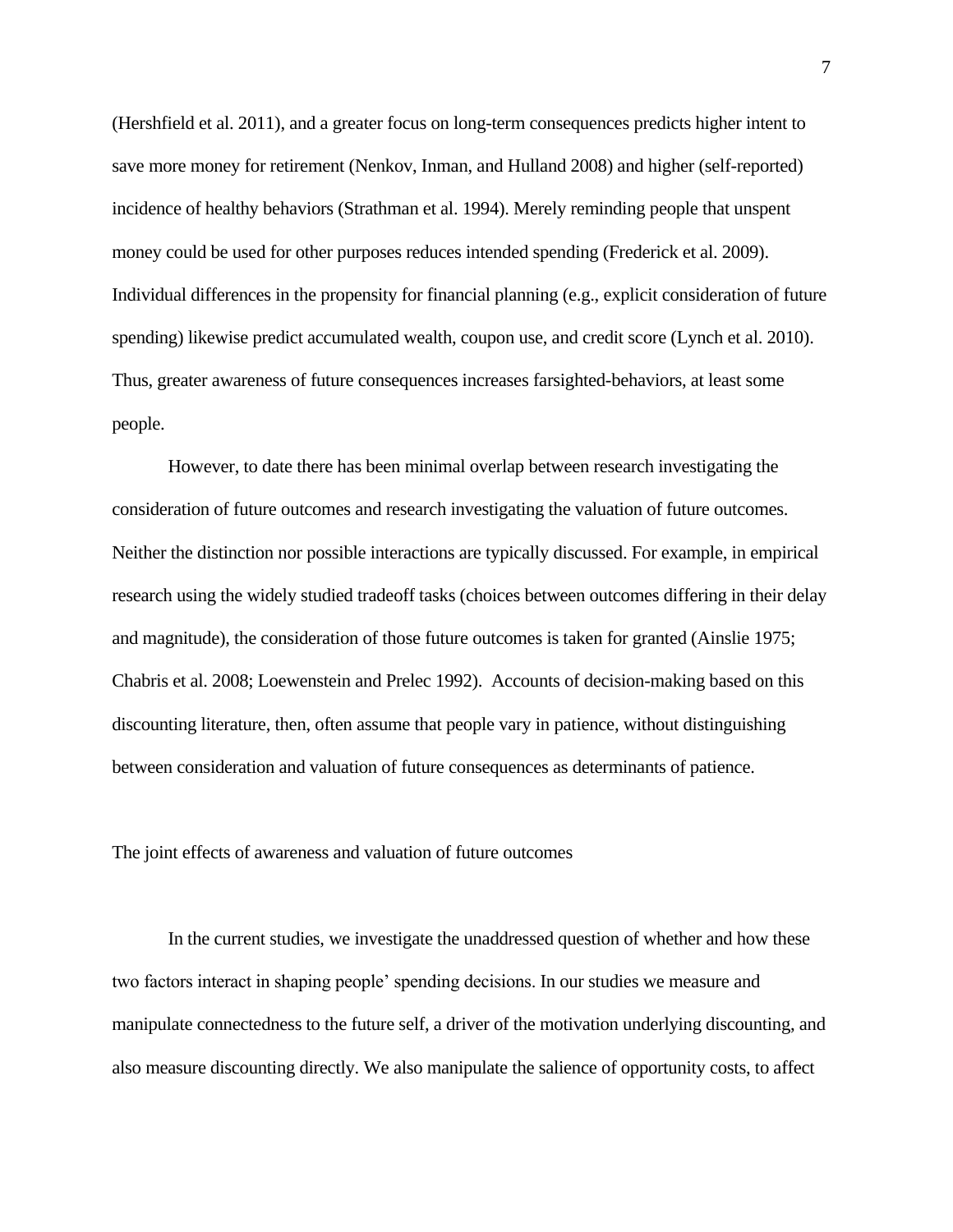(Hershfield et al. 2011), and a greater focus on long-term consequences predicts higher intent to save more money for retirement (Nenkov, Inman, and Hulland 2008) and higher (self-reported) incidence of healthy behaviors (Strathman et al. 1994). Merely reminding people that unspent money could be used for other purposes reduces intended spending (Frederick et al. 2009). Individual differences in the propensity for financial planning (e.g., explicit consideration of future spending) likewise predict accumulated wealth, coupon use, and credit score (Lynch et al. 2010). Thus, greater awareness of future consequences increases farsighted-behaviors, at least some people.

However, to date there has been minimal overlap between research investigating the consideration of future outcomes and research investigating the valuation of future outcomes. Neither the distinction nor possible interactions are typically discussed. For example, in empirical research using the widely studied tradeoff tasks (choices between outcomes differing in their delay and magnitude), the consideration of those future outcomes is taken for granted (Ainslie 1975; Chabris et al. 2008; Loewenstein and Prelec 1992). Accounts of decision-making based on this discounting literature, then, often assume that people vary in patience, without distinguishing between consideration and valuation of future consequences as determinants of patience.

## The joint effects of awareness and valuation of future outcomes

In the current studies, we investigate the unaddressed question of whether and how these two factors interact in shaping people' spending decisions. In our studies we measure and manipulate connectedness to the future self, a driver of the motivation underlying discounting, and also measure discounting directly. We also manipulate the salience of opportunity costs, to affect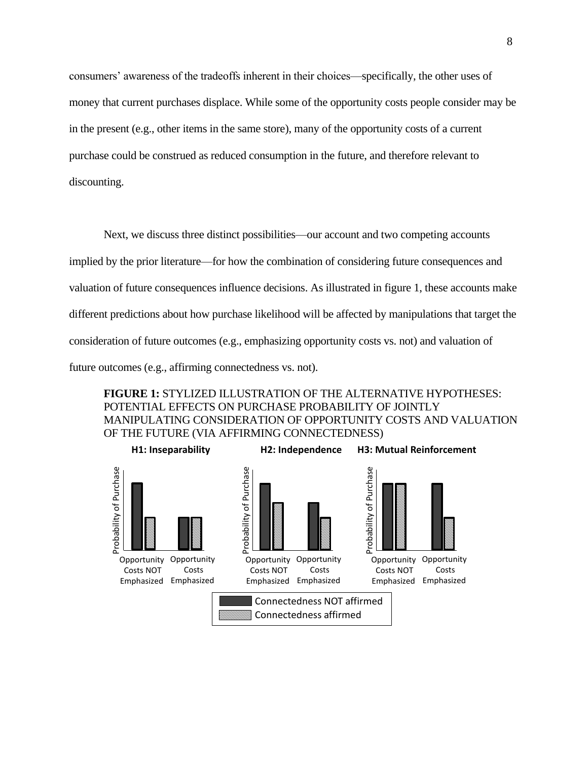consumers' awareness of the tradeoffs inherent in their choices—specifically, the other uses of money that current purchases displace. While some of the opportunity costs people consider may be in the present (e.g., other items in the same store), many of the opportunity costs of a current purchase could be construed as reduced consumption in the future, and therefore relevant to discounting.

Next, we discuss three distinct possibilities—our account and two competing accounts implied by the prior literature—for how the combination of considering future consequences and valuation of future consequences influence decisions. As illustrated in figure 1, these accounts make different predictions about how purchase likelihood will be affected by manipulations that target the consideration of future outcomes (e.g., emphasizing opportunity costs vs. not) and valuation of future outcomes (e.g., affirming connectedness vs. not).

**FIGURE 1:** STYLIZED ILLUSTRATION OF THE ALTERNATIVE HYPOTHESES: POTENTIAL EFFECTS ON PURCHASE PROBABILITY OF JOINTLY MANIPULATING CONSIDERATION OF OPPORTUNITY COSTS AND VALUATION OF THE FUTURE (VIA AFFIRMING CONNECTEDNESS)

**H1: Inseparability** **H2: Independence** **H3: Mutual Reinforcement**

Probability of Purchase

Opportunity Costs NOT Emphasized | Opportunity Costs Emphasized

Connectedness NOT affirmed
Connectedness affirmed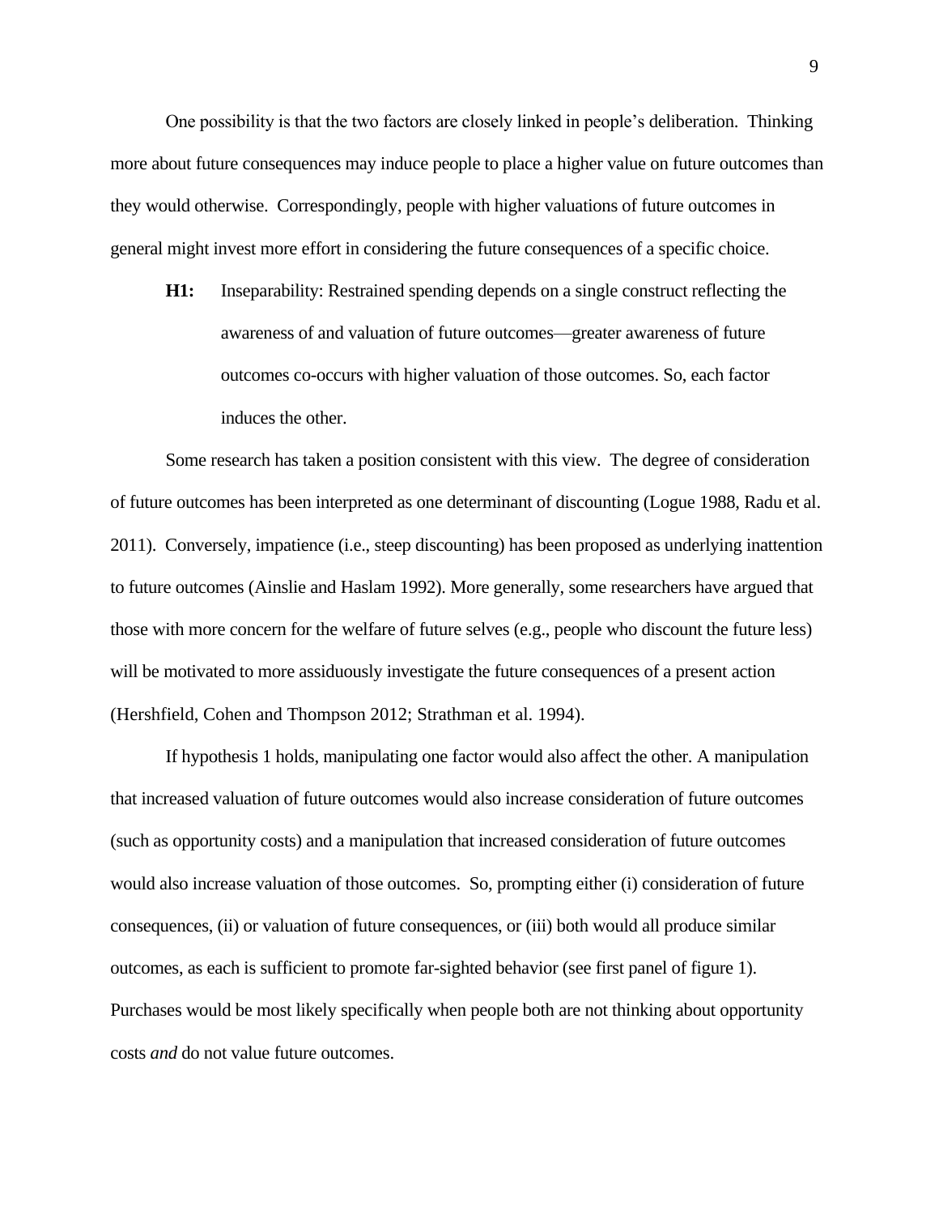One possibility is that the two factors are closely linked in people's deliberation. Thinking more about future consequences may induce people to place a higher value on future outcomes than they would otherwise. Correspondingly, people with higher valuations of future outcomes in general might invest more effort in considering the future consequences of a specific choice.

> **H1:** Inseparability: Restrained spending depends on a single construct reflecting the awareness of and valuation of future outcomes—greater awareness of future outcomes co-occurs with higher valuation of those outcomes. So, each factor induces the other.

Some research has taken a position consistent with this view. The degree of consideration of future outcomes has been interpreted as one determinant of discounting (Logue 1988, Radu et al. 2011). Conversely, impatience (i.e., steep discounting) has been proposed as underlying inattention to future outcomes (Ainslie and Haslam 1992). More generally, some researchers have argued that those with more concern for the welfare of future selves (e.g., people who discount the future less) will be motivated to more assiduously investigate the future consequences of a present action (Hershfield, Cohen and Thompson 2012; Strathman et al. 1994).

If hypothesis 1 holds, manipulating one factor would also affect the other. A manipulation that increased valuation of future outcomes would also increase consideration of future outcomes (such as opportunity costs) and a manipulation that increased consideration of future outcomes would also increase valuation of those outcomes. So, prompting either (i) consideration of future consequences, (ii) or valuation of future consequences, or (iii) both would all produce similar outcomes, as each is sufficient to promote far-sighted behavior (see first panel of figure 1). Purchases would be most likely specifically when people both are not thinking about opportunity costs *and* do not value future outcomes.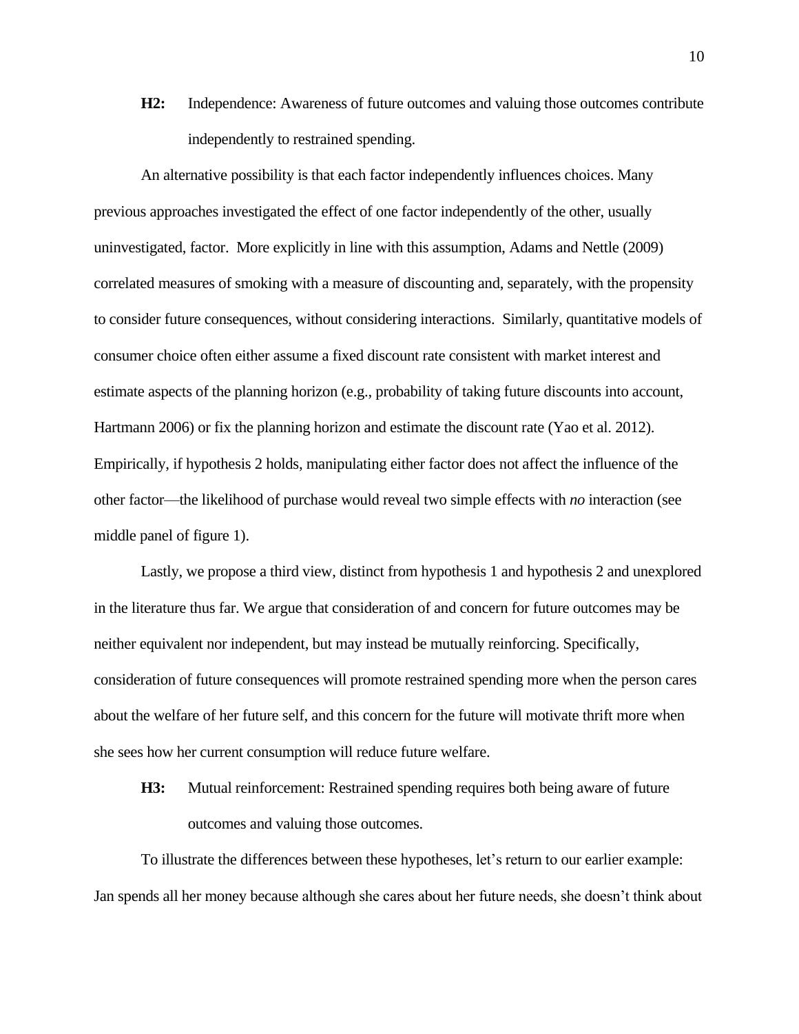**H2:** Independence: Awareness of future outcomes and valuing those outcomes contribute independently to restrained spending.

An alternative possibility is that each factor independently influences choices. Many previous approaches investigated the effect of one factor independently of the other, usually uninvestigated, factor. More explicitly in line with this assumption, Adams and Nettle (2009) correlated measures of smoking with a measure of discounting and, separately, with the propensity to consider future consequences, without considering interactions. Similarly, quantitative models of consumer choice often either assume a fixed discount rate consistent with market interest and estimate aspects of the planning horizon (e.g., probability of taking future discounts into account, Hartmann 2006) or fix the planning horizon and estimate the discount rate (Yao et al. 2012). Empirically, if hypothesis 2 holds, manipulating either factor does not affect the influence of the other factor—the likelihood of purchase would reveal two simple effects with *no* interaction (see middle panel of figure 1).

Lastly, we propose a third view, distinct from hypothesis 1 and hypothesis 2 and unexplored in the literature thus far. We argue that consideration of and concern for future outcomes may be neither equivalent nor independent, but may instead be mutually reinforcing. Specifically, consideration of future consequences will promote restrained spending more when the person cares about the welfare of her future self, and this concern for the future will motivate thrift more when she sees how her current consumption will reduce future welfare.

**H3:** Mutual reinforcement: Restrained spending requires both being aware of future outcomes and valuing those outcomes.

To illustrate the differences between these hypotheses, let's return to our earlier example: Jan spends all her money because although she cares about her future needs, she doesn't think about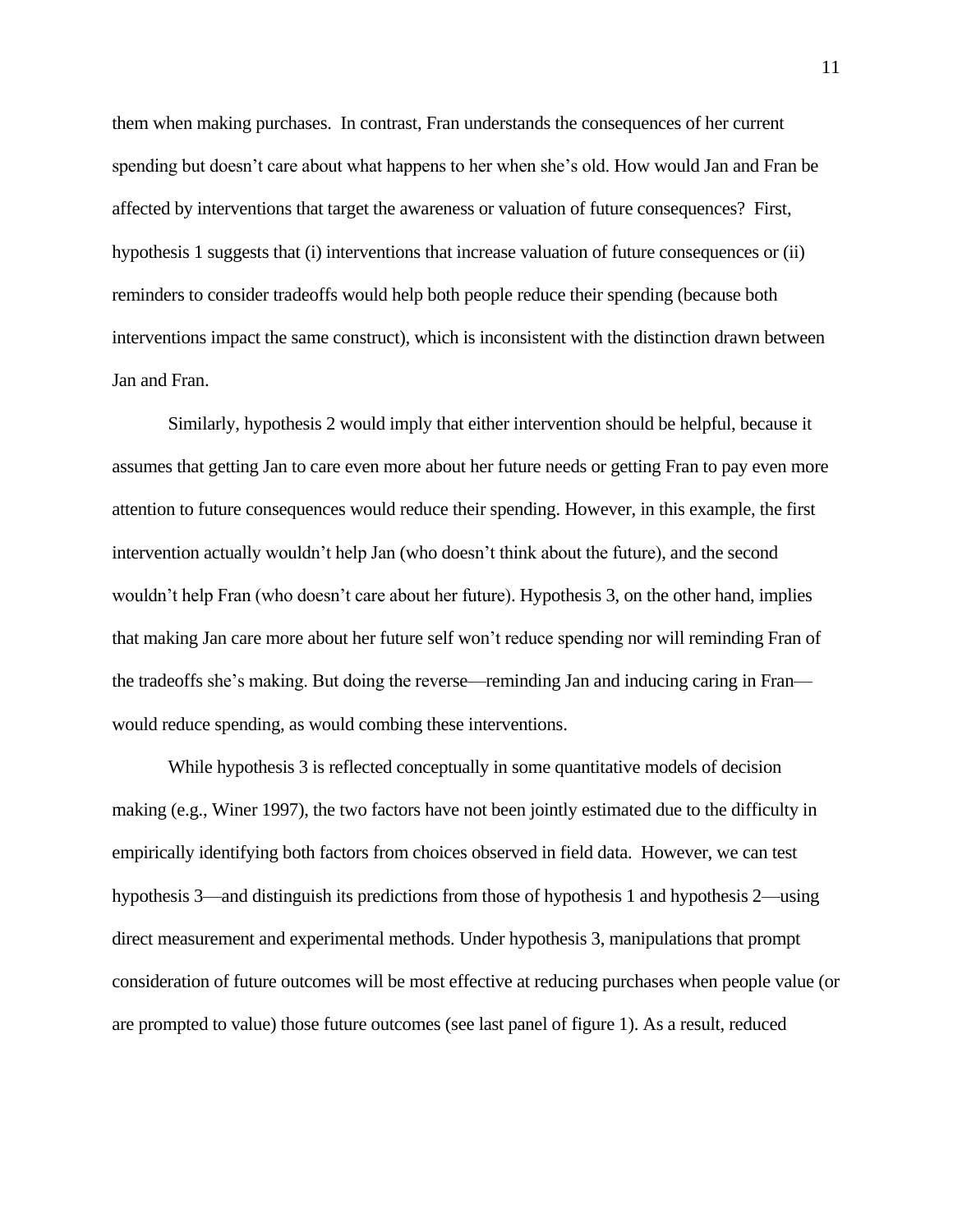them when making purchases. In contrast, Fran understands the consequences of her current spending but doesn't care about what happens to her when she's old. How would Jan and Fran be affected by interventions that target the awareness or valuation of future consequences? First, hypothesis 1 suggests that (i) interventions that increase valuation of future consequences or (ii) reminders to consider tradeoffs would help both people reduce their spending (because both interventions impact the same construct), which is inconsistent with the distinction drawn between Jan and Fran.

Similarly, hypothesis 2 would imply that either intervention should be helpful, because it assumes that getting Jan to care even more about her future needs or getting Fran to pay even more attention to future consequences would reduce their spending. However, in this example, the first intervention actually wouldn't help Jan (who doesn't think about the future), and the second wouldn't help Fran (who doesn't care about her future). Hypothesis 3, on the other hand, implies that making Jan care more about her future self won't reduce spending nor will reminding Fran of the tradeoffs she's making. But doing the reverse—reminding Jan and inducing caring in Fran—would reduce spending, as would combing these interventions.

While hypothesis 3 is reflected conceptually in some quantitative models of decision making (e.g., Winer 1997), the two factors have not been jointly estimated due to the difficulty in empirically identifying both factors from choices observed in field data. However, we can test hypothesis 3—and distinguish its predictions from those of hypothesis 1 and hypothesis 2—using direct measurement and experimental methods. Under hypothesis 3, manipulations that prompt consideration of future outcomes will be most effective at reducing purchases when people value (or are prompted to value) those future outcomes (see last panel of figure 1). As a result, reduced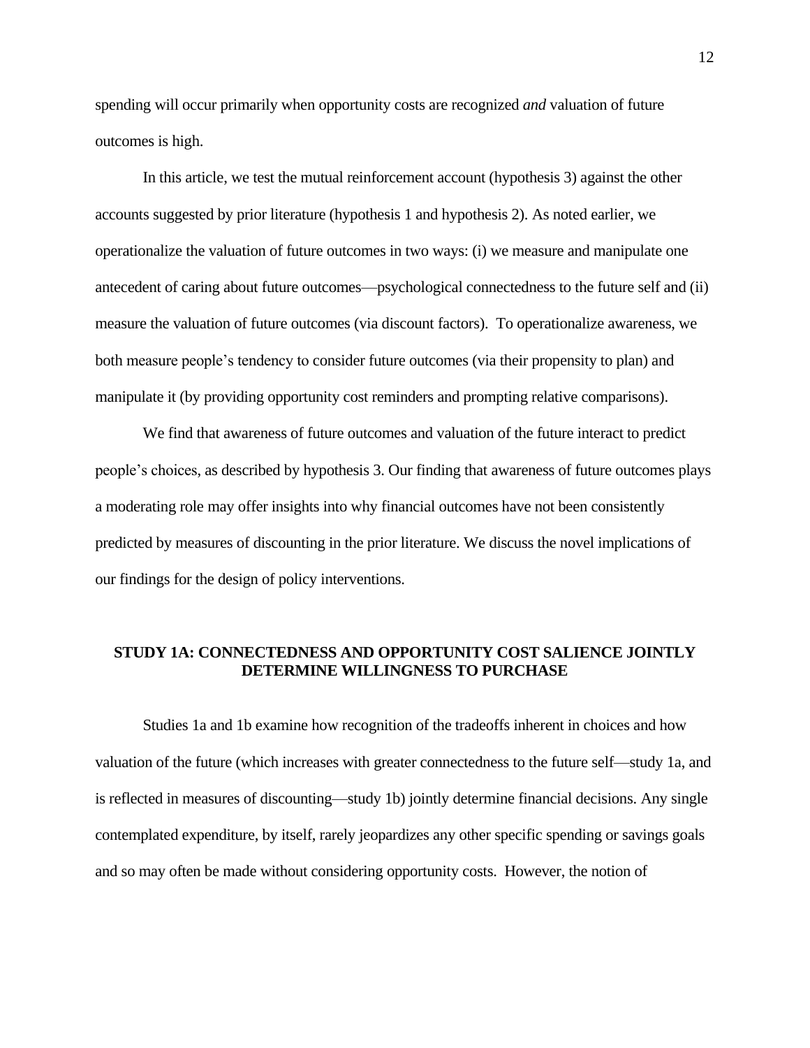spending will occur primarily when opportunity costs are recognized *and* valuation of future outcomes is high.

In this article, we test the mutual reinforcement account (hypothesis 3) against the other accounts suggested by prior literature (hypothesis 1 and hypothesis 2). As noted earlier, we operationalize the valuation of future outcomes in two ways: (i) we measure and manipulate one antecedent of caring about future outcomes—psychological connectedness to the future self and (ii) measure the valuation of future outcomes (via discount factors). To operationalize awareness, we both measure people's tendency to consider future outcomes (via their propensity to plan) and manipulate it (by providing opportunity cost reminders and prompting relative comparisons).

We find that awareness of future outcomes and valuation of the future interact to predict people's choices, as described by hypothesis 3. Our finding that awareness of future outcomes plays a moderating role may offer insights into why financial outcomes have not been consistently predicted by measures of discounting in the prior literature. We discuss the novel implications of our findings for the design of policy interventions.

## STUDY 1A: CONNECTEDNESS AND OPPORTUNITY COST SALIENCE JOINTLY DETERMINE WILLINGNESS TO PURCHASE

Studies 1a and 1b examine how recognition of the tradeoffs inherent in choices and how valuation of the future (which increases with greater connectedness to the future self—study 1a, and is reflected in measures of discounting—study 1b) jointly determine financial decisions. Any single contemplated expenditure, by itself, rarely jeopardizes any other specific spending or savings goals and so may often be made without considering opportunity costs. However, the notion of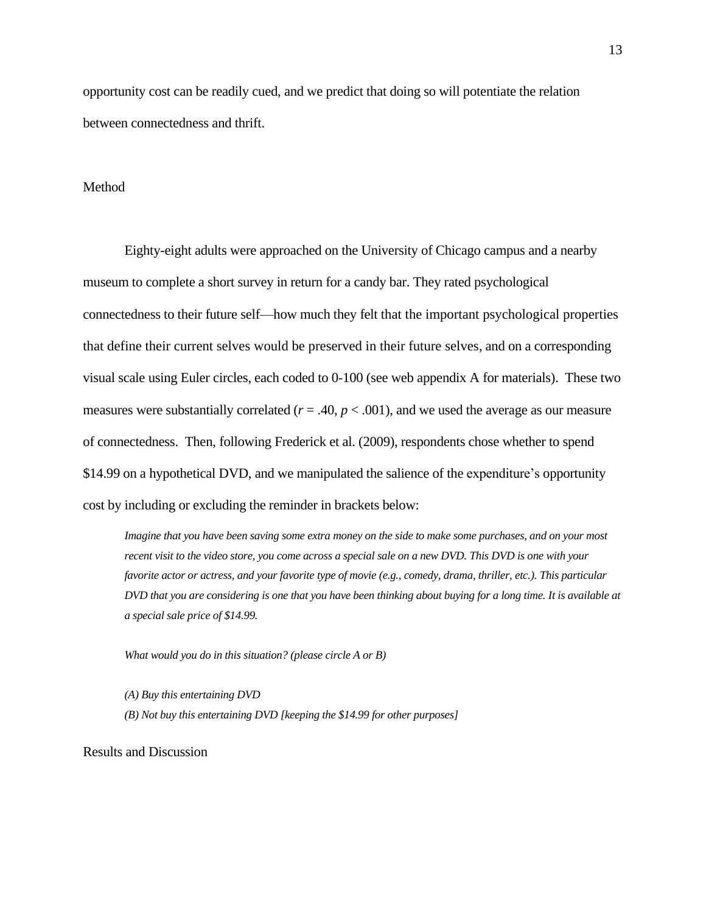opportunity cost can be readily cued, and we predict that doing so will potentiate the relation between connectedness and thrift.

### Method

Eighty-eight adults were approached on the University of Chicago campus and a nearby museum to complete a short survey in return for a candy bar. They rated psychological connectedness to their future self—how much they felt that the important psychological properties that define their current selves would be preserved in their future selves, and on a corresponding visual scale using Euler circles, each coded to 0-100 (see web appendix A for materials). These two measures were substantially correlated ($r = .40$, $p < .001$), and we used the average as our measure of connectedness. Then, following Frederick et al. (2009), respondents chose whether to spend $14.99 on a hypothetical DVD, and we manipulated the salience of the expenditure's opportunity cost by including or excluding the reminder in brackets below:

> *Imagine that you have been saving some extra money on the side to make some purchases, and on your most recent visit to the video store, you come across a special sale on a new DVD. This DVD is one with your favorite actor or actress, and your favorite type of movie (e.g., comedy, drama, thriller, etc.). This particular DVD that you are considering is one that you have been thinking about buying for a long time. It is available at a special sale price of $14.99.*
>
> *What would you do in this situation? (please circle A or B)*
>
> *(A) Buy this entertaining DVD*
> *(B) Not buy this entertaining DVD [keeping the $14.99 for other purposes]*

### Results and Discussion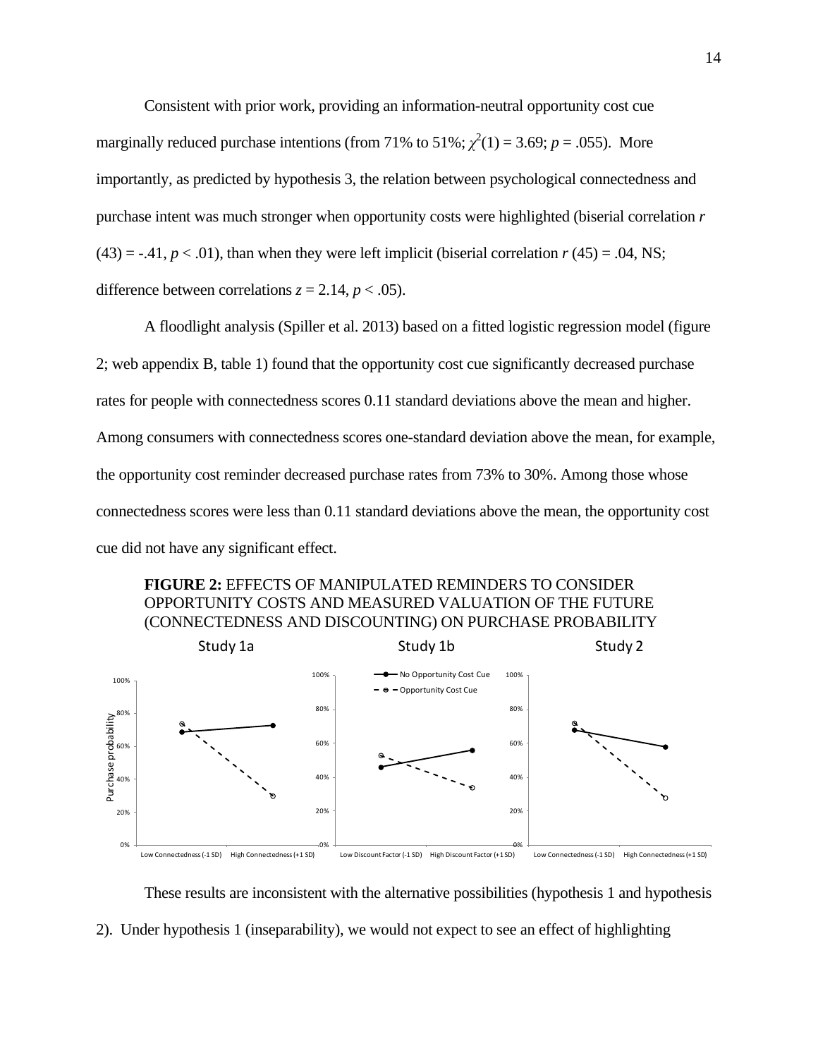Consistent with prior work, providing an information-neutral opportunity cost cue marginally reduced purchase intentions (from 71% to 51%; $\chi^2(1) = 3.69$; $p = .055$). More importantly, as predicted by hypothesis 3, the relation between psychological connectedness and purchase intent was much stronger when opportunity costs were highlighted (biserial correlation $r(43) = -.41$, $p < .01$), than when they were left implicit (biserial correlation $r(45) = .04$, NS; difference between correlations $z = 2.14$, $p < .05$).

A floodlight analysis (Spiller et al. 2013) based on a fitted logistic regression model (figure 2; web appendix B, table 1) found that the opportunity cost cue significantly decreased purchase rates for people with connectedness scores 0.11 standard deviations above the mean and higher. Among consumers with connectedness scores one-standard deviation above the mean, for example, the opportunity cost reminder decreased purchase rates from 73% to 30%. Among those whose connectedness scores were less than 0.11 standard deviations above the mean, the opportunity cost cue did not have any significant effect.

**FIGURE 2:** EFFECTS OF MANIPULATED REMINDERS TO CONSIDER OPPORTUNITY COSTS AND MEASURED VALUATION OF THE FUTURE (CONNECTEDNESS AND DISCOUNTING) ON PURCHASE PROBABILITY

These results are inconsistent with the alternative possibilities (hypothesis 1 and hypothesis 2). Under hypothesis 1 (inseparability), we would not expect to see an effect of highlighting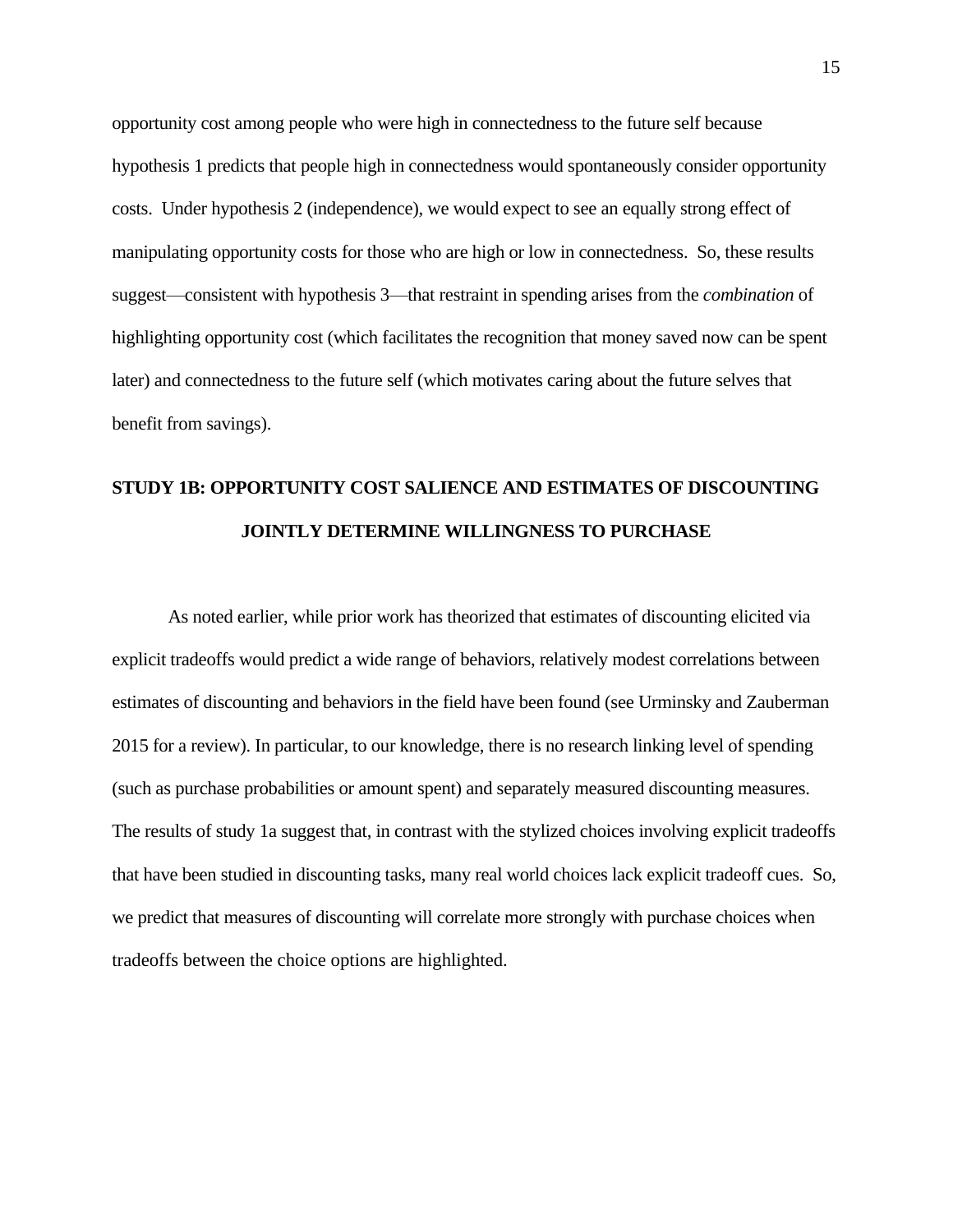opportunity cost among people who were high in connectedness to the future self because hypothesis 1 predicts that people high in connectedness would spontaneously consider opportunity costs. Under hypothesis 2 (independence), we would expect to see an equally strong effect of manipulating opportunity costs for those who are high or low in connectedness. So, these results suggest—consistent with hypothesis 3—that restraint in spending arises from the *combination* of highlighting opportunity cost (which facilitates the recognition that money saved now can be spent later) and connectedness to the future self (which motivates caring about the future selves that benefit from savings).

## STUDY 1B: OPPORTUNITY COST SALIENCE AND ESTIMATES OF DISCOUNTING JOINTLY DETERMINE WILLINGNESS TO PURCHASE

As noted earlier, while prior work has theorized that estimates of discounting elicited via explicit tradeoffs would predict a wide range of behaviors, relatively modest correlations between estimates of discounting and behaviors in the field have been found (see Urminsky and Zauberman 2015 for a review). In particular, to our knowledge, there is no research linking level of spending (such as purchase probabilities or amount spent) and separately measured discounting measures. The results of study 1a suggest that, in contrast with the stylized choices involving explicit tradeoffs that have been studied in discounting tasks, many real world choices lack explicit tradeoff cues. So, we predict that measures of discounting will correlate more strongly with purchase choices when tradeoffs between the choice options are highlighted.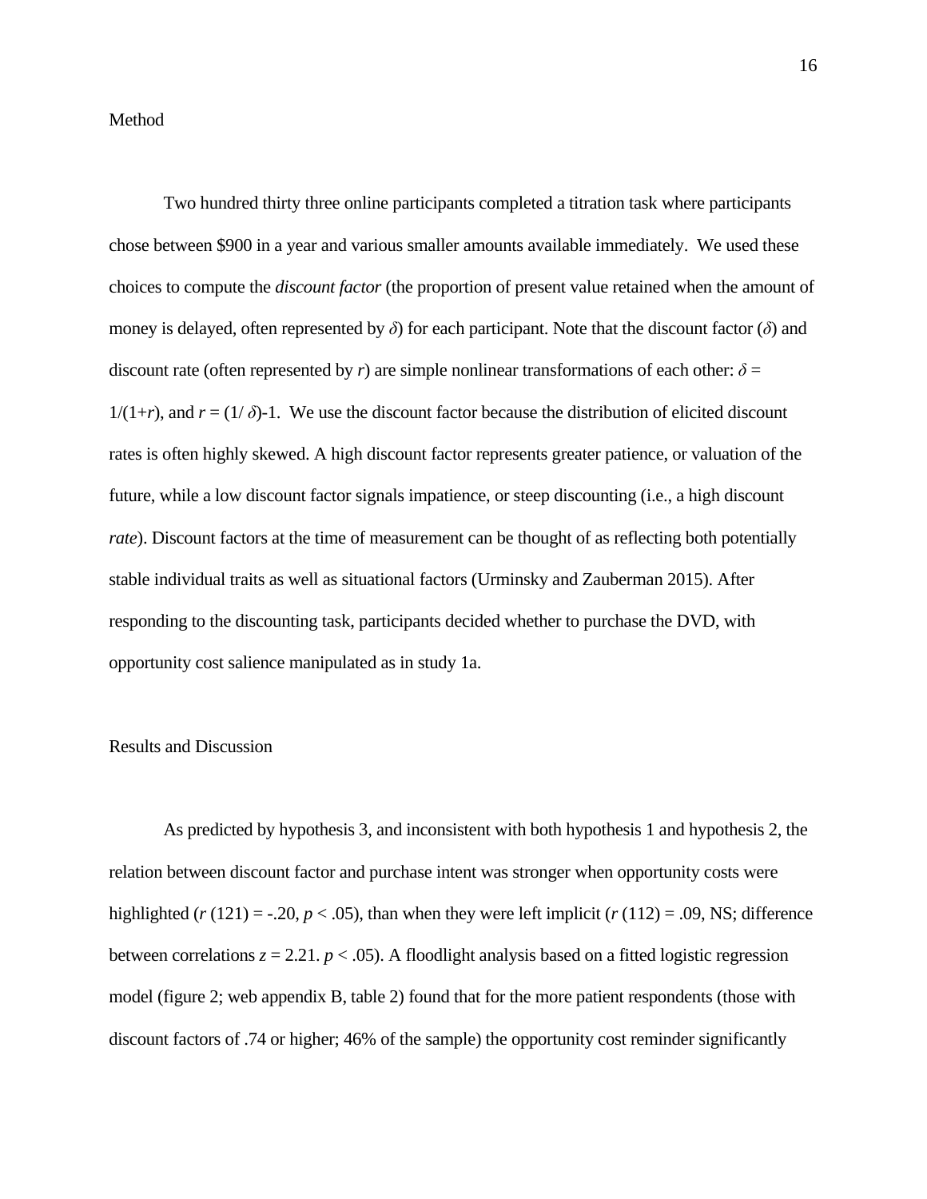Method

Two hundred thirty three online participants completed a titration task where participants chose between \$900 in a year and various smaller amounts available immediately. We used these choices to compute the *discount factor* (the proportion of present value retained when the amount of money is delayed, often represented by $\delta$) for each participant. Note that the discount factor ($\delta$) and discount rate (often represented by $r$) are simple nonlinear transformations of each other: $\delta = 1/(1+r)$, and $r = (1/\delta)-1$. We use the discount factor because the distribution of elicited discount rates is often highly skewed. A high discount factor represents greater patience, or valuation of the future, while a low discount factor signals impatience, or steep discounting (i.e., a high discount *rate*). Discount factors at the time of measurement can be thought of as reflecting both potentially stable individual traits as well as situational factors (Urminsky and Zauberman 2015). After responding to the discounting task, participants decided whether to purchase the DVD, with opportunity cost salience manipulated as in study 1a.

Results and Discussion

As predicted by hypothesis 3, and inconsistent with both hypothesis 1 and hypothesis 2, the relation between discount factor and purchase intent was stronger when opportunity costs were highlighted ($r$ (121) = -.20, $p < .05$), than when they were left implicit ($r$ (112) = .09, NS; difference between correlations $z = 2.21$. $p < .05$). A floodlight analysis based on a fitted logistic regression model (figure 2; web appendix B, table 2) found that for the more patient respondents (those with discount factors of .74 or higher; 46% of the sample) the opportunity cost reminder significantly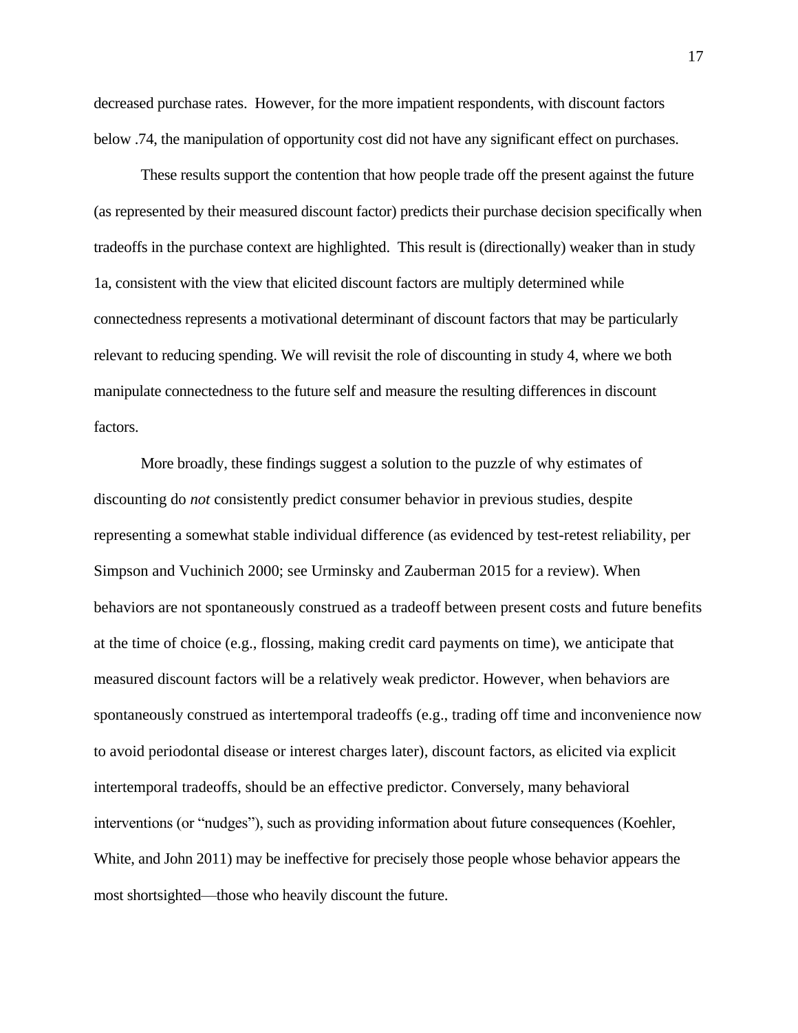decreased purchase rates. However, for the more impatient respondents, with discount factors below .74, the manipulation of opportunity cost did not have any significant effect on purchases.

These results support the contention that how people trade off the present against the future (as represented by their measured discount factor) predicts their purchase decision specifically when tradeoffs in the purchase context are highlighted. This result is (directionally) weaker than in study 1a, consistent with the view that elicited discount factors are multiply determined while connectedness represents a motivational determinant of discount factors that may be particularly relevant to reducing spending. We will revisit the role of discounting in study 4, where we both manipulate connectedness to the future self and measure the resulting differences in discount factors.

More broadly, these findings suggest a solution to the puzzle of why estimates of discounting do *not* consistently predict consumer behavior in previous studies, despite representing a somewhat stable individual difference (as evidenced by test-retest reliability, per Simpson and Vuchinich 2000; see Urminsky and Zauberman 2015 for a review). When behaviors are not spontaneously construed as a tradeoff between present costs and future benefits at the time of choice (e.g., flossing, making credit card payments on time), we anticipate that measured discount factors will be a relatively weak predictor. However, when behaviors are spontaneously construed as intertemporal tradeoffs (e.g., trading off time and inconvenience now to avoid periodontal disease or interest charges later), discount factors, as elicited via explicit intertemporal tradeoffs, should be an effective predictor. Conversely, many behavioral interventions (or "nudges"), such as providing information about future consequences (Koehler, White, and John 2011) may be ineffective for precisely those people whose behavior appears the most shortsighted—those who heavily discount the future.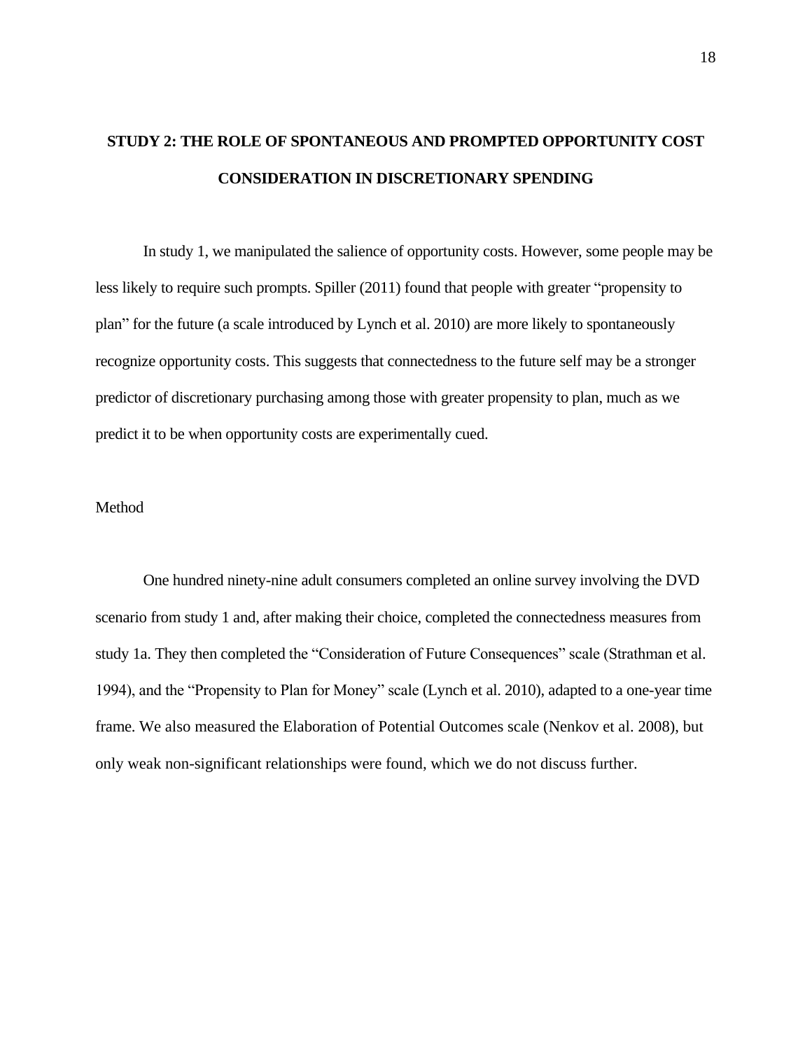## STUDY 2: THE ROLE OF SPONTANEOUS AND PROMPTED OPPORTUNITY COST CONSIDERATION IN DISCRETIONARY SPENDING

In study 1, we manipulated the salience of opportunity costs. However, some people may be less likely to require such prompts. Spiller (2011) found that people with greater "propensity to plan" for the future (a scale introduced by Lynch et al. 2010) are more likely to spontaneously recognize opportunity costs. This suggests that connectedness to the future self may be a stronger predictor of discretionary purchasing among those with greater propensity to plan, much as we predict it to be when opportunity costs are experimentally cued.

### Method

One hundred ninety-nine adult consumers completed an online survey involving the DVD scenario from study 1 and, after making their choice, completed the connectedness measures from study 1a. They then completed the "Consideration of Future Consequences" scale (Strathman et al. 1994), and the "Propensity to Plan for Money" scale (Lynch et al. 2010), adapted to a one-year time frame. We also measured the Elaboration of Potential Outcomes scale (Nenkov et al. 2008), but only weak non-significant relationships were found, which we do not discuss further.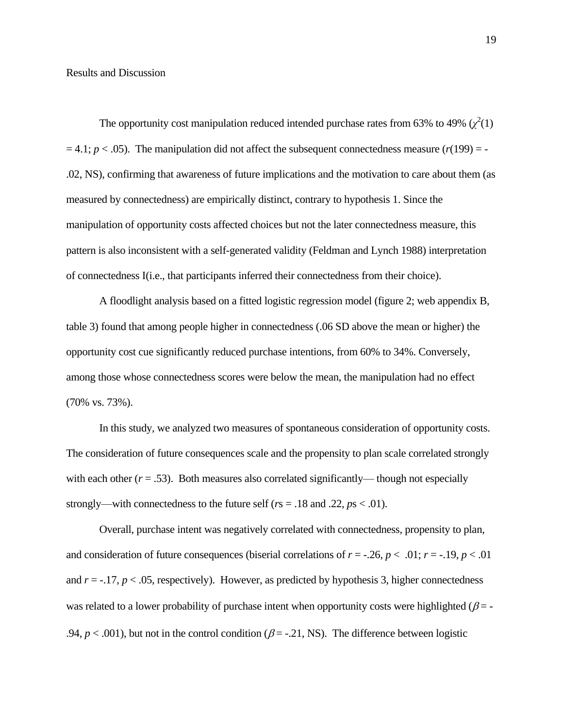Results and Discussion

The opportunity cost manipulation reduced intended purchase rates from 63% to 49% ($\chi^2(1) = 4.1$; $p < .05$). The manipulation did not affect the subsequent connectedness measure ($r(199) = -.02$, NS), confirming that awareness of future implications and the motivation to care about them (as measured by connectedness) are empirically distinct, contrary to hypothesis 1. Since the manipulation of opportunity costs affected choices but not the later connectedness measure, this pattern is also inconsistent with a self-generated validity (Feldman and Lynch 1988) interpretation of connectedness I(i.e., that participants inferred their connectedness from their choice).

A floodlight analysis based on a fitted logistic regression model (figure 2; web appendix B, table 3) found that among people higher in connectedness (.06 SD above the mean or higher) the opportunity cost cue significantly reduced purchase intentions, from 60% to 34%. Conversely, among those whose connectedness scores were below the mean, the manipulation had no effect (70% vs. 73%).

In this study, we analyzed two measures of spontaneous consideration of opportunity costs. The consideration of future consequences scale and the propensity to plan scale correlated strongly with each other ($r = .53$). Both measures also correlated significantly— though not especially strongly—with connectedness to the future self ($r$s = .18 and .22, $p$s < .01).

Overall, purchase intent was negatively correlated with connectedness, propensity to plan, and consideration of future consequences (biserial correlations of $r = -.26$, $p < .01$; $r = -.19$, $p < .01$ and $r = -.17$, $p < .05$, respectively). However, as predicted by hypothesis 3, higher connectedness was related to a lower probability of purchase intent when opportunity costs were highlighted ($\beta = -.94$, $p < .001$), but not in the control condition ($\beta = -.21$, NS). The difference between logistic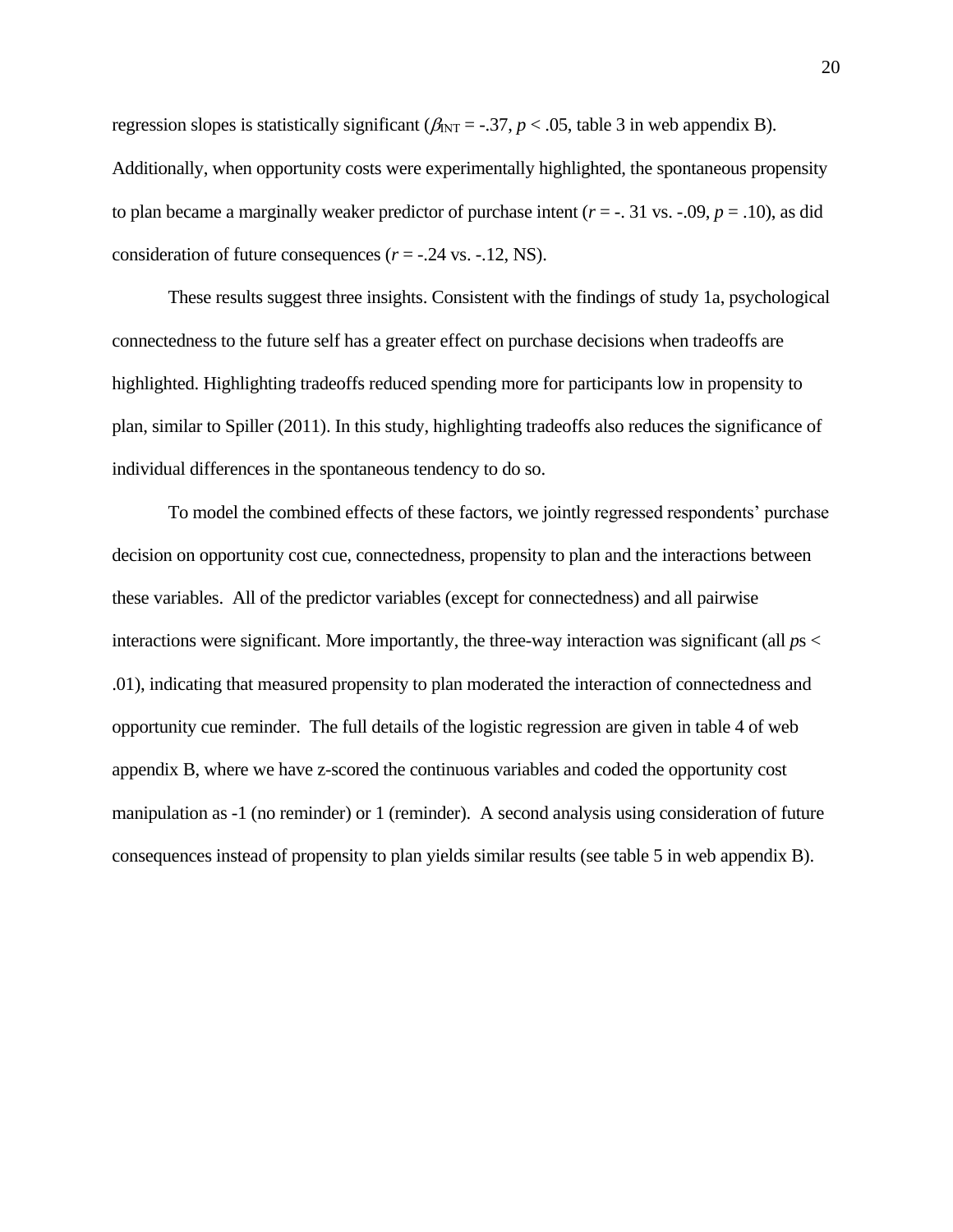regression slopes is statistically significant ($\beta_{INT}$ = -.37, $p < .05$, table 3 in web appendix B). Additionally, when opportunity costs were experimentally highlighted, the spontaneous propensity to plan became a marginally weaker predictor of purchase intent ($r$ = -. 31 vs. -.09, $p$ = .10), as did consideration of future consequences ($r$ = -.24 vs. -.12, NS).

These results suggest three insights. Consistent with the findings of study 1a, psychological connectedness to the future self has a greater effect on purchase decisions when tradeoffs are highlighted. Highlighting tradeoffs reduced spending more for participants low in propensity to plan, similar to Spiller (2011). In this study, highlighting tradeoffs also reduces the significance of individual differences in the spontaneous tendency to do so.

To model the combined effects of these factors, we jointly regressed respondents' purchase decision on opportunity cost cue, connectedness, propensity to plan and the interactions between these variables. All of the predictor variables (except for connectedness) and all pairwise interactions were significant. More importantly, the three-way interaction was significant (all $p$s < .01), indicating that measured propensity to plan moderated the interaction of connectedness and opportunity cue reminder. The full details of the logistic regression are given in table 4 of web appendix B, where we have z-scored the continuous variables and coded the opportunity cost manipulation as -1 (no reminder) or 1 (reminder). A second analysis using consideration of future consequences instead of propensity to plan yields similar results (see table 5 in web appendix B).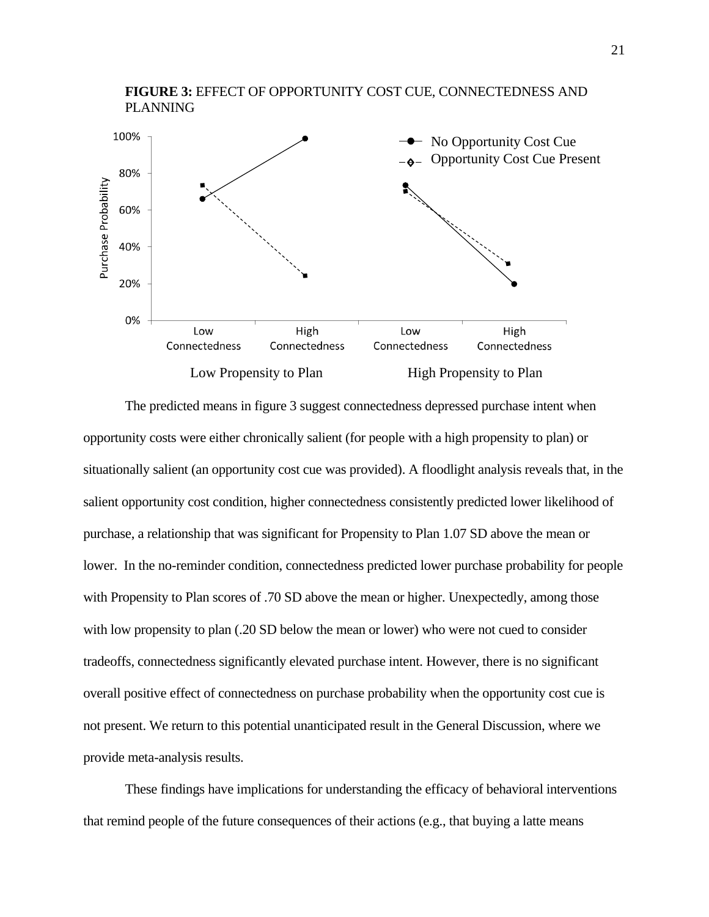**FIGURE 3:** EFFECT OF OPPORTUNITY COST CUE, CONNECTEDNESS AND PLANNING

The predicted means in figure 3 suggest connectedness depressed purchase intent when opportunity costs were either chronically salient (for people with a high propensity to plan) or situationally salient (an opportunity cost cue was provided). A floodlight analysis reveals that, in the salient opportunity cost condition, higher connectedness consistently predicted lower likelihood of purchase, a relationship that was significant for Propensity to Plan 1.07 SD above the mean or lower. In the no-reminder condition, connectedness predicted lower purchase probability for people with Propensity to Plan scores of .70 SD above the mean or higher. Unexpectedly, among those with low propensity to plan (.20 SD below the mean or lower) who were not cued to consider tradeoffs, connectedness significantly elevated purchase intent. However, there is no significant overall positive effect of connectedness on purchase probability when the opportunity cost cue is not present. We return to this potential unanticipated result in the General Discussion, where we provide meta-analysis results.

These findings have implications for understanding the efficacy of behavioral interventions that remind people of the future consequences of their actions (e.g., that buying a latte means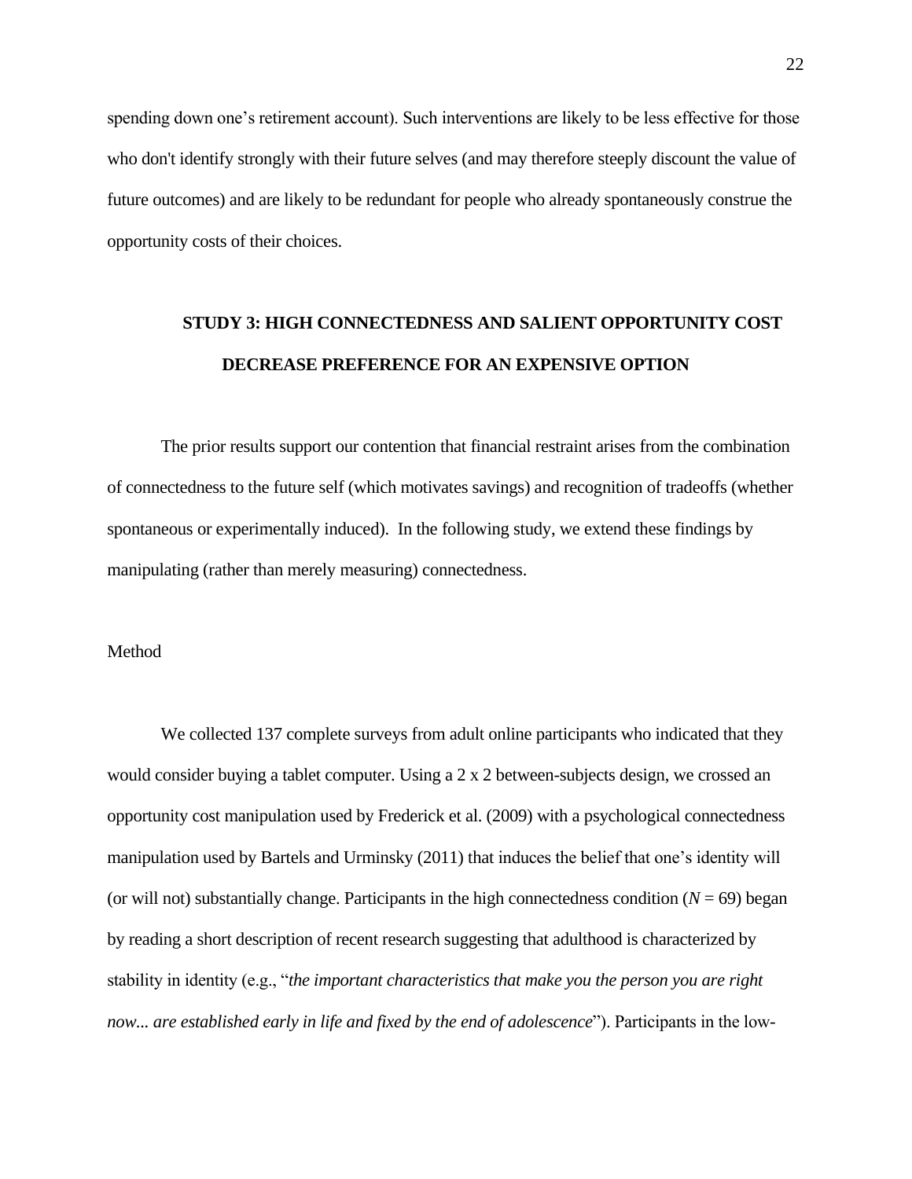spending down one's retirement account). Such interventions are likely to be less effective for those who don't identify strongly with their future selves (and may therefore steeply discount the value of future outcomes) and are likely to be redundant for people who already spontaneously construe the opportunity costs of their choices.

## STUDY 3: HIGH CONNECTEDNESS AND SALIENT OPPORTUNITY COST DECREASE PREFERENCE FOR AN EXPENSIVE OPTION

The prior results support our contention that financial restraint arises from the combination of connectedness to the future self (which motivates savings) and recognition of tradeoffs (whether spontaneous or experimentally induced). In the following study, we extend these findings by manipulating (rather than merely measuring) connectedness.

### Method

We collected 137 complete surveys from adult online participants who indicated that they would consider buying a tablet computer. Using a 2 x 2 between-subjects design, we crossed an opportunity cost manipulation used by Frederick et al. (2009) with a psychological connectedness manipulation used by Bartels and Urminsky (2011) that induces the belief that one's identity will (or will not) substantially change. Participants in the high connectedness condition (*N* = 69) began by reading a short description of recent research suggesting that adulthood is characterized by stability in identity (e.g., "*the important characteristics that make you the person you are right now... are established early in life and fixed by the end of adolescence*"). Participants in the low-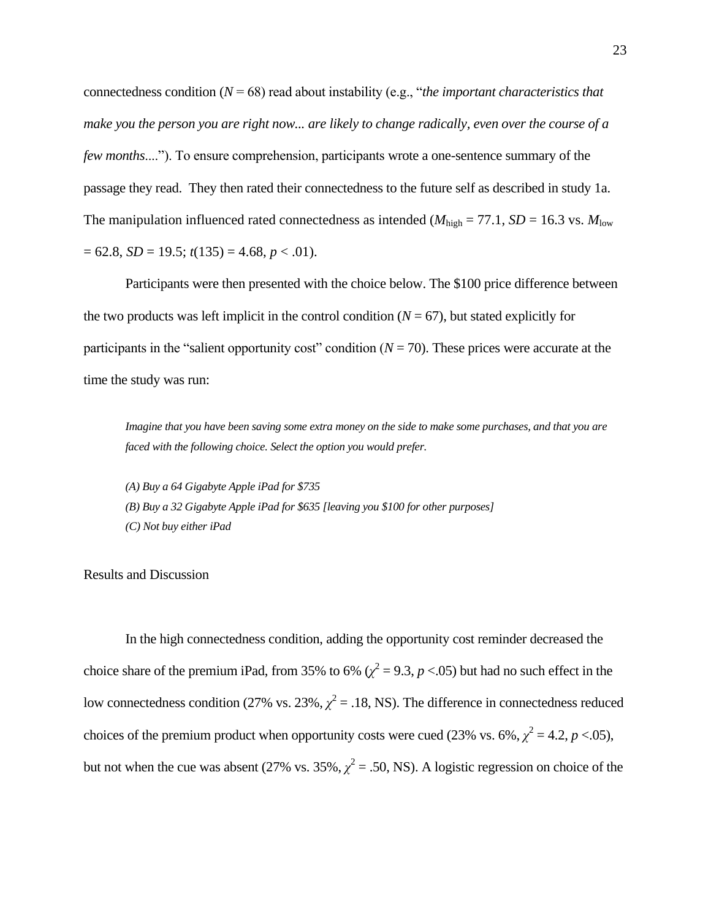connectedness condition ($N = 68$) read about instability (e.g., "*the important characteristics that make you the person you are right now... are likely to change radically, even over the course of a few months*...."). To ensure comprehension, participants wrote a one-sentence summary of the passage they read. They then rated their connectedness to the future self as described in study 1a. The manipulation influenced rated connectedness as intended ($M_{\text{high}} = 77.1$, $SD = 16.3$ vs. $M_{\text{low}} = 62.8$, $SD = 19.5$; $t(135) = 4.68$, $p < .01$).

Participants were then presented with the choice below. The $100 price difference between the two products was left implicit in the control condition ($N = 67$), but stated explicitly for participants in the "salient opportunity cost" condition ($N = 70$). These prices were accurate at the time the study was run:

> *Imagine that you have been saving some extra money on the side to make some purchases, and that you are faced with the following choice. Select the option you would prefer.*
>
> *(A) Buy a 64 Gigabyte Apple iPad for $735*
> *(B) Buy a 32 Gigabyte Apple iPad for $635 [leaving you $100 for other purposes]*
> *(C) Not buy either iPad*

Results and Discussion

In the high connectedness condition, adding the opportunity cost reminder decreased the choice share of the premium iPad, from 35% to 6% ($\chi^2 = 9.3$, $p <.05$) but had no such effect in the low connectedness condition (27% vs. 23%, $\chi^2 = .18$, NS). The difference in connectedness reduced choices of the premium product when opportunity costs were cued (23% vs. 6%, $\chi^2 = 4.2$, $p <.05$), but not when the cue was absent (27% vs. 35%, $\chi^2 = .50$, NS). A logistic regression on choice of the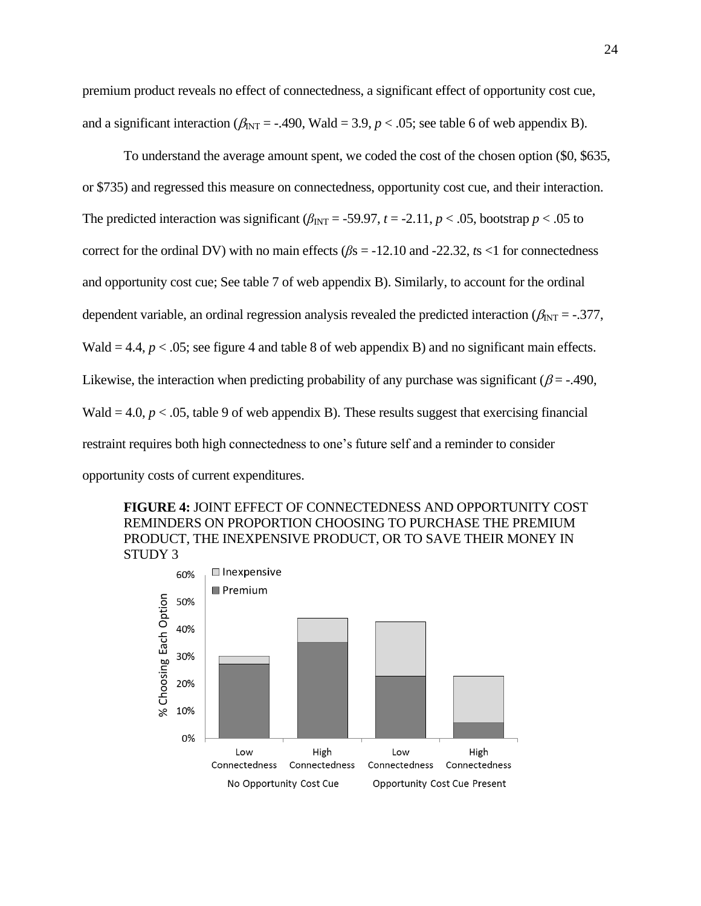premium product reveals no effect of connectedness, a significant effect of opportunity cost cue, and a significant interaction ($\beta_{INT}$ = -.490, Wald = 3.9, $p$ < .05; see table 6 of web appendix B).

To understand the average amount spent, we coded the cost of the chosen option ($0, $635, or $735) and regressed this measure on connectedness, opportunity cost cue, and their interaction. The predicted interaction was significant ($\beta_{INT}$ = -59.97, $t$ = -2.11, $p$ < .05, bootstrap $p$ < .05 to correct for the ordinal DV) with no main effects ($\beta$s = -12.10 and -22.32, $t$s <1 for connectedness and opportunity cost cue; See table 7 of web appendix B). Similarly, to account for the ordinal dependent variable, an ordinal regression analysis revealed the predicted interaction ($\beta_{INT}$ = -.377, Wald = 4.4, $p$ < .05; see figure 4 and table 8 of web appendix B) and no significant main effects. Likewise, the interaction when predicting probability of any purchase was significant ($\beta$ = -.490, Wald = 4.0, $p$ < .05, table 9 of web appendix B). These results suggest that exercising financial restraint requires both high connectedness to one's future self and a reminder to consider opportunity costs of current expenditures.

**FIGURE 4:** JOINT EFFECT OF CONNECTEDNESS AND OPPORTUNITY COST REMINDERS ON PROPORTION CHOOSING TO PURCHASE THE PREMIUM PRODUCT, THE INEXPENSIVE PRODUCT, OR TO SAVE THEIR MONEY IN STUDY 3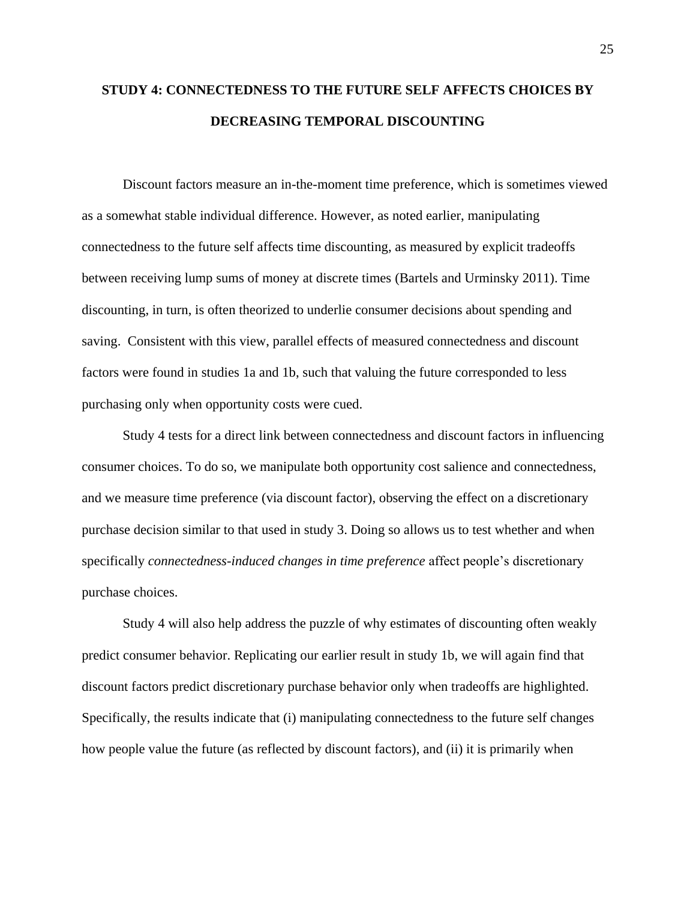## STUDY 4: CONNECTEDNESS TO THE FUTURE SELF AFFECTS CHOICES BY DECREASING TEMPORAL DISCOUNTING

Discount factors measure an in-the-moment time preference, which is sometimes viewed as a somewhat stable individual difference. However, as noted earlier, manipulating connectedness to the future self affects time discounting, as measured by explicit tradeoffs between receiving lump sums of money at discrete times (Bartels and Urminsky 2011). Time discounting, in turn, is often theorized to underlie consumer decisions about spending and saving. Consistent with this view, parallel effects of measured connectedness and discount factors were found in studies 1a and 1b, such that valuing the future corresponded to less purchasing only when opportunity costs were cued.

Study 4 tests for a direct link between connectedness and discount factors in influencing consumer choices. To do so, we manipulate both opportunity cost salience and connectedness, and we measure time preference (via discount factor), observing the effect on a discretionary purchase decision similar to that used in study 3. Doing so allows us to test whether and when specifically *connectedness-induced changes in time preference* affect people's discretionary purchase choices.

Study 4 will also help address the puzzle of why estimates of discounting often weakly predict consumer behavior. Replicating our earlier result in study 1b, we will again find that discount factors predict discretionary purchase behavior only when tradeoffs are highlighted. Specifically, the results indicate that (i) manipulating connectedness to the future self changes how people value the future (as reflected by discount factors), and (ii) it is primarily when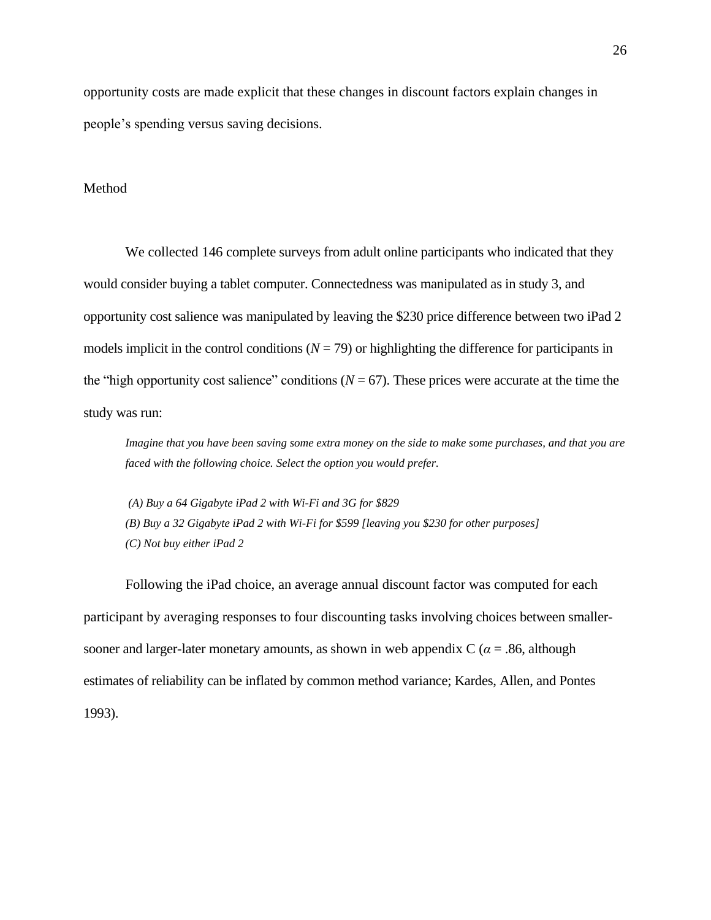opportunity costs are made explicit that these changes in discount factors explain changes in people's spending versus saving decisions.

## Method

We collected 146 complete surveys from adult online participants who indicated that they would consider buying a tablet computer. Connectedness was manipulated as in study 3, and opportunity cost salience was manipulated by leaving the $230 price difference between two iPad 2 models implicit in the control conditions ($N = 79$) or highlighting the difference for participants in the "high opportunity cost salience" conditions ($N = 67$). These prices were accurate at the time the study was run:

> *Imagine that you have been saving some extra money on the side to make some purchases, and that you are faced with the following choice. Select the option you would prefer.*
>
> *(A) Buy a 64 Gigabyte iPad 2 with Wi-Fi and 3G for $829*
> *(B) Buy a 32 Gigabyte iPad 2 with Wi-Fi for $599 [leaving you $230 for other purposes]*
> *(C) Not buy either iPad 2*

Following the iPad choice, an average annual discount factor was computed for each participant by averaging responses to four discounting tasks involving choices between smaller-sooner and larger-later monetary amounts, as shown in web appendix C ($\alpha = .86$, although estimates of reliability can be inflated by common method variance; Kardes, Allen, and Pontes 1993).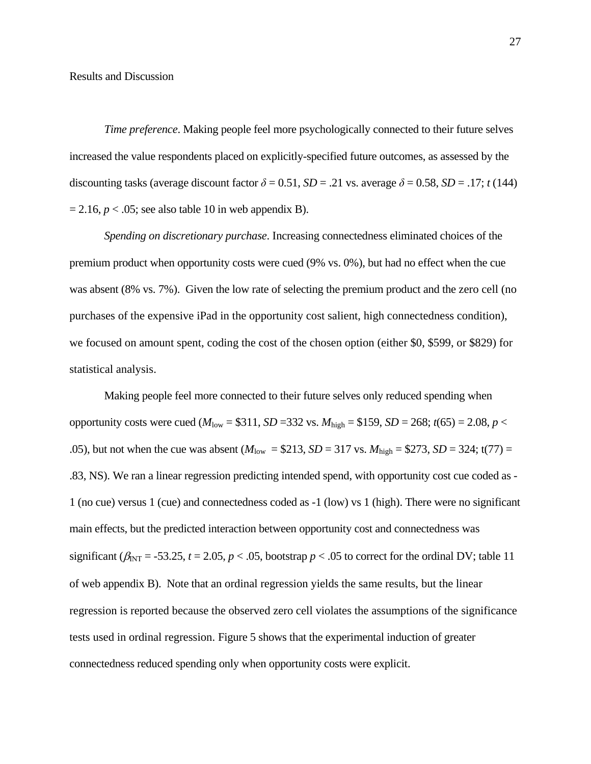Results and Discussion

*Time preference*. Making people feel more psychologically connected to their future selves increased the value respondents placed on explicitly-specified future outcomes, as assessed by the discounting tasks (average discount factor $\delta$ = 0.51, *SD* = .21 vs. average $\delta$ = 0.58, *SD* = .17; $t$ (144) = 2.16, $p < .05$; see also table 10 in web appendix B).

*Spending on discretionary purchase*. Increasing connectedness eliminated choices of the premium product when opportunity costs were cued (9% vs. 0%), but had no effect when the cue was absent (8% vs. 7%). Given the low rate of selecting the premium product and the zero cell (no purchases of the expensive iPad in the opportunity cost salient, high connectedness condition), we focused on amount spent, coding the cost of the chosen option (either \$0, \$599, or \$829) for statistical analysis.

Making people feel more connected to their future selves only reduced spending when opportunity costs were cued ($M_{\text{low}}$ = \$311, *SD* =332 vs. $M_{\text{high}}$ = \$159, *SD* = 268; $t(65) = 2.08$, $p < .05$), but not when the cue was absent ($M_{\text{low}}$ = \$213, *SD* = 317 vs. $M_{\text{high}}$ = \$273, *SD* = 324; t(77) = .83, NS). We ran a linear regression predicting intended spend, with opportunity cost cue coded as -1 (no cue) versus 1 (cue) and connectedness coded as -1 (low) vs 1 (high). There were no significant main effects, but the predicted interaction between opportunity cost and connectedness was significant ($\beta_{\text{INT}}$ = -53.25, $t$ = 2.05, $p < .05$, bootstrap $p < .05$ to correct for the ordinal DV; table 11 of web appendix B). Note that an ordinal regression yields the same results, but the linear regression is reported because the observed zero cell violates the assumptions of the significance tests used in ordinal regression. Figure 5 shows that the experimental induction of greater connectedness reduced spending only when opportunity costs were explicit.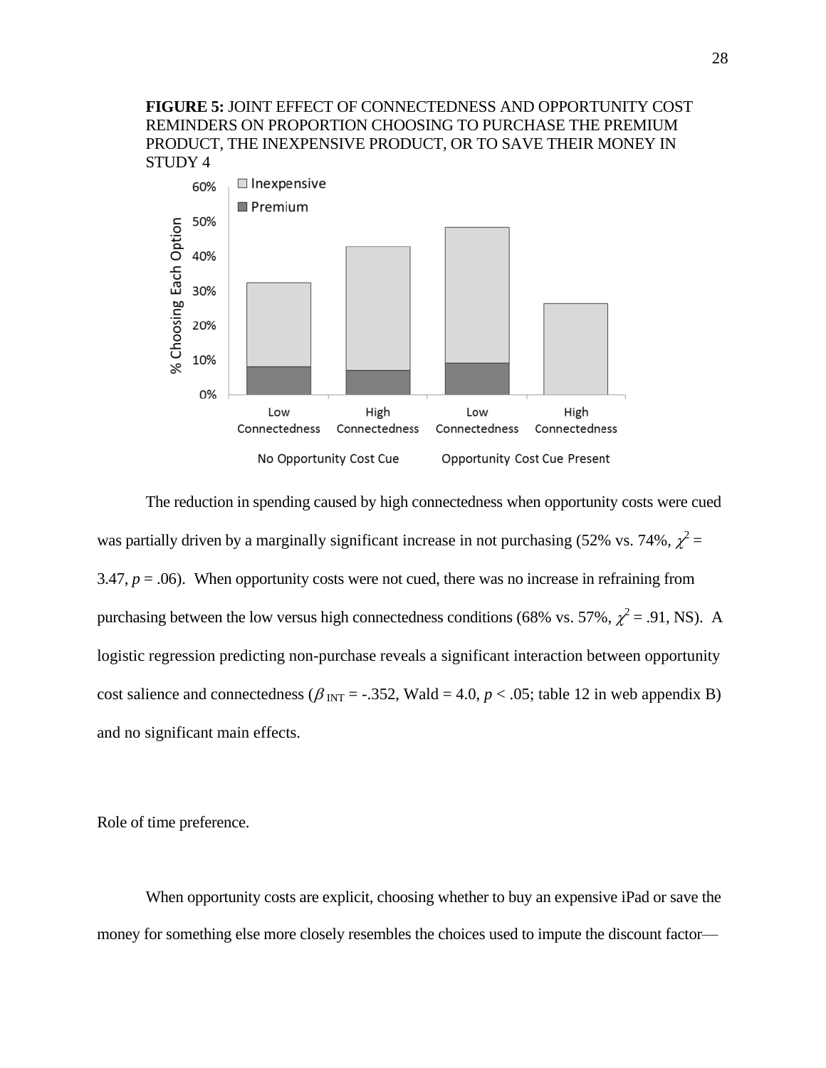**FIGURE 5:** JOINT EFFECT OF CONNECTEDNESS AND OPPORTUNITY COST REMINDERS ON PROPORTION CHOOSING TO PURCHASE THE PREMIUM PRODUCT, THE INEXPENSIVE PRODUCT, OR TO SAVE THEIR MONEY IN STUDY 4

The reduction in spending caused by high connectedness when opportunity costs were cued was partially driven by a marginally significant increase in not purchasing (52% vs. 74%, $\chi^2 = 3.47$, $p = .06$). When opportunity costs were not cued, there was no increase in refraining from purchasing between the low versus high connectedness conditions (68% vs. 57%, $\chi^2 = .91$, NS). A logistic regression predicting non-purchase reveals a significant interaction between opportunity cost salience and connectedness ($\beta_{INT} = -.352$, Wald = 4.0, $p < .05$; table 12 in web appendix B) and no significant main effects.

Role of time preference.

When opportunity costs are explicit, choosing whether to buy an expensive iPad or save the money for something else more closely resembles the choices used to impute the discount factor—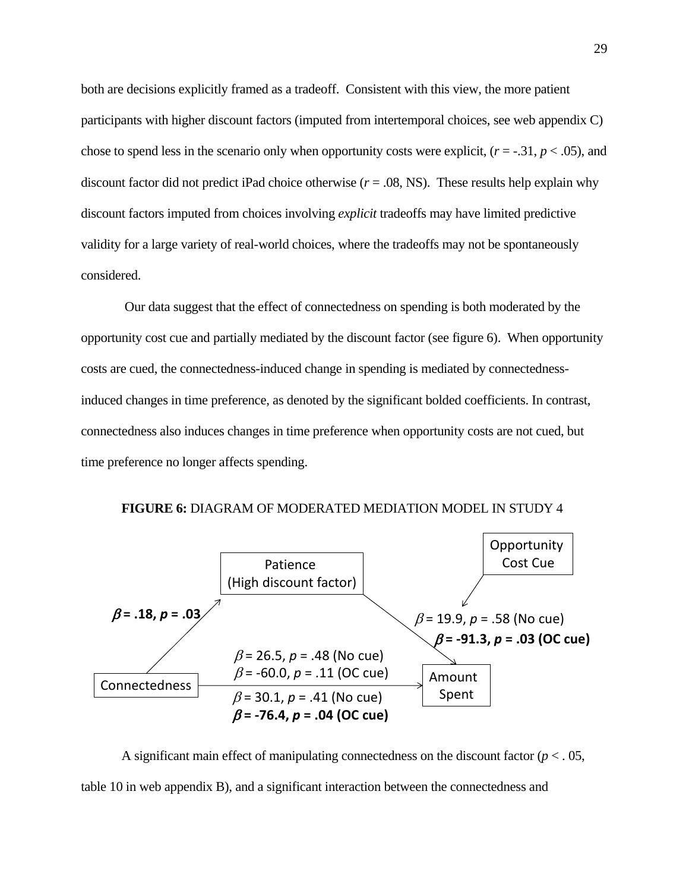both are decisions explicitly framed as a tradeoff. Consistent with this view, the more patient participants with higher discount factors (imputed from intertemporal choices, see web appendix C) chose to spend less in the scenario only when opportunity costs were explicit, ($r = -.31$, $p < .05$), and discount factor did not predict iPad choice otherwise ($r = .08$, NS). These results help explain why discount factors imputed from choices involving *explicit* tradeoffs may have limited predictive validity for a large variety of real-world choices, where the tradeoffs may not be spontaneously considered.

Our data suggest that the effect of connectedness on spending is both moderated by the opportunity cost cue and partially mediated by the discount factor (see figure 6). When opportunity costs are cued, the connectedness-induced change in spending is mediated by connectedness-induced changes in time preference, as denoted by the significant bolded coefficients. In contrast, connectedness also induces changes in time preference when opportunity costs are not cued, but time preference no longer affects spending.

**FIGURE 6:** DIAGRAM OF MODERATED MEDIATION MODEL IN STUDY 4

Opportunity Cost Cue

Patience (High discount factor)

**$\beta$ = .18, *p* = .03**

$\beta$ = 19.9, *p* = .58 (No cue)
**$\beta$ = -91.3, *p* = .03 (OC cue)**

$\beta$ = 26.5, *p* = .48 (No cue)
$\beta$ = -60.0, *p* = .11 (OC cue)

Connectedness

Amount Spent

$\beta$ = 30.1, *p* = .41 (No cue)
**$\beta$ = -76.4, *p* = .04 (OC cue)**

A significant main effect of manipulating connectedness on the discount factor ($p < .05$, table 10 in web appendix B), and a significant interaction between the connectedness and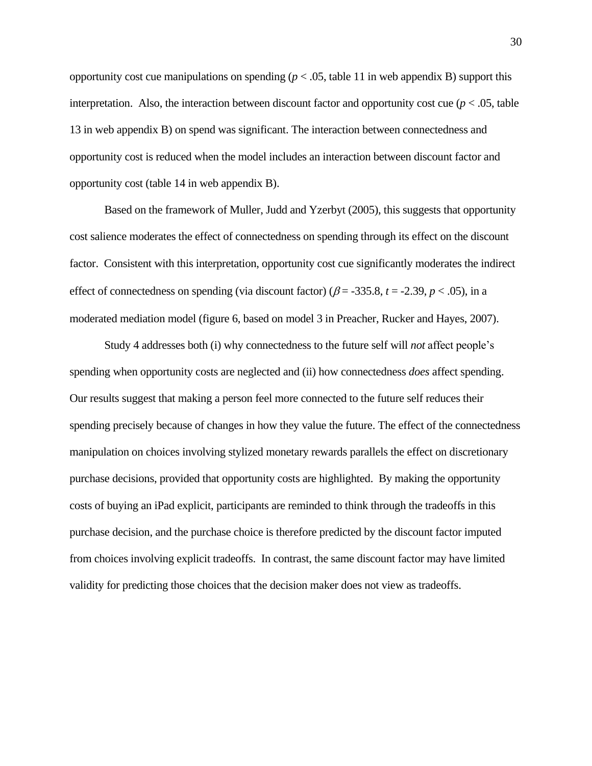opportunity cost cue manipulations on spending ($p < .05$, table 11 in web appendix B) support this interpretation. Also, the interaction between discount factor and opportunity cost cue ($p < .05$, table 13 in web appendix B) on spend was significant. The interaction between connectedness and opportunity cost is reduced when the model includes an interaction between discount factor and opportunity cost (table 14 in web appendix B).

Based on the framework of Muller, Judd and Yzerbyt (2005), this suggests that opportunity cost salience moderates the effect of connectedness on spending through its effect on the discount factor. Consistent with this interpretation, opportunity cost cue significantly moderates the indirect effect of connectedness on spending (via discount factor) ($\beta = -335.8$, $t = -2.39$, $p < .05$), in a moderated mediation model (figure 6, based on model 3 in Preacher, Rucker and Hayes, 2007).

Study 4 addresses both (i) why connectedness to the future self will *not* affect people's spending when opportunity costs are neglected and (ii) how connectedness *does* affect spending. Our results suggest that making a person feel more connected to the future self reduces their spending precisely because of changes in how they value the future. The effect of the connectedness manipulation on choices involving stylized monetary rewards parallels the effect on discretionary purchase decisions, provided that opportunity costs are highlighted. By making the opportunity costs of buying an iPad explicit, participants are reminded to think through the tradeoffs in this purchase decision, and the purchase choice is therefore predicted by the discount factor imputed from choices involving explicit tradeoffs. In contrast, the same discount factor may have limited validity for predicting those choices that the decision maker does not view as tradeoffs.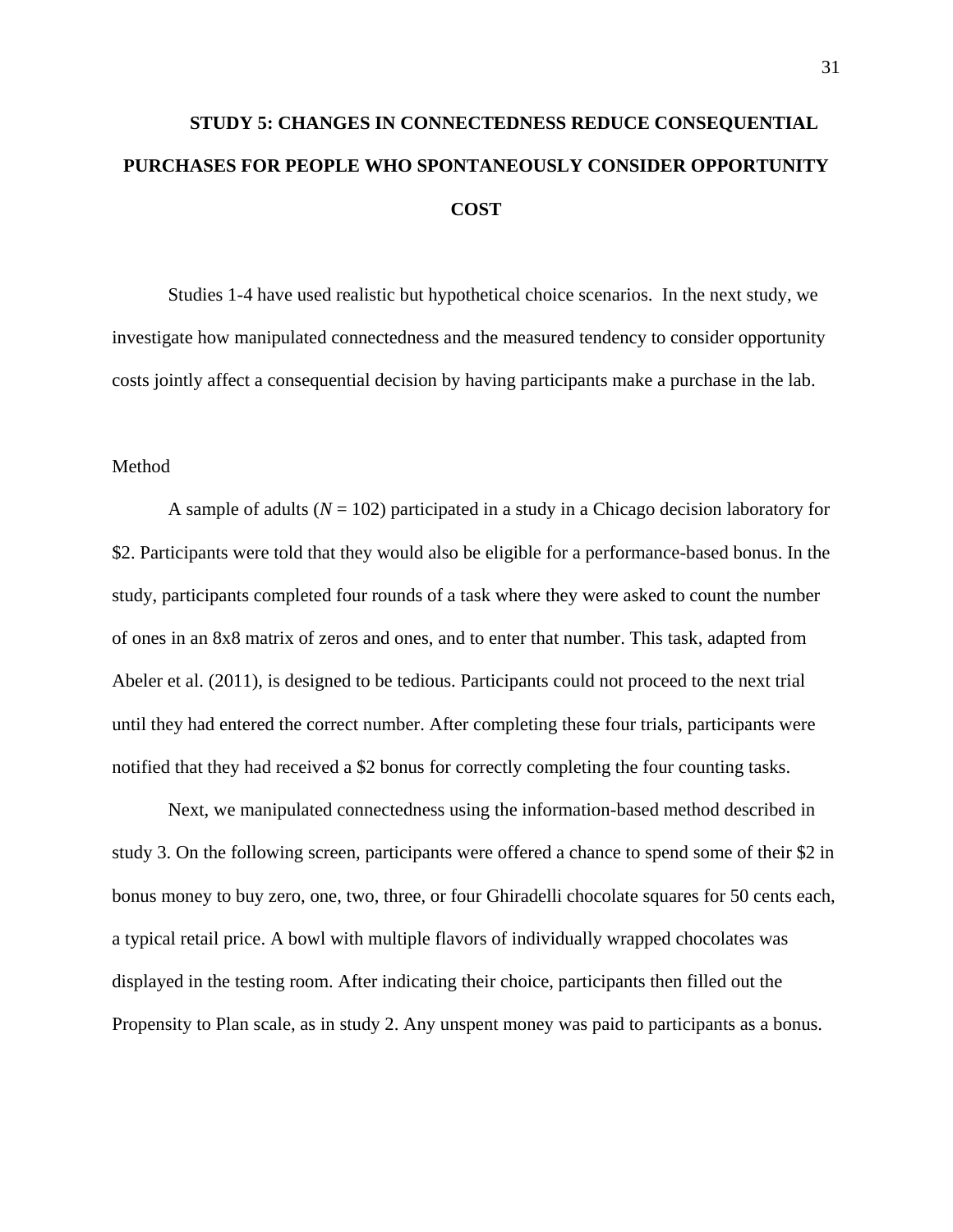## STUDY 5: CHANGES IN CONNECTEDNESS REDUCE CONSEQUENTIAL PURCHASES FOR PEOPLE WHO SPONTANEOUSLY CONSIDER OPPORTUNITY COST

Studies 1-4 have used realistic but hypothetical choice scenarios. In the next study, we investigate how manipulated connectedness and the measured tendency to consider opportunity costs jointly affect a consequential decision by having participants make a purchase in the lab.

### Method

A sample of adults (*N* = 102) participated in a study in a Chicago decision laboratory for $2. Participants were told that they would also be eligible for a performance-based bonus. In the study, participants completed four rounds of a task where they were asked to count the number of ones in an 8x8 matrix of zeros and ones, and to enter that number. This task, adapted from Abeler et al. (2011), is designed to be tedious. Participants could not proceed to the next trial until they had entered the correct number. After completing these four trials, participants were notified that they had received a $2 bonus for correctly completing the four counting tasks.

Next, we manipulated connectedness using the information-based method described in study 3. On the following screen, participants were offered a chance to spend some of their $2 in bonus money to buy zero, one, two, three, or four Ghiradelli chocolate squares for 50 cents each, a typical retail price. A bowl with multiple flavors of individually wrapped chocolates was displayed in the testing room. After indicating their choice, participants then filled out the Propensity to Plan scale, as in study 2. Any unspent money was paid to participants as a bonus.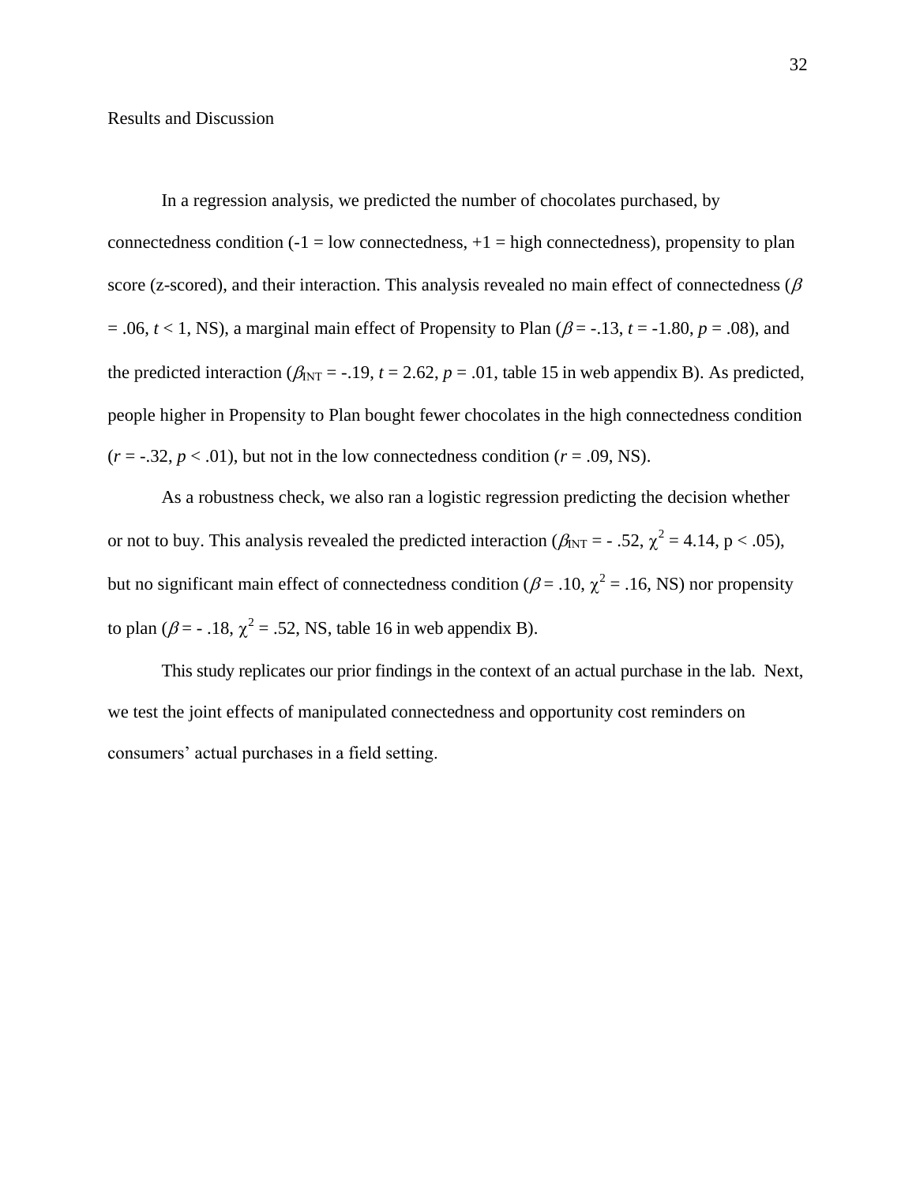Results and Discussion

In a regression analysis, we predicted the number of chocolates purchased, by connectedness condition (-1 = low connectedness, +1 = high connectedness), propensity to plan score (z-scored), and their interaction. This analysis revealed no main effect of connectedness ($\beta$ = .06, $t < 1$, NS), a marginal main effect of Propensity to Plan ($\beta$ = -.13, $t$ = -1.80, $p$ = .08), and the predicted interaction ($\beta_{INT}$ = -.19, $t$ = 2.62, $p$ = .01, table 15 in web appendix B). As predicted, people higher in Propensity to Plan bought fewer chocolates in the high connectedness condition ($r$ = -.32, $p < .01$), but not in the low connectedness condition ($r$ = .09, NS).

As a robustness check, we also ran a logistic regression predicting the decision whether or not to buy. This analysis revealed the predicted interaction ($\beta_{INT}$ = - .52, $\chi^2$ = 4.14, p < .05), but no significant main effect of connectedness condition ($\beta$ = .10, $\chi^2$ = .16, NS) nor propensity to plan ($\beta$ = - .18, $\chi^2$ = .52, NS, table 16 in web appendix B).

This study replicates our prior findings in the context of an actual purchase in the lab. Next, we test the joint effects of manipulated connectedness and opportunity cost reminders on consumers' actual purchases in a field setting.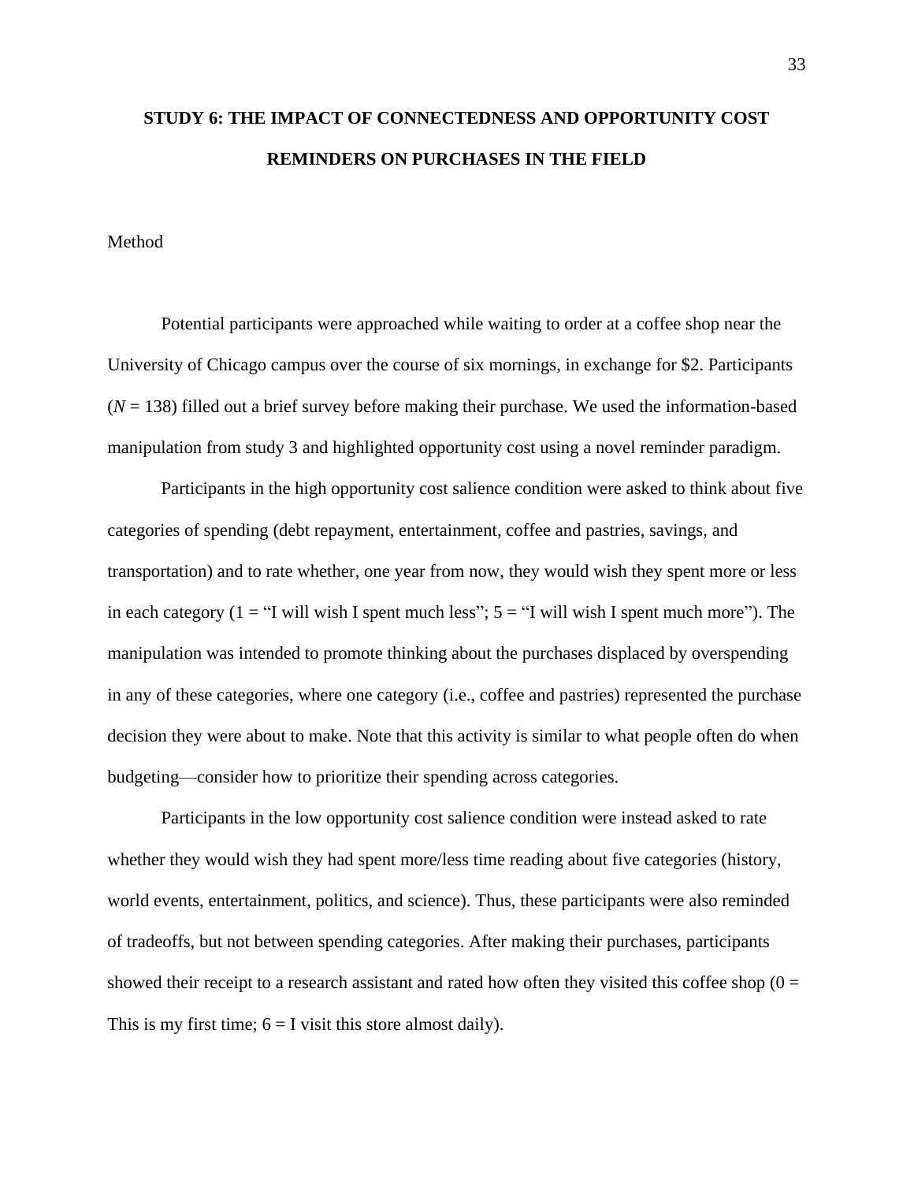## STUDY 6: THE IMPACT OF CONNECTEDNESS AND OPPORTUNITY COST REMINDERS ON PURCHASES IN THE FIELD

Method

Potential participants were approached while waiting to order at a coffee shop near the University of Chicago campus over the course of six mornings, in exchange for $2. Participants ($N$ = 138) filled out a brief survey before making their purchase. We used the information-based manipulation from study 3 and highlighted opportunity cost using a novel reminder paradigm.

Participants in the high opportunity cost salience condition were asked to think about five categories of spending (debt repayment, entertainment, coffee and pastries, savings, and transportation) and to rate whether, one year from now, they would wish they spent more or less in each category (1 = "I will wish I spent much less"; 5 = "I will wish I spent much more"). The manipulation was intended to promote thinking about the purchases displaced by overspending in any of these categories, where one category (i.e., coffee and pastries) represented the purchase decision they were about to make. Note that this activity is similar to what people often do when budgeting—consider how to prioritize their spending across categories.

Participants in the low opportunity cost salience condition were instead asked to rate whether they would wish they had spent more/less time reading about five categories (history, world events, entertainment, politics, and science). Thus, these participants were also reminded of tradeoffs, but not between spending categories. After making their purchases, participants showed their receipt to a research assistant and rated how often they visited this coffee shop (0 = This is my first time; 6 = I visit this store almost daily).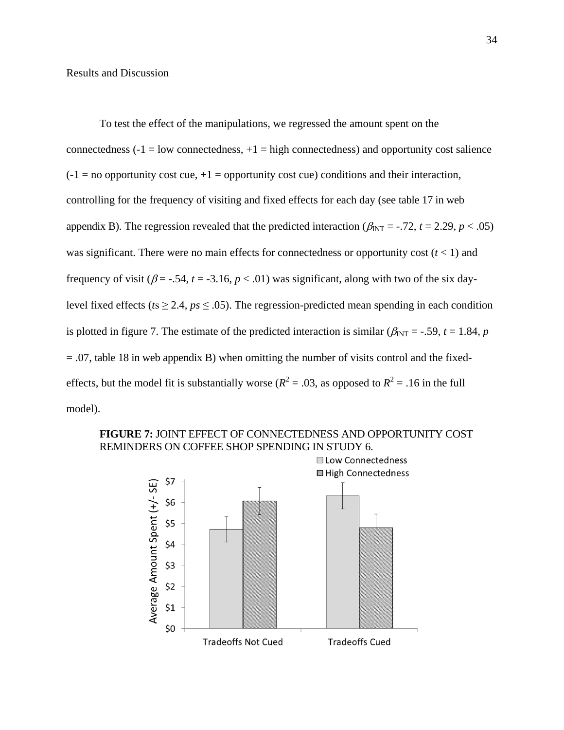Results and Discussion

To test the effect of the manipulations, we regressed the amount spent on the connectedness (-1 = low connectedness, +1 = high connectedness) and opportunity cost salience (-1 = no opportunity cost cue, +1 = opportunity cost cue) conditions and their interaction, controlling for the frequency of visiting and fixed effects for each day (see table 17 in web appendix B). The regression revealed that the predicted interaction ($\beta_{INT}$ = -.72, $t$ = 2.29, $p$ < .05) was significant. There were no main effects for connectedness or opportunity cost ($t$ < 1) and frequency of visit ($\beta$ = -.54, $t$ = -3.16, $p$ < .01) was significant, along with two of the six day-level fixed effects ($t$s ≥ 2.4, $ps$ ≤ .05). The regression-predicted mean spending in each condition is plotted in figure 7. The estimate of the predicted interaction is similar ($\beta_{INT}$ = -.59, $t$ = 1.84, $p$ = .07, table 18 in web appendix B) when omitting the number of visits control and the fixed-effects, but the model fit is substantially worse ($R^2$ = .03, as opposed to $R^2$ = .16 in the full model).

**FIGURE 7:** JOINT EFFECT OF CONNECTEDNESS AND OPPORTUNITY COST REMINDERS ON COFFEE SHOP SPENDING IN STUDY 6.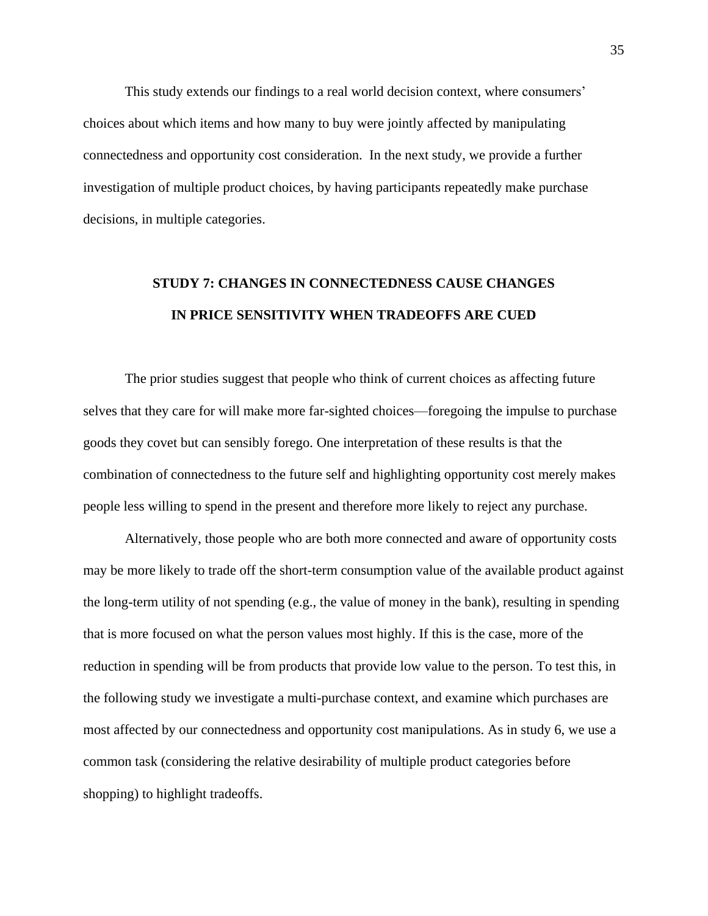This study extends our findings to a real world decision context, where consumers' choices about which items and how many to buy were jointly affected by manipulating connectedness and opportunity cost consideration. In the next study, we provide a further investigation of multiple product choices, by having participants repeatedly make purchase decisions, in multiple categories.

## STUDY 7: CHANGES IN CONNECTEDNESS CAUSE CHANGES IN PRICE SENSITIVITY WHEN TRADEOFFS ARE CUED

The prior studies suggest that people who think of current choices as affecting future selves that they care for will make more far-sighted choices—foregoing the impulse to purchase goods they covet but can sensibly forego. One interpretation of these results is that the combination of connectedness to the future self and highlighting opportunity cost merely makes people less willing to spend in the present and therefore more likely to reject any purchase.

Alternatively, those people who are both more connected and aware of opportunity costs may be more likely to trade off the short-term consumption value of the available product against the long-term utility of not spending (e.g., the value of money in the bank), resulting in spending that is more focused on what the person values most highly. If this is the case, more of the reduction in spending will be from products that provide low value to the person. To test this, in the following study we investigate a multi-purchase context, and examine which purchases are most affected by our connectedness and opportunity cost manipulations. As in study 6, we use a common task (considering the relative desirability of multiple product categories before shopping) to highlight tradeoffs.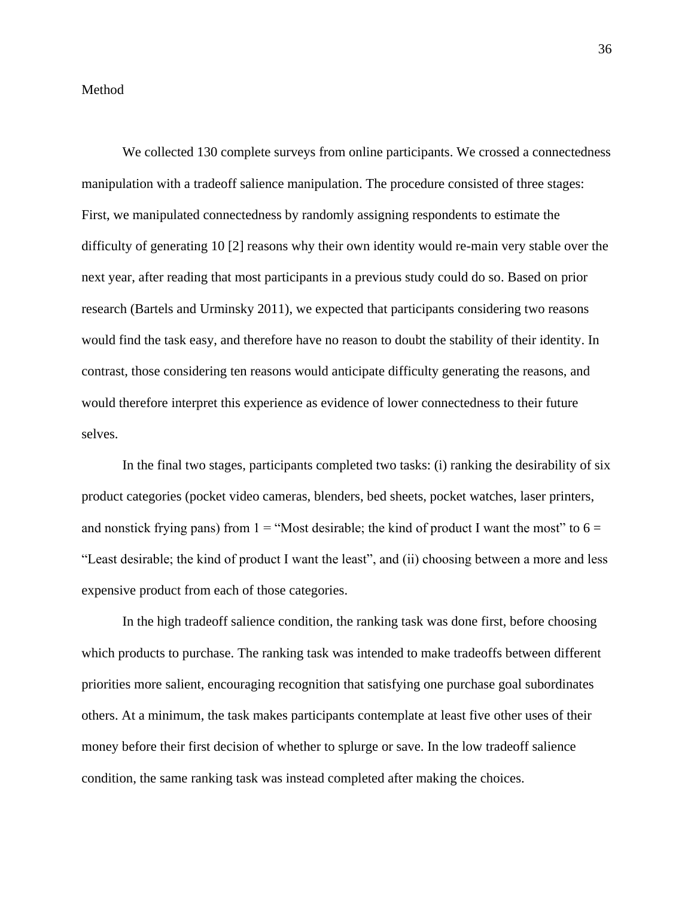Method

We collected 130 complete surveys from online participants. We crossed a connectedness manipulation with a tradeoff salience manipulation. The procedure consisted of three stages: First, we manipulated connectedness by randomly assigning respondents to estimate the difficulty of generating 10 [2] reasons why their own identity would re-main very stable over the next year, after reading that most participants in a previous study could do so. Based on prior research (Bartels and Urminsky 2011), we expected that participants considering two reasons would find the task easy, and therefore have no reason to doubt the stability of their identity. In contrast, those considering ten reasons would anticipate difficulty generating the reasons, and would therefore interpret this experience as evidence of lower connectedness to their future selves.

In the final two stages, participants completed two tasks: (i) ranking the desirability of six product categories (pocket video cameras, blenders, bed sheets, pocket watches, laser printers, and nonstick frying pans) from 1 = "Most desirable; the kind of product I want the most" to 6 = "Least desirable; the kind of product I want the least", and (ii) choosing between a more and less expensive product from each of those categories.

In the high tradeoff salience condition, the ranking task was done first, before choosing which products to purchase. The ranking task was intended to make tradeoffs between different priorities more salient, encouraging recognition that satisfying one purchase goal subordinates others. At a minimum, the task makes participants contemplate at least five other uses of their money before their first decision of whether to splurge or save. In the low tradeoff salience condition, the same ranking task was instead completed after making the choices.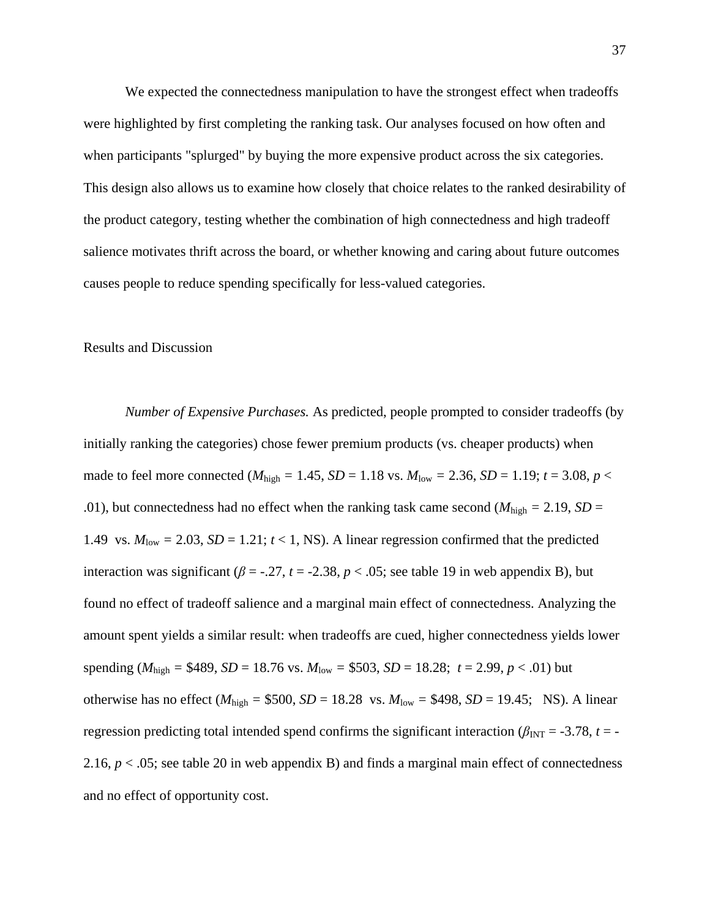We expected the connectedness manipulation to have the strongest effect when tradeoffs were highlighted by first completing the ranking task. Our analyses focused on how often and when participants "splurged" by buying the more expensive product across the six categories. This design also allows us to examine how closely that choice relates to the ranked desirability of the product category, testing whether the combination of high connectedness and high tradeoff salience motivates thrift across the board, or whether knowing and caring about future outcomes causes people to reduce spending specifically for less-valued categories.

Results and Discussion

*Number of Expensive Purchases.* As predicted, people prompted to consider tradeoffs (by initially ranking the categories) chose fewer premium products (vs. cheaper products) when made to feel more connected ($M_{\text{high}}$ = 1.45, $SD$ = 1.18 vs. $M_{\text{low}}$ = 2.36, $SD$ = 1.19; $t$ = 3.08, $p$ < .01), but connectedness had no effect when the ranking task came second ($M_{\text{high}}$ = 2.19, $SD$ = 1.49 vs. $M_{\text{low}}$ = 2.03, $SD$ = 1.21; $t$ < 1, NS). A linear regression confirmed that the predicted interaction was significant ($\beta$ = -.27, $t$ = -2.38, $p$ < .05; see table 19 in web appendix B), but found no effect of tradeoff salience and a marginal main effect of connectedness. Analyzing the amount spent yields a similar result: when tradeoffs are cued, higher connectedness yields lower spending ($M_{\text{high}}$ = \$489, $SD$ = 18.76 vs. $M_{\text{low}}$ = \$503, $SD$ = 18.28; $t$ = 2.99, $p$ < .01) but otherwise has no effect ($M_{\text{high}}$ = \$500, $SD$ = 18.28 vs. $M_{\text{low}}$ = \$498, $SD$ = 19.45; NS). A linear regression predicting total intended spend confirms the significant interaction ($\beta_{\text{INT}}$ = -3.78, $t$ = -2.16, $p$ < .05; see table 20 in web appendix B) and finds a marginal main effect of connectedness and no effect of opportunity cost.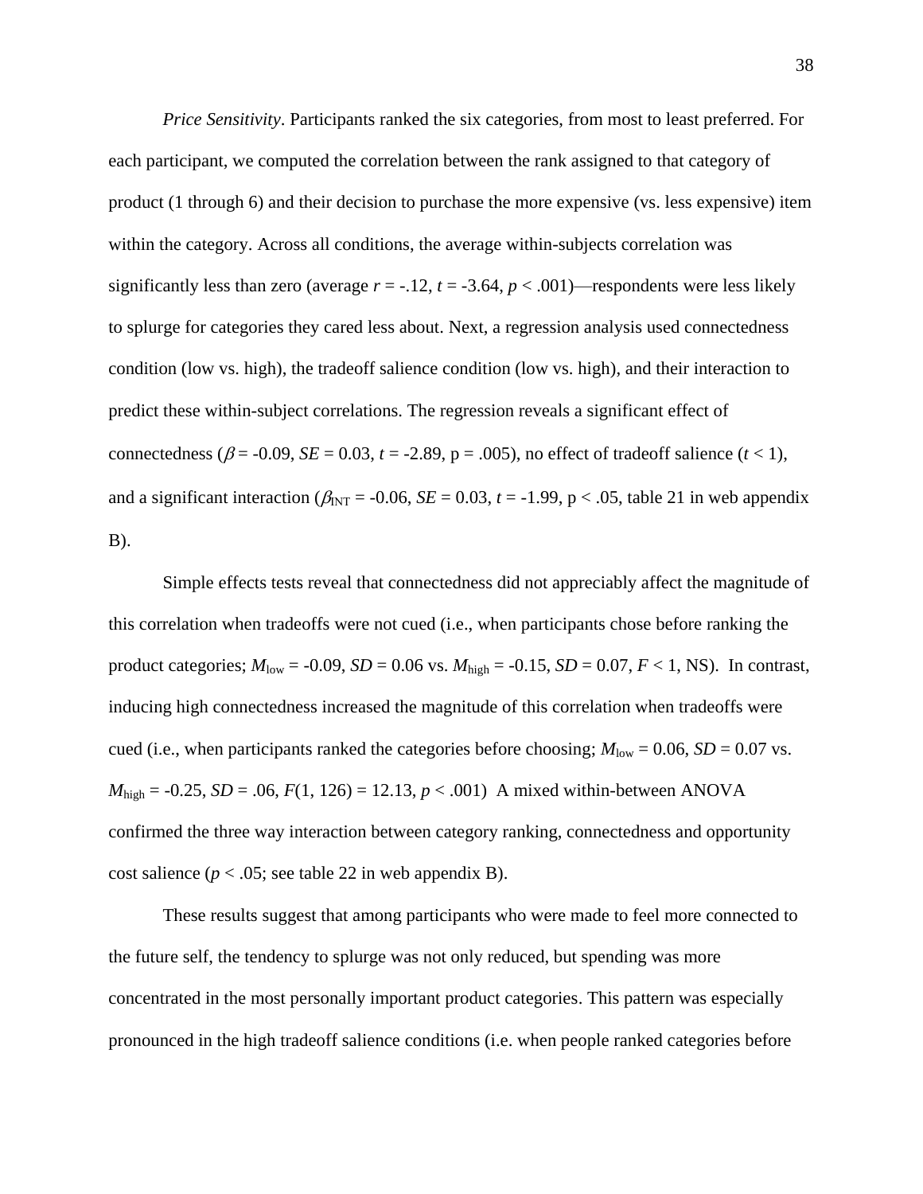*Price Sensitivity*. Participants ranked the six categories, from most to least preferred. For each participant, we computed the correlation between the rank assigned to that category of product (1 through 6) and their decision to purchase the more expensive (vs. less expensive) item within the category. Across all conditions, the average within-subjects correlation was significantly less than zero (average $r = -.12$, $t = -3.64$, $p < .001$)—respondents were less likely to splurge for categories they cared less about. Next, a regression analysis used connectedness condition (low vs. high), the tradeoff salience condition (low vs. high), and their interaction to predict these within-subject correlations. The regression reveals a significant effect of connectedness ($\beta = -0.09$, $SE = 0.03$, $t = -2.89$, p = .005), no effect of tradeoff salience ($t < 1$), and a significant interaction ($\beta_{INT} = -0.06$, $SE = 0.03$, $t = -1.99$, p < .05, table 21 in web appendix B).

Simple effects tests reveal that connectedness did not appreciably affect the magnitude of this correlation when tradeoffs were not cued (i.e., when participants chose before ranking the product categories; $M_{low} = -0.09$, $SD = 0.06$ vs. $M_{high} = -0.15$, $SD = 0.07$, $F < 1$, NS). In contrast, inducing high connectedness increased the magnitude of this correlation when tradeoffs were cued (i.e., when participants ranked the categories before choosing; $M_{low} = 0.06$, $SD = 0.07$ vs. $M_{high} = -0.25$, $SD = .06$, $F(1, 126) = 12.13$, $p < .001$) A mixed within-between ANOVA confirmed the three way interaction between category ranking, connectedness and opportunity cost salience ($p < .05$; see table 22 in web appendix B).

These results suggest that among participants who were made to feel more connected to the future self, the tendency to splurge was not only reduced, but spending was more concentrated in the most personally important product categories. This pattern was especially pronounced in the high tradeoff salience conditions (i.e. when people ranked categories before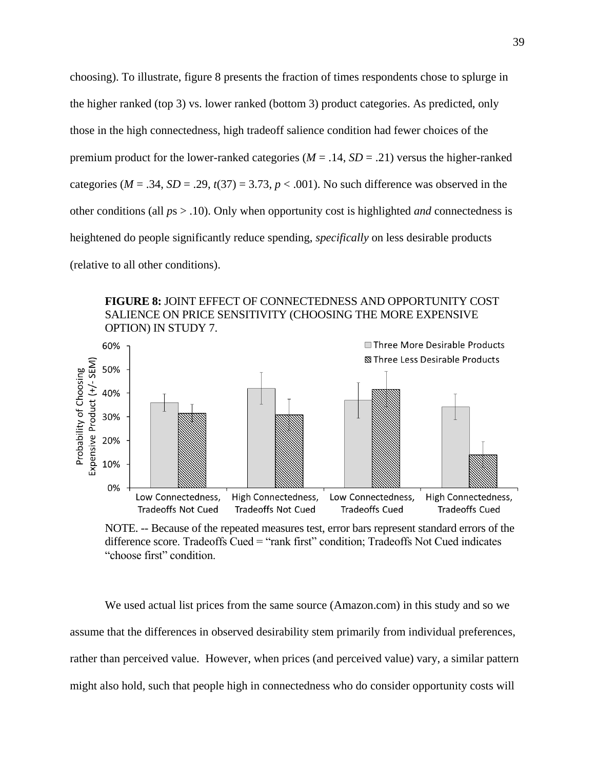choosing). To illustrate, figure 8 presents the fraction of times respondents chose to splurge in the higher ranked (top 3) vs. lower ranked (bottom 3) product categories. As predicted, only those in the high connectedness, high tradeoff salience condition had fewer choices of the premium product for the lower-ranked categories (*M* = .14, *SD* = .21) versus the higher-ranked categories (*M* = .34, *SD* = .29, $t(37) = 3.73$, $p < .001$). No such difference was observed in the other conditions (all *p*s > .10). Only when opportunity cost is highlighted *and* connectedness is heightened do people significantly reduce spending, *specifically* on less desirable products (relative to all other conditions).

**FIGURE 8:** JOINT EFFECT OF CONNECTEDNESS AND OPPORTUNITY COST SALIENCE ON PRICE SENSITIVITY (CHOOSING THE MORE EXPENSIVE OPTION) IN STUDY 7.

NOTE. -- Because of the repeated measures test, error bars represent standard errors of the difference score. Tradeoffs Cued = "rank first" condition; Tradeoffs Not Cued indicates "choose first" condition.

We used actual list prices from the same source (Amazon.com) in this study and so we assume that the differences in observed desirability stem primarily from individual preferences, rather than perceived value. However, when prices (and perceived value) vary, a similar pattern might also hold, such that people high in connectedness who do consider opportunity costs will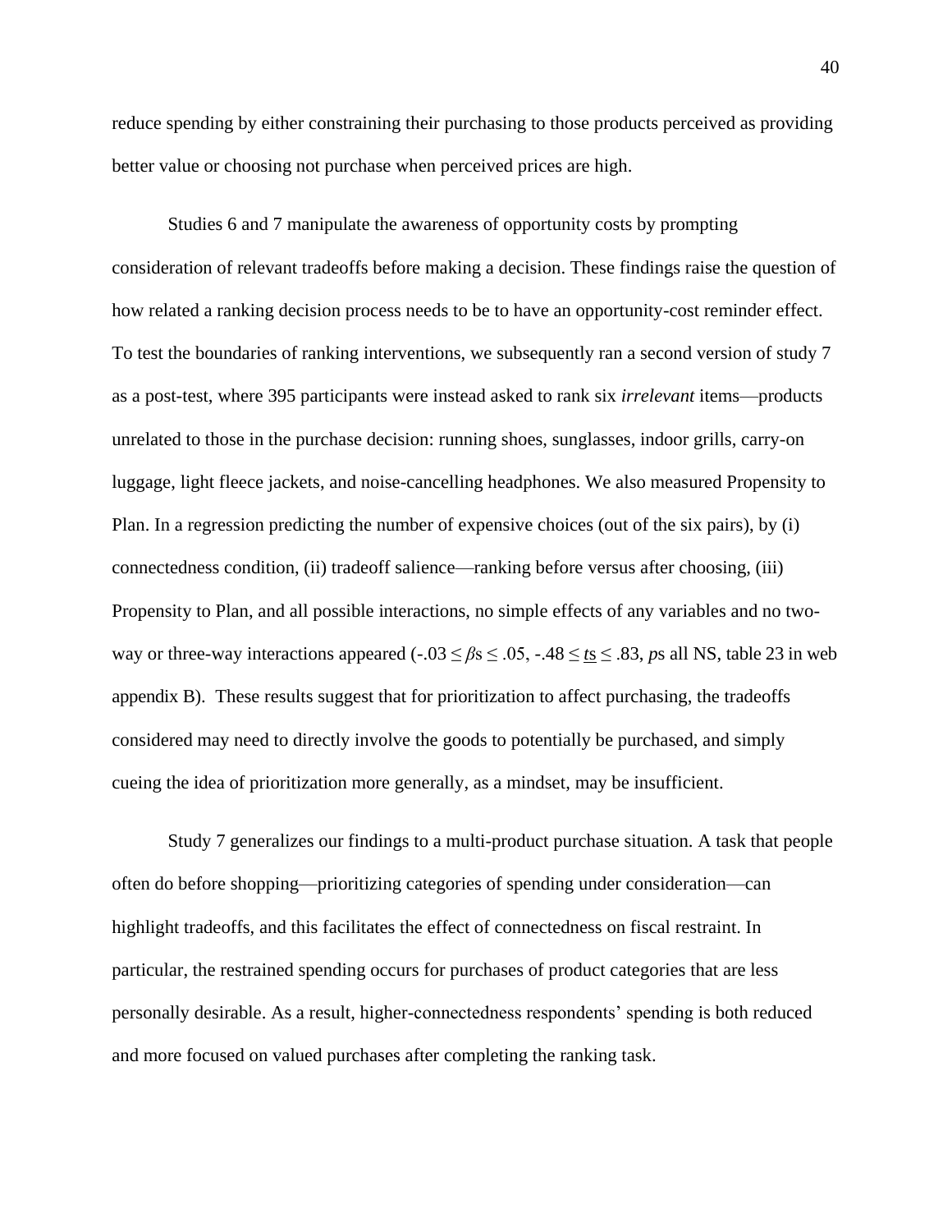reduce spending by either constraining their purchasing to those products perceived as providing better value or choosing not purchase when perceived prices are high.

Studies 6 and 7 manipulate the awareness of opportunity costs by prompting consideration of relevant tradeoffs before making a decision. These findings raise the question of how related a ranking decision process needs to be to have an opportunity-cost reminder effect. To test the boundaries of ranking interventions, we subsequently ran a second version of study 7 as a post-test, where 395 participants were instead asked to rank six *irrelevant* items—products unrelated to those in the purchase decision: running shoes, sunglasses, indoor grills, carry-on luggage, light fleece jackets, and noise-cancelling headphones. We also measured Propensity to Plan. In a regression predicting the number of expensive choices (out of the six pairs), by (i) connectedness condition, (ii) tradeoff salience—ranking before versus after choosing, (iii) Propensity to Plan, and all possible interactions, no simple effects of any variables and no two-way or three-way interactions appeared ($-.03 \leq \beta$s $\leq .05$, $-.48 \leq$ <u>*t*s</u> $\leq .83$, *p*s all NS, table 23 in web appendix B). These results suggest that for prioritization to affect purchasing, the tradeoffs considered may need to directly involve the goods to potentially be purchased, and simply cueing the idea of prioritization more generally, as a mindset, may be insufficient.

Study 7 generalizes our findings to a multi-product purchase situation. A task that people often do before shopping—prioritizing categories of spending under consideration—can highlight tradeoffs, and this facilitates the effect of connectedness on fiscal restraint. In particular, the restrained spending occurs for purchases of product categories that are less personally desirable. As a result, higher-connectedness respondents' spending is both reduced and more focused on valued purchases after completing the ranking task.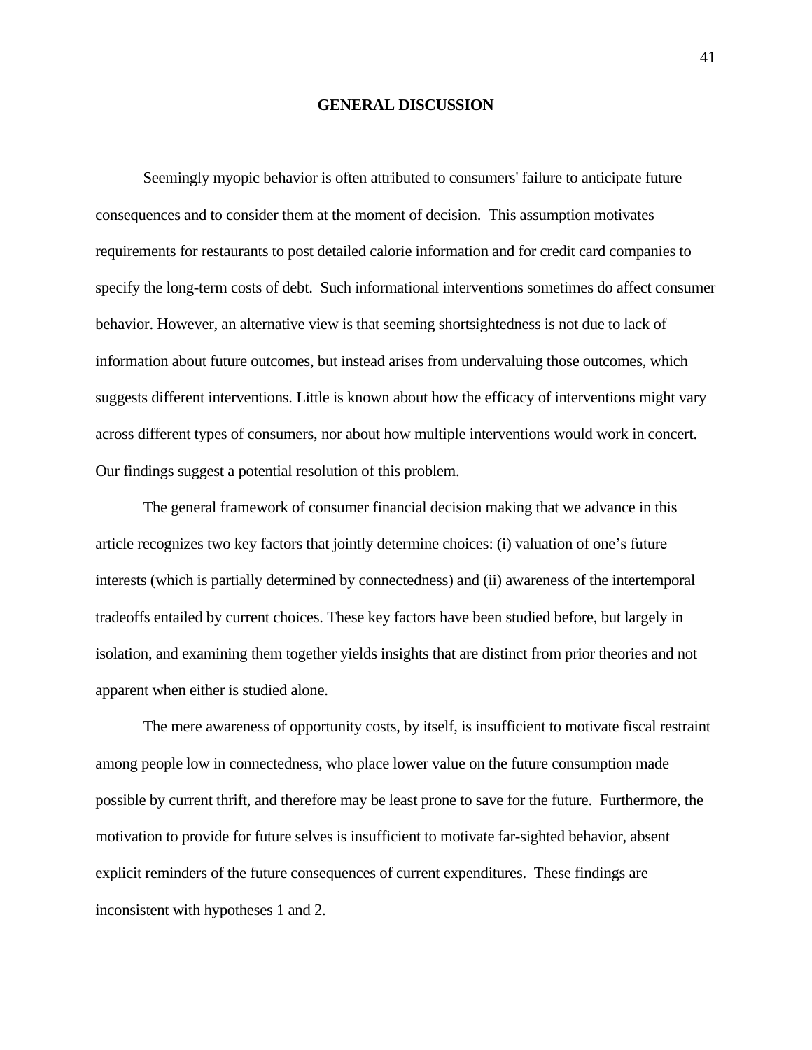## GENERAL DISCUSSION

Seemingly myopic behavior is often attributed to consumers' failure to anticipate future consequences and to consider them at the moment of decision. This assumption motivates requirements for restaurants to post detailed calorie information and for credit card companies to specify the long-term costs of debt. Such informational interventions sometimes do affect consumer behavior. However, an alternative view is that seeming shortsightedness is not due to lack of information about future outcomes, but instead arises from undervaluing those outcomes, which suggests different interventions. Little is known about how the efficacy of interventions might vary across different types of consumers, nor about how multiple interventions would work in concert. Our findings suggest a potential resolution of this problem.

The general framework of consumer financial decision making that we advance in this article recognizes two key factors that jointly determine choices: (i) valuation of one's future interests (which is partially determined by connectedness) and (ii) awareness of the intertemporal tradeoffs entailed by current choices. These key factors have been studied before, but largely in isolation, and examining them together yields insights that are distinct from prior theories and not apparent when either is studied alone.

The mere awareness of opportunity costs, by itself, is insufficient to motivate fiscal restraint among people low in connectedness, who place lower value on the future consumption made possible by current thrift, and therefore may be least prone to save for the future. Furthermore, the motivation to provide for future selves is insufficient to motivate far-sighted behavior, absent explicit reminders of the future consequences of current expenditures. These findings are inconsistent with hypotheses 1 and 2.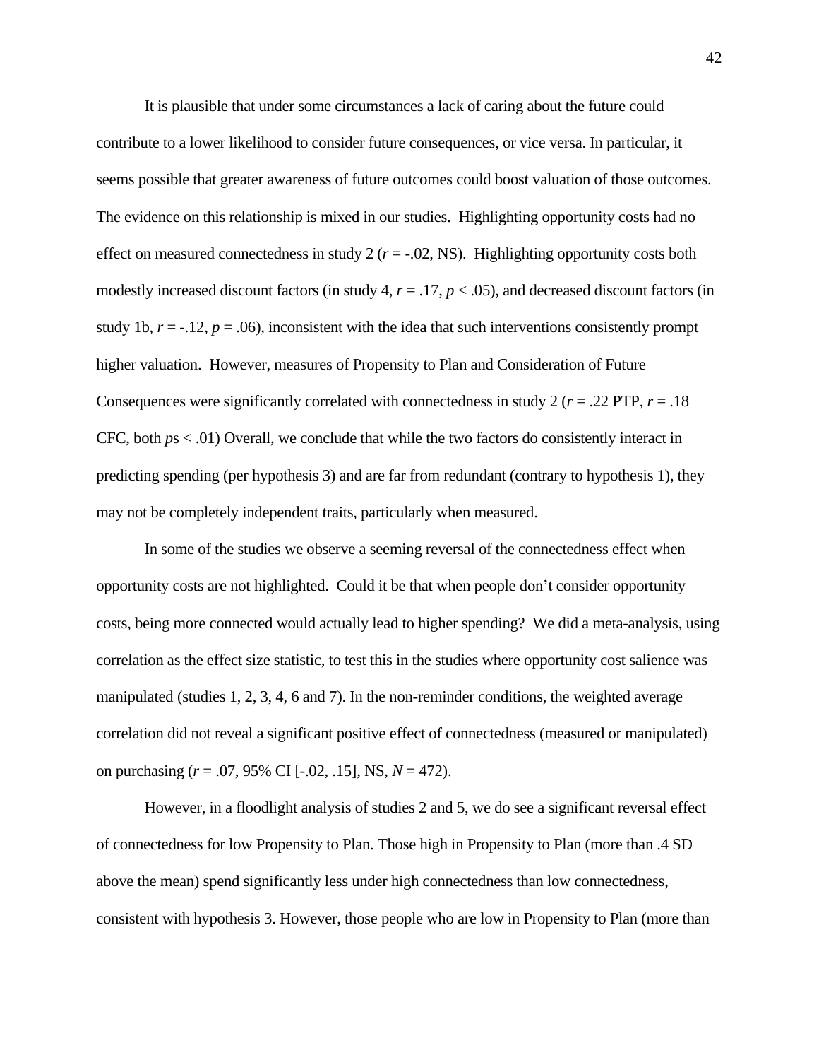It is plausible that under some circumstances a lack of caring about the future could contribute to a lower likelihood to consider future consequences, or vice versa. In particular, it seems possible that greater awareness of future outcomes could boost valuation of those outcomes. The evidence on this relationship is mixed in our studies. Highlighting opportunity costs had no effect on measured connectedness in study 2 ($r = -.02$, NS). Highlighting opportunity costs both modestly increased discount factors (in study 4, $r = .17$, $p < .05$), and decreased discount factors (in study 1b, $r = -.12$, $p = .06$), inconsistent with the idea that such interventions consistently prompt higher valuation. However, measures of Propensity to Plan and Consideration of Future Consequences were significantly correlated with connectedness in study 2 ($r = .22$ PTP, $r = .18$ CFC, both *p*s $< .01$) Overall, we conclude that while the two factors do consistently interact in predicting spending (per hypothesis 3) and are far from redundant (contrary to hypothesis 1), they may not be completely independent traits, particularly when measured.

In some of the studies we observe a seeming reversal of the connectedness effect when opportunity costs are not highlighted. Could it be that when people don't consider opportunity costs, being more connected would actually lead to higher spending? We did a meta-analysis, using correlation as the effect size statistic, to test this in the studies where opportunity cost salience was manipulated (studies 1, 2, 3, 4, 6 and 7). In the non-reminder conditions, the weighted average correlation did not reveal a significant positive effect of connectedness (measured or manipulated) on purchasing ($r = .07$, 95% CI [-.02, .15], NS, $N = 472$).

However, in a floodlight analysis of studies 2 and 5, we do see a significant reversal effect of connectedness for low Propensity to Plan. Those high in Propensity to Plan (more than .4 SD above the mean) spend significantly less under high connectedness than low connectedness, consistent with hypothesis 3. However, those people who are low in Propensity to Plan (more than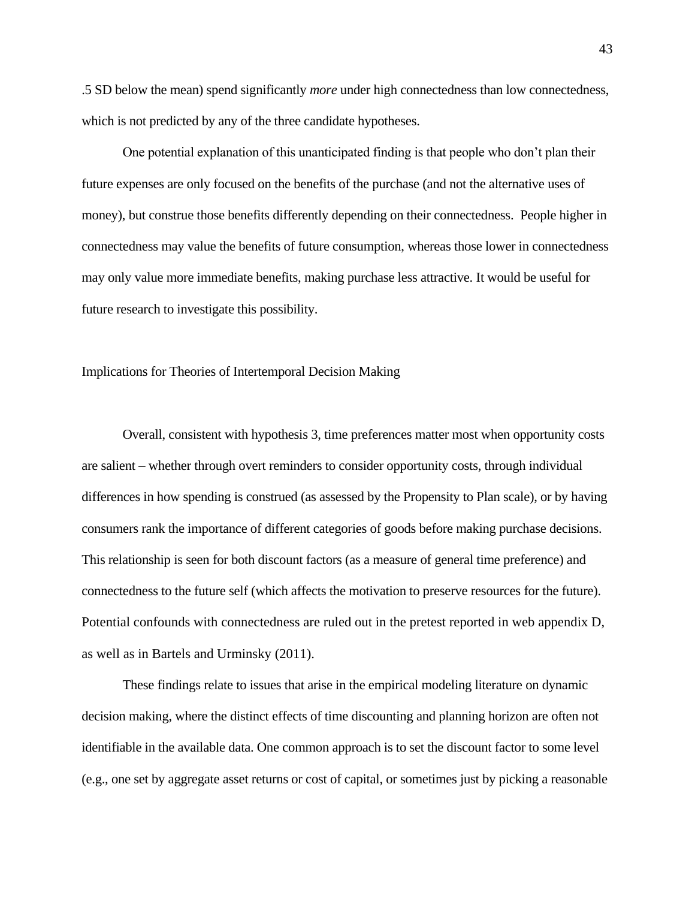.5 SD below the mean) spend significantly *more* under high connectedness than low connectedness, which is not predicted by any of the three candidate hypotheses.

One potential explanation of this unanticipated finding is that people who don't plan their future expenses are only focused on the benefits of the purchase (and not the alternative uses of money), but construe those benefits differently depending on their connectedness. People higher in connectedness may value the benefits of future consumption, whereas those lower in connectedness may only value more immediate benefits, making purchase less attractive. It would be useful for future research to investigate this possibility.

## Implications for Theories of Intertemporal Decision Making

Overall, consistent with hypothesis 3, time preferences matter most when opportunity costs are salient – whether through overt reminders to consider opportunity costs, through individual differences in how spending is construed (as assessed by the Propensity to Plan scale), or by having consumers rank the importance of different categories of goods before making purchase decisions. This relationship is seen for both discount factors (as a measure of general time preference) and connectedness to the future self (which affects the motivation to preserve resources for the future). Potential confounds with connectedness are ruled out in the pretest reported in web appendix D, as well as in Bartels and Urminsky (2011).

These findings relate to issues that arise in the empirical modeling literature on dynamic decision making, where the distinct effects of time discounting and planning horizon are often not identifiable in the available data. One common approach is to set the discount factor to some level (e.g., one set by aggregate asset returns or cost of capital, or sometimes just by picking a reasonable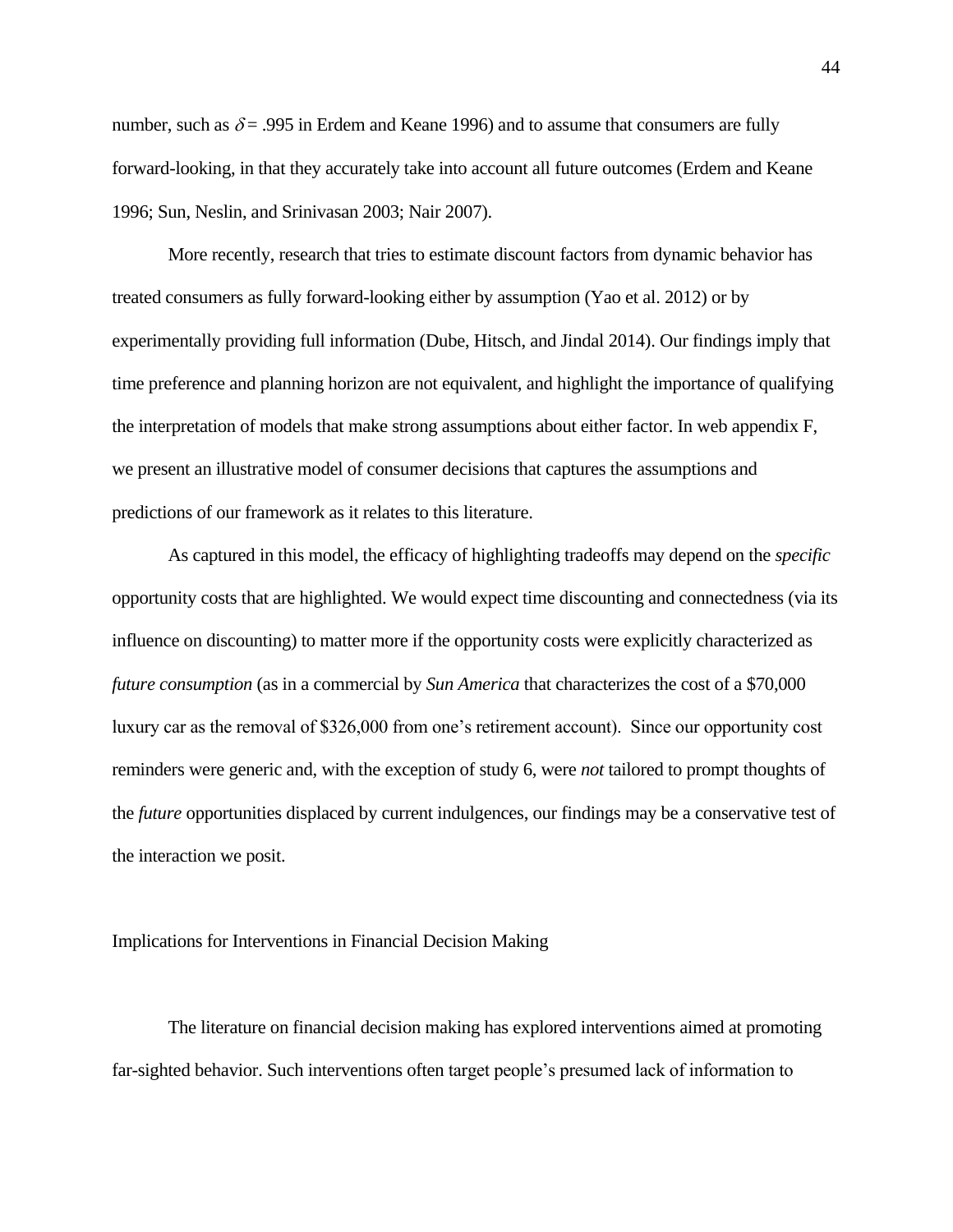number, such as $\delta = .995$ in Erdem and Keane 1996) and to assume that consumers are fully forward-looking, in that they accurately take into account all future outcomes (Erdem and Keane 1996; Sun, Neslin, and Srinivasan 2003; Nair 2007).

More recently, research that tries to estimate discount factors from dynamic behavior has treated consumers as fully forward-looking either by assumption (Yao et al. 2012) or by experimentally providing full information (Dube, Hitsch, and Jindal 2014). Our findings imply that time preference and planning horizon are not equivalent, and highlight the importance of qualifying the interpretation of models that make strong assumptions about either factor. In web appendix F, we present an illustrative model of consumer decisions that captures the assumptions and predictions of our framework as it relates to this literature.

As captured in this model, the efficacy of highlighting tradeoffs may depend on the *specific* opportunity costs that are highlighted. We would expect time discounting and connectedness (via its influence on discounting) to matter more if the opportunity costs were explicitly characterized as *future consumption* (as in a commercial by *Sun America* that characterizes the cost of a $70,000 luxury car as the removal of $326,000 from one's retirement account). Since our opportunity cost reminders were generic and, with the exception of study 6, were *not* tailored to prompt thoughts of the *future* opportunities displaced by current indulgences, our findings may be a conservative test of the interaction we posit.

## Implications for Interventions in Financial Decision Making

The literature on financial decision making has explored interventions aimed at promoting far-sighted behavior. Such interventions often target people's presumed lack of information to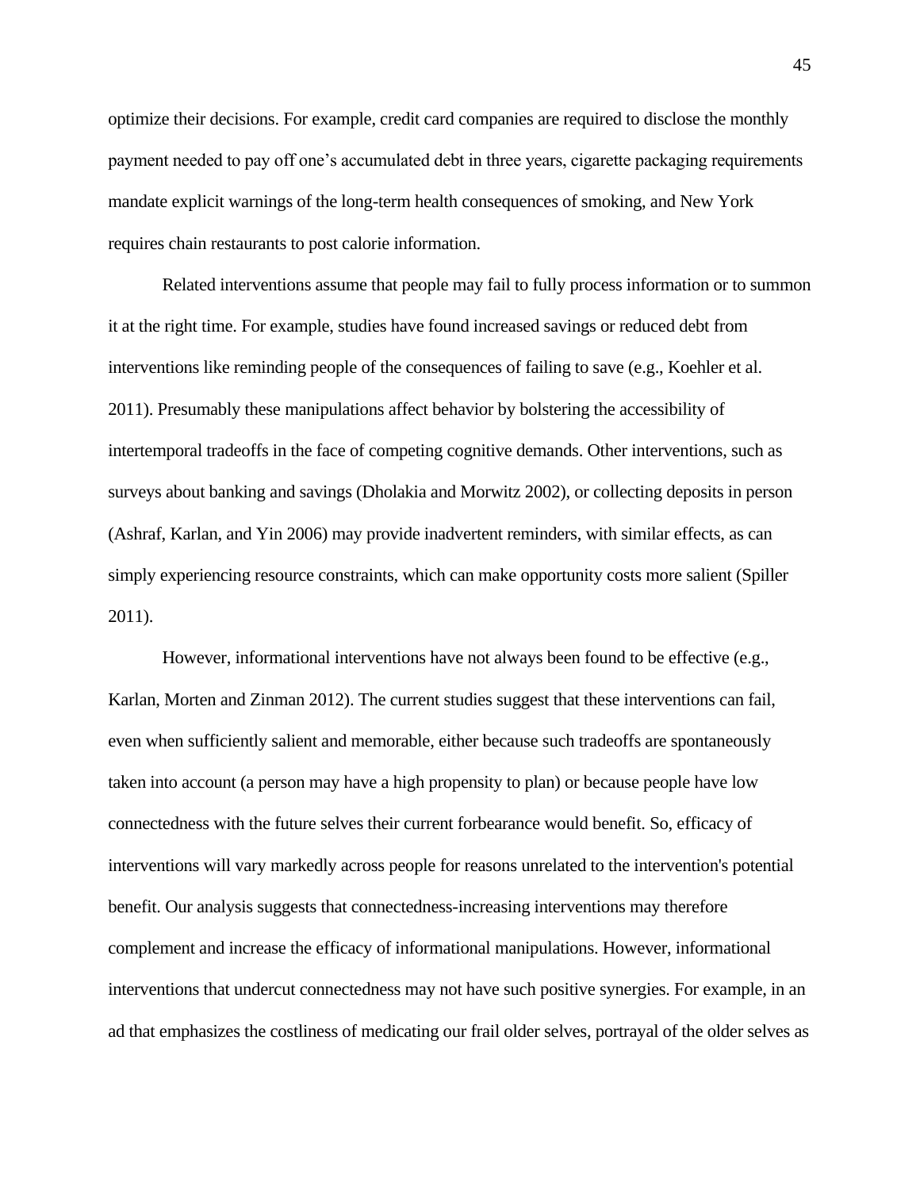optimize their decisions. For example, credit card companies are required to disclose the monthly payment needed to pay off one's accumulated debt in three years, cigarette packaging requirements mandate explicit warnings of the long-term health consequences of smoking, and New York requires chain restaurants to post calorie information.

Related interventions assume that people may fail to fully process information or to summon it at the right time. For example, studies have found increased savings or reduced debt from interventions like reminding people of the consequences of failing to save (e.g., Koehler et al. 2011). Presumably these manipulations affect behavior by bolstering the accessibility of intertemporal tradeoffs in the face of competing cognitive demands. Other interventions, such as surveys about banking and savings (Dholakia and Morwitz 2002), or collecting deposits in person (Ashraf, Karlan, and Yin 2006) may provide inadvertent reminders, with similar effects, as can simply experiencing resource constraints, which can make opportunity costs more salient (Spiller 2011).

However, informational interventions have not always been found to be effective (e.g., Karlan, Morten and Zinman 2012). The current studies suggest that these interventions can fail, even when sufficiently salient and memorable, either because such tradeoffs are spontaneously taken into account (a person may have a high propensity to plan) or because people have low connectedness with the future selves their current forbearance would benefit. So, efficacy of interventions will vary markedly across people for reasons unrelated to the intervention's potential benefit. Our analysis suggests that connectedness-increasing interventions may therefore complement and increase the efficacy of informational manipulations. However, informational interventions that undercut connectedness may not have such positive synergies. For example, in an ad that emphasizes the costliness of medicating our frail older selves, portrayal of the older selves as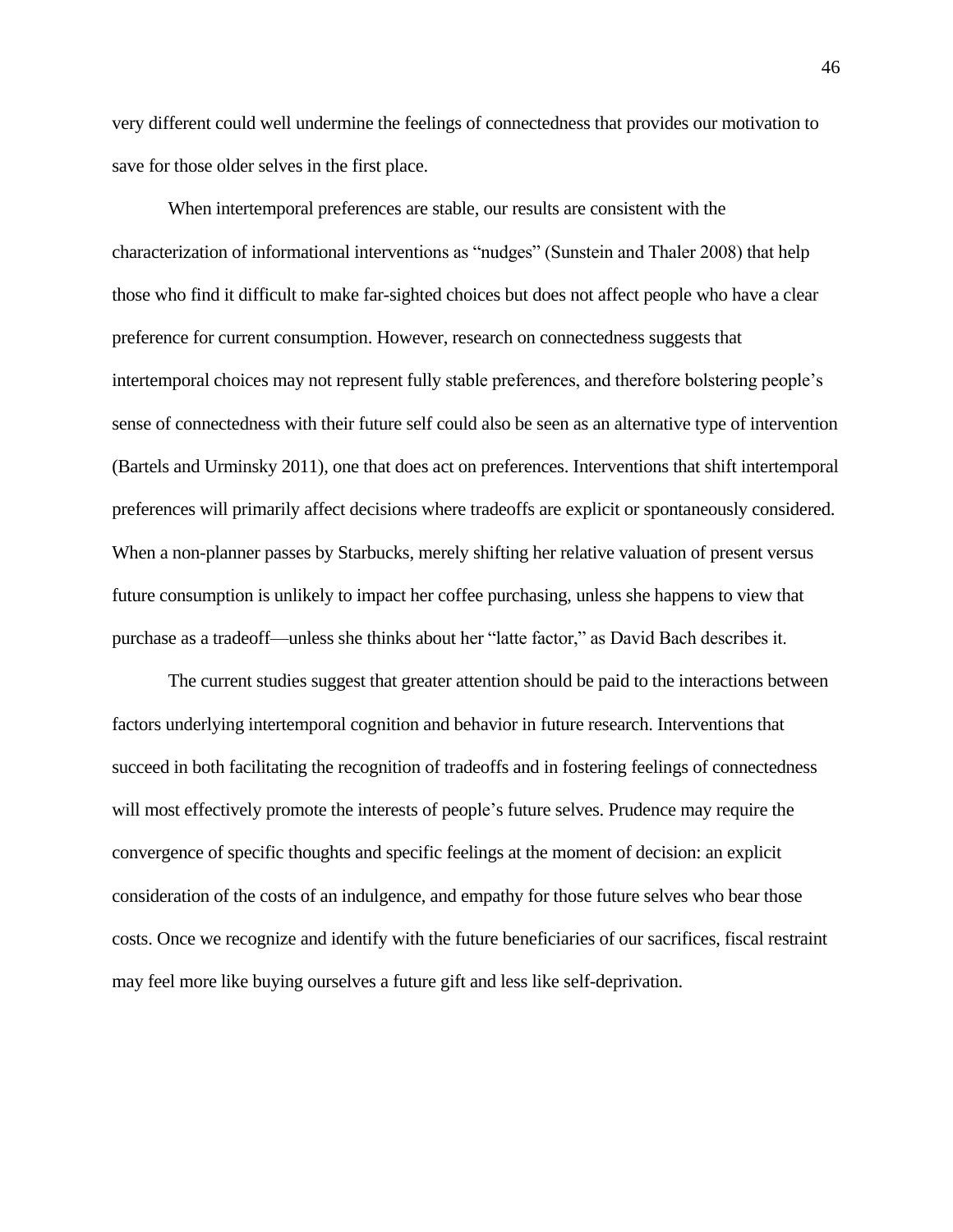very different could well undermine the feelings of connectedness that provides our motivation to save for those older selves in the first place.

When intertemporal preferences are stable, our results are consistent with the characterization of informational interventions as "nudges" (Sunstein and Thaler 2008) that help those who find it difficult to make far-sighted choices but does not affect people who have a clear preference for current consumption. However, research on connectedness suggests that intertemporal choices may not represent fully stable preferences, and therefore bolstering people's sense of connectedness with their future self could also be seen as an alternative type of intervention (Bartels and Urminsky 2011), one that does act on preferences. Interventions that shift intertemporal preferences will primarily affect decisions where tradeoffs are explicit or spontaneously considered. When a non-planner passes by Starbucks, merely shifting her relative valuation of present versus future consumption is unlikely to impact her coffee purchasing, unless she happens to view that purchase as a tradeoff—unless she thinks about her "latte factor," as David Bach describes it.

The current studies suggest that greater attention should be paid to the interactions between factors underlying intertemporal cognition and behavior in future research. Interventions that succeed in both facilitating the recognition of tradeoffs and in fostering feelings of connectedness will most effectively promote the interests of people's future selves. Prudence may require the convergence of specific thoughts and specific feelings at the moment of decision: an explicit consideration of the costs of an indulgence, and empathy for those future selves who bear those costs. Once we recognize and identify with the future beneficiaries of our sacrifices, fiscal restraint may feel more like buying ourselves a future gift and less like self-deprivation.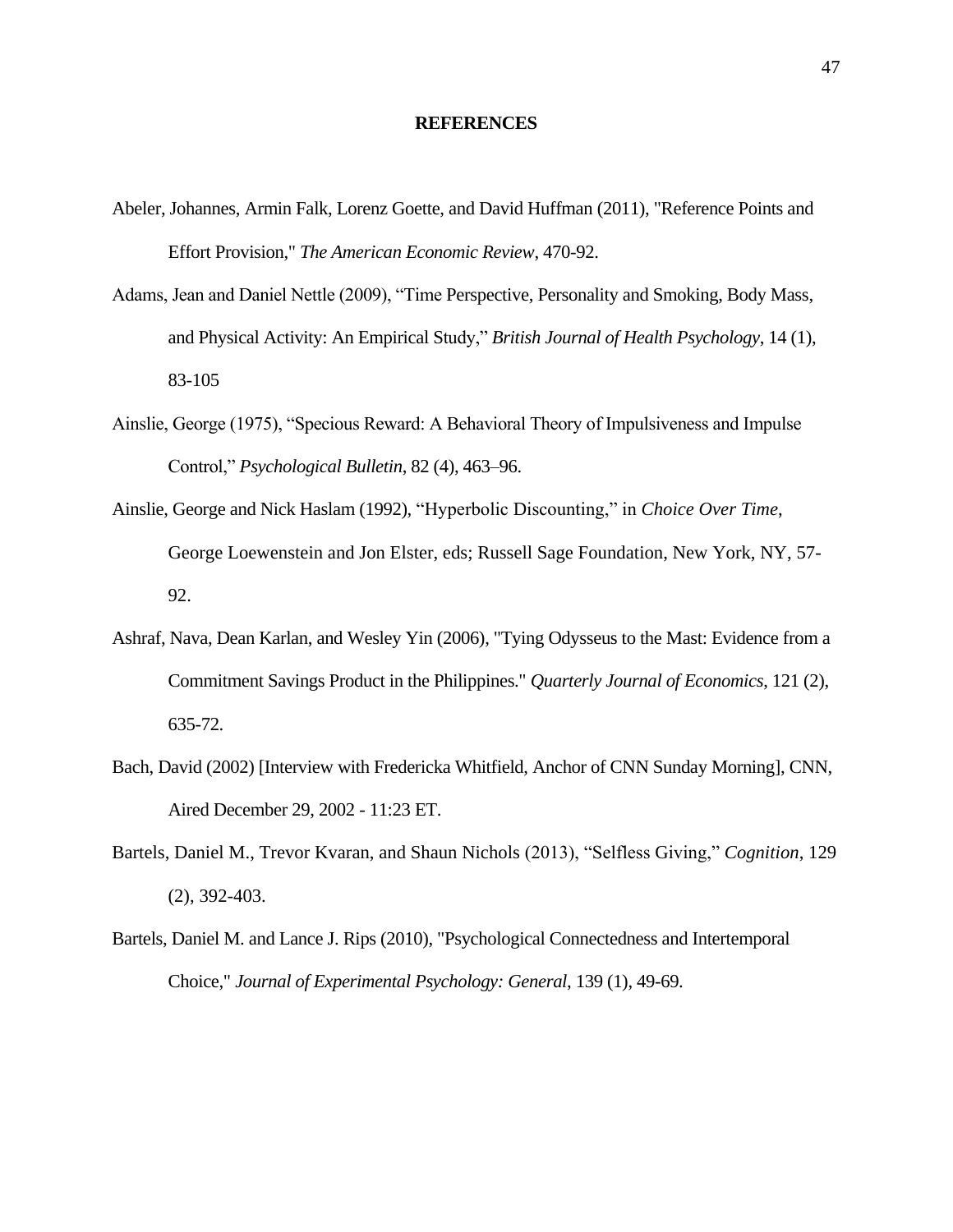## REFERENCES

Abeler, Johannes, Armin Falk, Lorenz Goette, and David Huffman (2011), "Reference Points and Effort Provision," *The American Economic Review*, 470-92.

Adams, Jean and Daniel Nettle (2009), "Time Perspective, Personality and Smoking, Body Mass, and Physical Activity: An Empirical Study," *British Journal of Health Psychology*, 14 (1), 83-105

Ainslie, George (1975), "Specious Reward: A Behavioral Theory of Impulsiveness and Impulse Control," *Psychological Bulletin*, 82 (4), 463–96.

Ainslie, George and Nick Haslam (1992), "Hyperbolic Discounting," in *Choice Over Time,* George Loewenstein and Jon Elster, eds; Russell Sage Foundation, New York, NY, 57-92.

Ashraf, Nava, Dean Karlan, and Wesley Yin (2006), "Tying Odysseus to the Mast: Evidence from a Commitment Savings Product in the Philippines." *Quarterly Journal of Economics*, 121 (2), 635-72.

Bach, David (2002) [Interview with Fredericka Whitfield, Anchor of CNN Sunday Morning], CNN, Aired December 29, 2002 - 11:23 ET.

Bartels, Daniel M., Trevor Kvaran, and Shaun Nichols (2013), "Selfless Giving," *Cognition*, 129 (2), 392-403.

Bartels, Daniel M. and Lance J. Rips (2010), "Psychological Connectedness and Intertemporal Choice," *Journal of Experimental Psychology: General*, 139 (1), 49-69.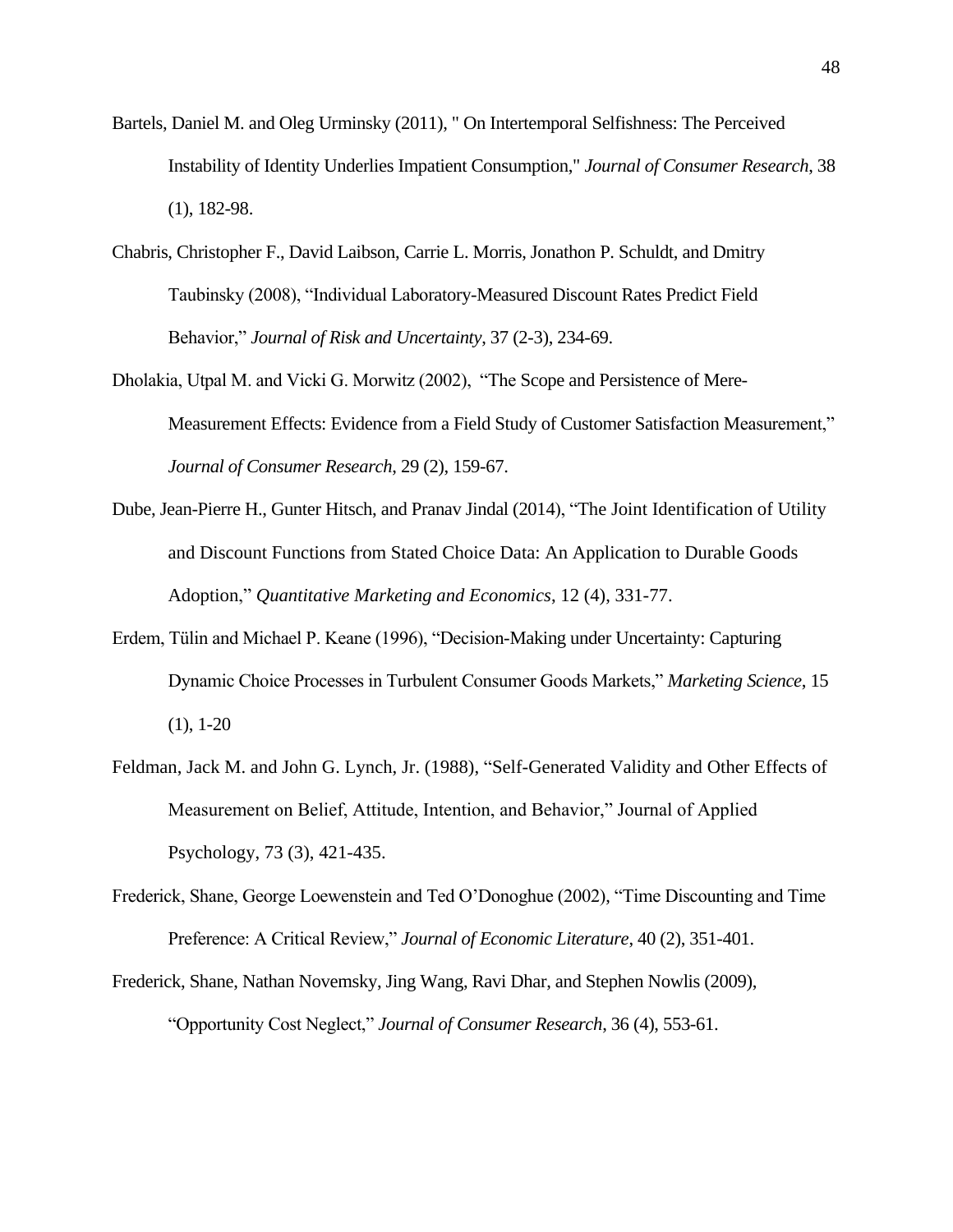Bartels, Daniel M. and Oleg Urminsky (2011), " On Intertemporal Selfishness: The Perceived Instability of Identity Underlies Impatient Consumption," *Journal of Consumer Research*, 38 (1), 182-98.

Chabris, Christopher F., David Laibson, Carrie L. Morris, Jonathon P. Schuldt, and Dmitry Taubinsky (2008), "Individual Laboratory-Measured Discount Rates Predict Field Behavior," *Journal of Risk and Uncertainty*, 37 (2-3), 234-69.

Dholakia, Utpal M. and Vicki G. Morwitz (2002), "The Scope and Persistence of Mere-Measurement Effects: Evidence from a Field Study of Customer Satisfaction Measurement," *Journal of Consumer Research*, 29 (2), 159-67.

Dube, Jean-Pierre H., Gunter Hitsch, and Pranav Jindal (2014), "The Joint Identification of Utility and Discount Functions from Stated Choice Data: An Application to Durable Goods Adoption," *Quantitative Marketing and Economics*, 12 (4), 331-77.

Erdem, Tülin and Michael P. Keane (1996), "Decision-Making under Uncertainty: Capturing Dynamic Choice Processes in Turbulent Consumer Goods Markets," *Marketing Science*, 15 (1), 1-20

Feldman, Jack M. and John G. Lynch, Jr. (1988), "Self-Generated Validity and Other Effects of Measurement on Belief, Attitude, Intention, and Behavior," Journal of Applied Psychology, 73 (3), 421-435.

Frederick, Shane, George Loewenstein and Ted O'Donoghue (2002), "Time Discounting and Time Preference: A Critical Review," *Journal of Economic Literature*, 40 (2), 351-401.

Frederick, Shane, Nathan Novemsky, Jing Wang, Ravi Dhar, and Stephen Nowlis (2009), "Opportunity Cost Neglect," *Journal of Consumer Research*, 36 (4), 553-61.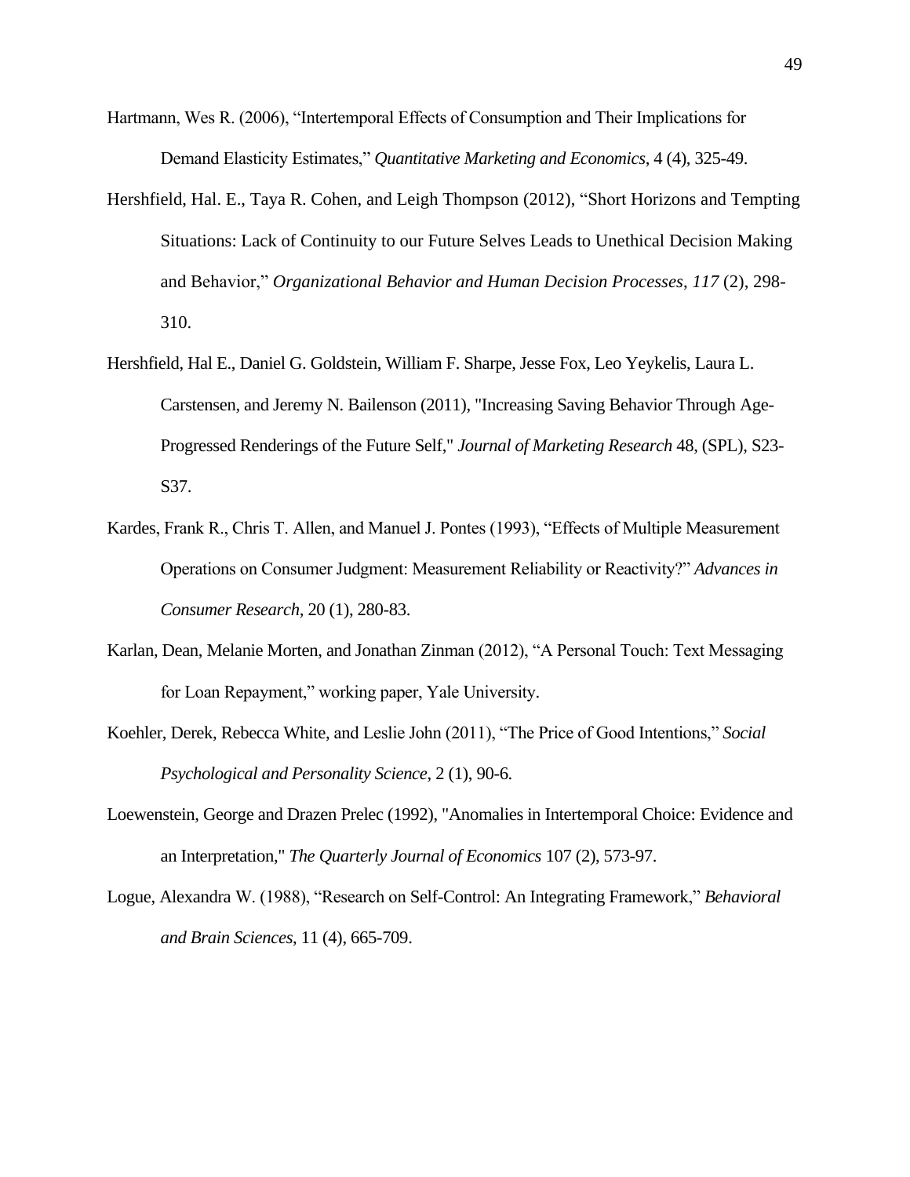Hartmann, Wes R. (2006), "Intertemporal Effects of Consumption and Their Implications for Demand Elasticity Estimates," *Quantitative Marketing and Economics*, 4 (4), 325-49.

Hershfield, Hal. E., Taya R. Cohen, and Leigh Thompson (2012), "Short Horizons and Tempting Situations: Lack of Continuity to our Future Selves Leads to Unethical Decision Making and Behavior," *Organizational Behavior and Human Decision Processes*, *117* (2), 298-310.

Hershfield, Hal E., Daniel G. Goldstein, William F. Sharpe, Jesse Fox, Leo Yeykelis, Laura L. Carstensen, and Jeremy N. Bailenson (2011), "Increasing Saving Behavior Through Age-Progressed Renderings of the Future Self," *Journal of Marketing Research* 48, (SPL), S23-S37.

Kardes, Frank R., Chris T. Allen, and Manuel J. Pontes (1993), "Effects of Multiple Measurement Operations on Consumer Judgment: Measurement Reliability or Reactivity?" *Advances in Consumer Research*, 20 (1), 280-83.

Karlan, Dean, Melanie Morten, and Jonathan Zinman (2012), "A Personal Touch: Text Messaging for Loan Repayment," working paper, Yale University.

Koehler, Derek, Rebecca White, and Leslie John (2011), "The Price of Good Intentions," *Social Psychological and Personality Science*, 2 (1), 90-6.

Loewenstein, George and Drazen Prelec (1992), "Anomalies in Intertemporal Choice: Evidence and an Interpretation," *The Quarterly Journal of Economics* 107 (2), 573-97.

Logue, Alexandra W. (1988), "Research on Self-Control: An Integrating Framework," *Behavioral and Brain Sciences*, 11 (4), 665-709.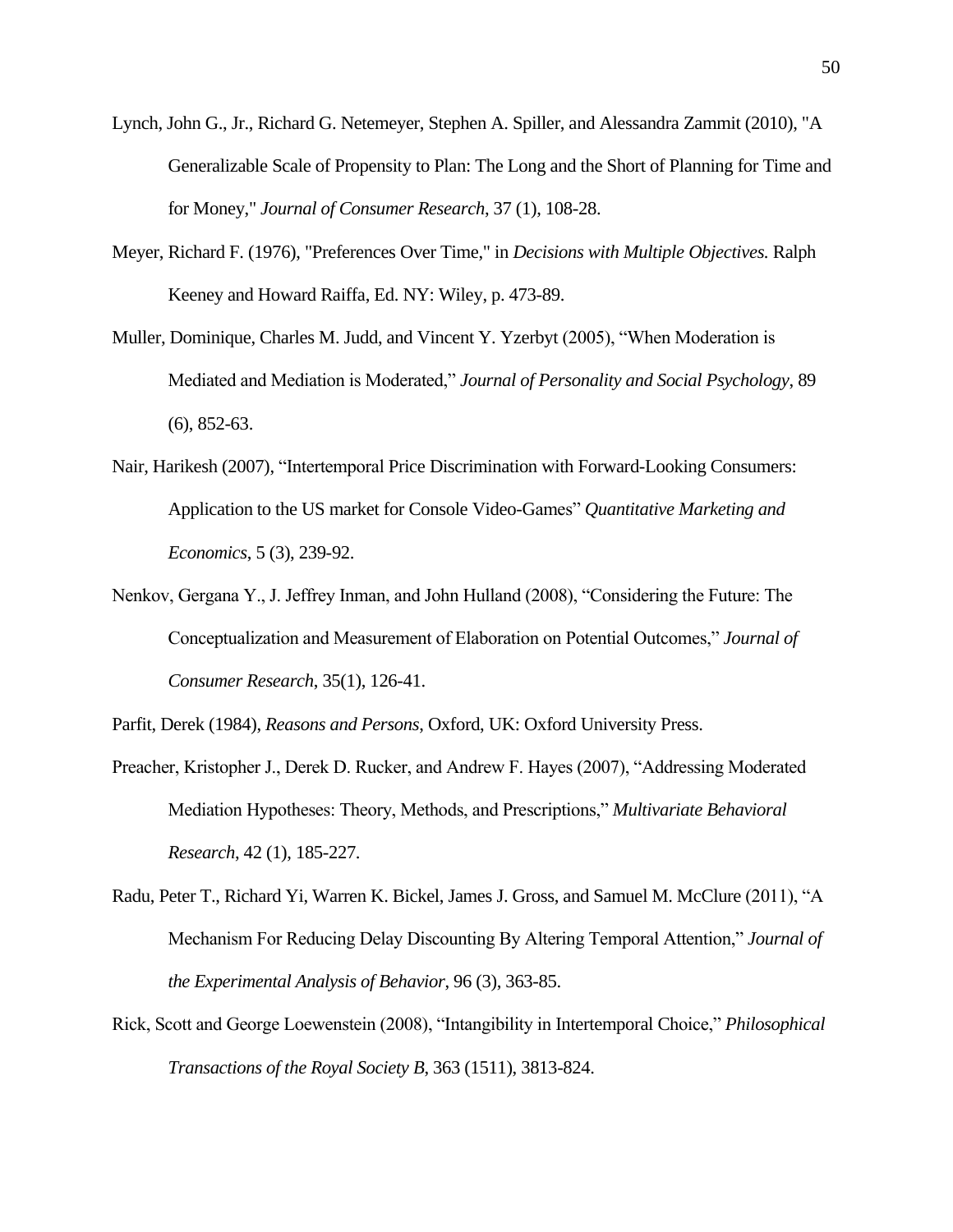Lynch, John G., Jr., Richard G. Netemeyer, Stephen A. Spiller, and Alessandra Zammit (2010), "A Generalizable Scale of Propensity to Plan: The Long and the Short of Planning for Time and for Money," *Journal of Consumer Research*, 37 (1), 108-28.

Meyer, Richard F. (1976), "Preferences Over Time," in *Decisions with Multiple Objectives.* Ralph Keeney and Howard Raiffa, Ed. NY: Wiley, p. 473-89.

Muller, Dominique, Charles M. Judd, and Vincent Y. Yzerbyt (2005), “When Moderation is Mediated and Mediation is Moderated,” *Journal of Personality and Social Psychology*, 89 (6), 852-63.

Nair, Harikesh (2007), “Intertemporal Price Discrimination with Forward-Looking Consumers: Application to the US market for Console Video-Games” *Quantitative Marketing and Economics*, 5 (3), 239-92.

Nenkov, Gergana Y., J. Jeffrey Inman, and John Hulland (2008), “Considering the Future: The Conceptualization and Measurement of Elaboration on Potential Outcomes,” *Journal of Consumer Research*, 35(1), 126-41.

Parfit, Derek (1984), *Reasons and Persons*, Oxford, UK: Oxford University Press.

Preacher, Kristopher J., Derek D. Rucker, and Andrew F. Hayes (2007), “Addressing Moderated Mediation Hypotheses: Theory, Methods, and Prescriptions,” *Multivariate Behavioral Research*, 42 (1), 185-227.

Radu, Peter T., Richard Yi, Warren K. Bickel, James J. Gross, and Samuel M. McClure (2011), “A Mechanism For Reducing Delay Discounting By Altering Temporal Attention,” *Journal of the Experimental Analysis of Behavior*, 96 (3), 363-85.

Rick, Scott and George Loewenstein (2008), “Intangibility in Intertemporal Choice,” *Philosophical Transactions of the Royal Society B*, 363 (1511), 3813-824.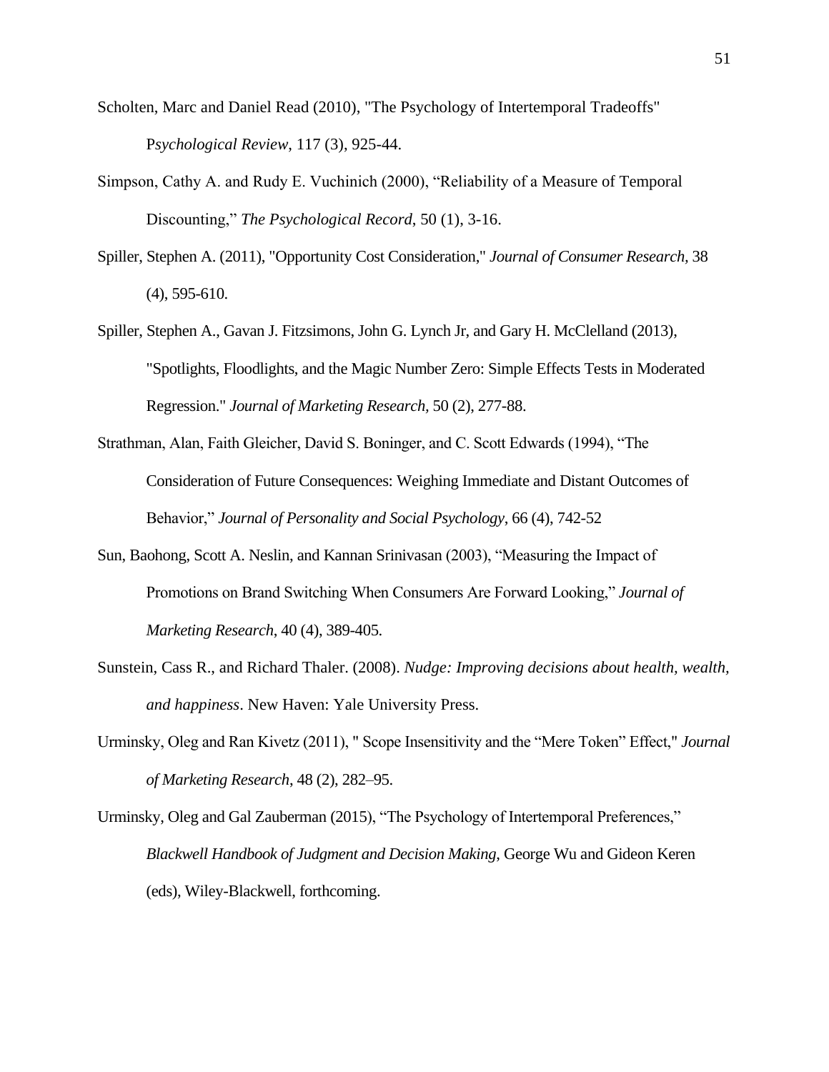Scholten, Marc and Daniel Read (2010), "The Psychology of Intertemporal Tradeoffs" P*sychological Review*, 117 (3), 925-44.

Simpson, Cathy A. and Rudy E. Vuchinich (2000), "Reliability of a Measure of Temporal Discounting," *The Psychological Record*, 50 (1), 3-16.

Spiller, Stephen A. (2011), "Opportunity Cost Consideration," *Journal of Consumer Research,* 38 (4), 595-610.

Spiller, Stephen A., Gavan J. Fitzsimons, John G. Lynch Jr, and Gary H. McClelland (2013), "Spotlights, Floodlights, and the Magic Number Zero: Simple Effects Tests in Moderated Regression." *Journal of Marketing Research,* 50 (2), 277-88.

Strathman, Alan, Faith Gleicher, David S. Boninger, and C. Scott Edwards (1994), "The Consideration of Future Consequences: Weighing Immediate and Distant Outcomes of Behavior," *Journal of Personality and Social Psychology*, 66 (4), 742-52

Sun, Baohong, Scott A. Neslin, and Kannan Srinivasan (2003), "Measuring the Impact of Promotions on Brand Switching When Consumers Are Forward Looking," *Journal of Marketing Research*, 40 (4), 389-405.

Sunstein, Cass R., and Richard Thaler. (2008). *Nudge: Improving decisions about health, wealth, and happiness*. New Haven: Yale University Press.

Urminsky, Oleg and Ran Kivetz (2011), " Scope Insensitivity and the "Mere Token" Effect," *Journal of Marketing Research*, 48 (2), 282–95.

Urminsky, Oleg and Gal Zauberman (2015), "The Psychology of Intertemporal Preferences," *Blackwell Handbook of Judgment and Decision Making*, George Wu and Gideon Keren (eds), Wiley-Blackwell, forthcoming.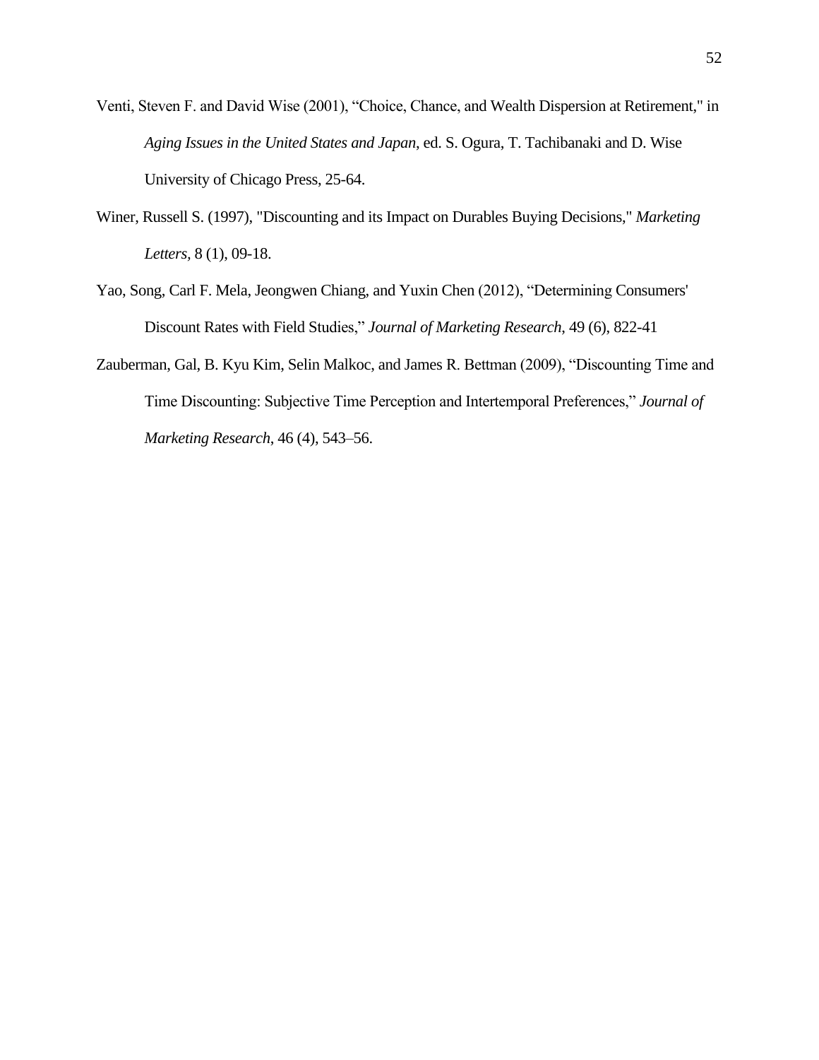Venti, Steven F. and David Wise (2001), “Choice, Chance, and Wealth Dispersion at Retirement," in *Aging Issues in the United States and Japan*, ed. S. Ogura, T. Tachibanaki and D. Wise University of Chicago Press, 25-64.

Winer, Russell S. (1997), "Discounting and its Impact on Durables Buying Decisions," *Marketing Letters,* 8 (1), 09-18.

Yao, Song, Carl F. Mela, Jeongwen Chiang, and Yuxin Chen (2012), “Determining Consumers' Discount Rates with Field Studies,” *Journal of Marketing Research*, 49 (6), 822-41

Zauberman, Gal, B. Kyu Kim, Selin Malkoc, and James R. Bettman (2009), “Discounting Time and Time Discounting: Subjective Time Perception and Intertemporal Preferences,” *Journal of Marketing Research*, 46 (4), 543–56.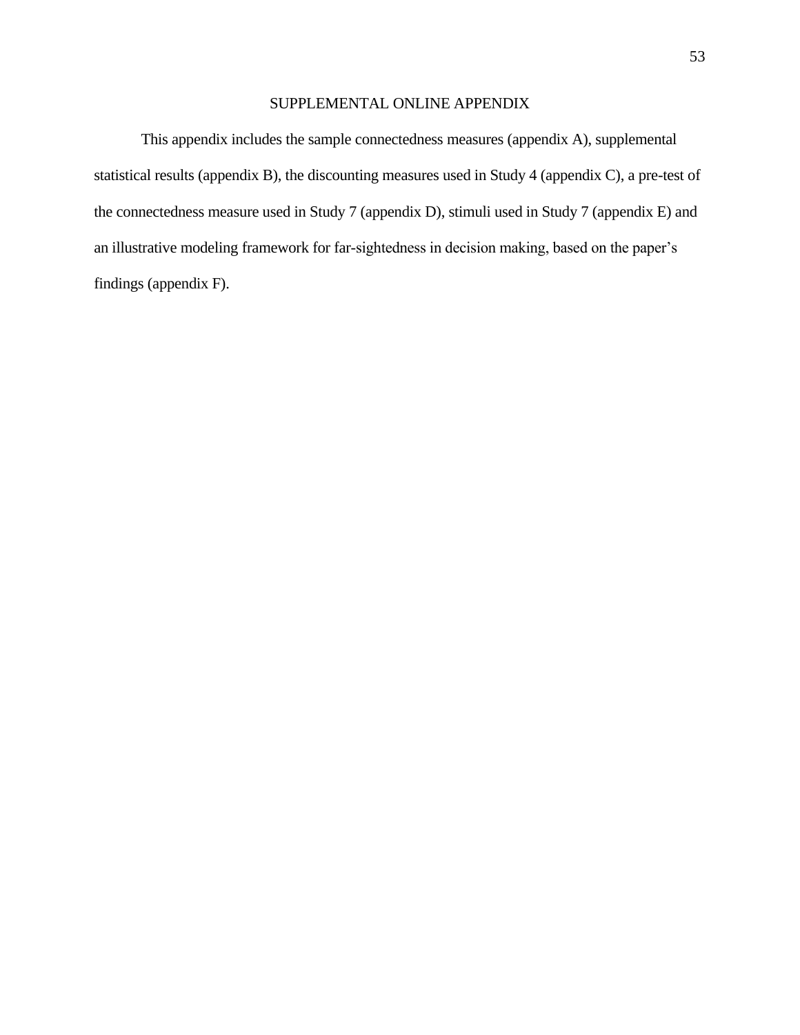# SUPPLEMENTAL ONLINE APPENDIX

This appendix includes the sample connectedness measures (appendix A), supplemental statistical results (appendix B), the discounting measures used in Study 4 (appendix C), a pre-test of the connectedness measure used in Study 7 (appendix D), stimuli used in Study 7 (appendix E) and an illustrative modeling framework for far-sightedness in decision making, based on the paper's findings (appendix F).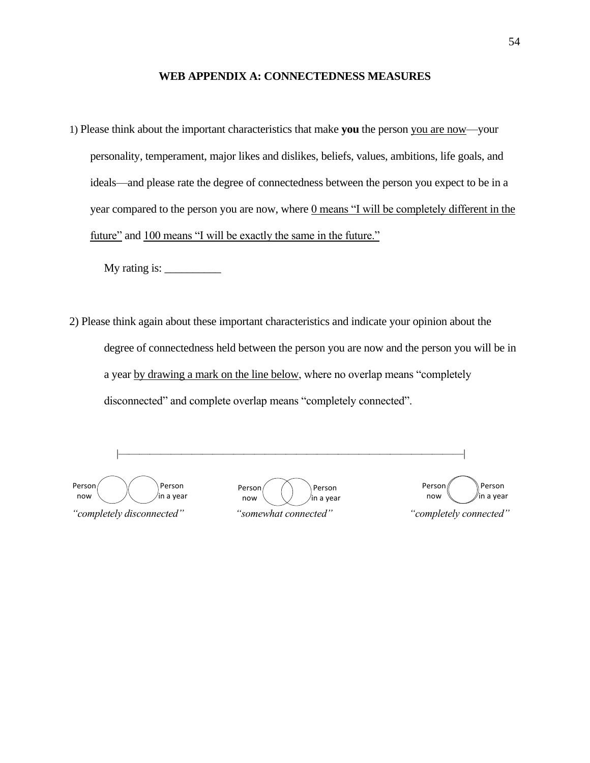# WEB APPENDIX A: CONNECTEDNESS MEASURES

1) Please think about the important characteristics that make **you** the person <u>you are now</u>—your personality, temperament, major likes and dislikes, beliefs, values, ambitions, life goals, and ideals—and please rate the degree of connectedness between the person you expect to be in a year compared to the person you are now, where <u>0 means "I will be completely different in the future"</u> and <u>100 means "I will be exactly the same in the future."</u>

   My rating is: __________

2) Please think again about these important characteristics and indicate your opinion about the degree of connectedness held between the person you are now and the person you will be in a year <u>by drawing a mark on the line below</u>, where no overlap means "completely disconnected" and complete overlap means "completely connected".

|———————————————————————————————————|

| Person now / Person in a year | Person now / Person in a year | Person now / Person in a year |
|---|---|---|
| *"completely disconnected"* | *"somewhat connected"* | *"completely connected"* |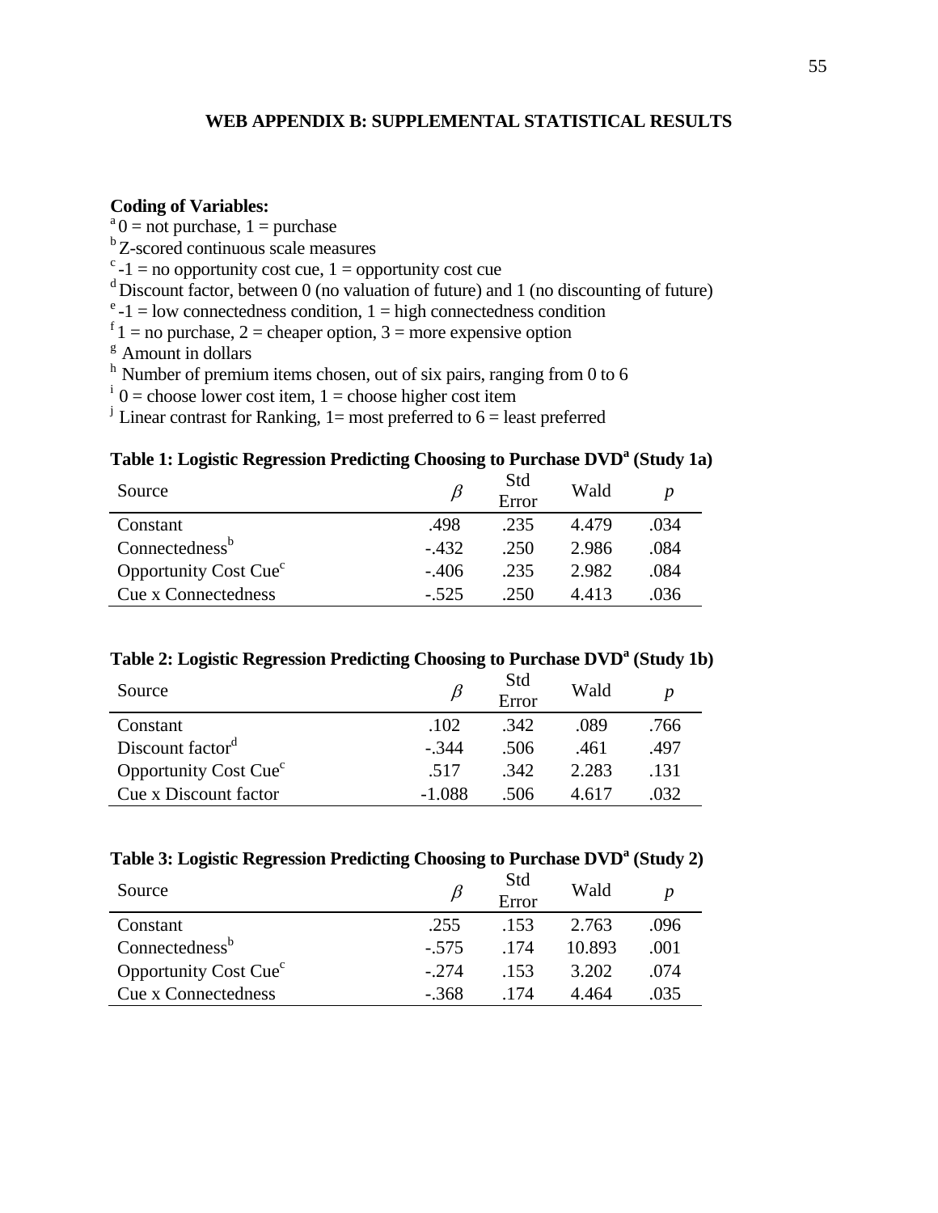## WEB APPENDIX B: SUPPLEMENTAL STATISTICAL RESULTS

**Coding of Variables:**

[a] 0 = not purchase, 1 = purchase
[b] Z-scored continuous scale measures
[c] -1 = no opportunity cost cue, 1 = opportunity cost cue
[d] Discount factor, between 0 (no valuation of future) and 1 (no discounting of future)
[e] -1 = low connectedness condition, 1 = high connectedness condition
[f] 1 = no purchase, 2 = cheaper option, 3 = more expensive option
[g] Amount in dollars
[h] Number of premium items chosen, out of six pairs, ranging from 0 to 6
[i] 0 = choose lower cost item, 1 = choose higher cost item
[j] Linear contrast for Ranking, 1= most preferred to 6 = least preferred

**Table 1: Logistic Regression Predicting Choosing to Purchase DVD[a] (Study 1a)**

| Source | $\beta$ | Std Error | Wald | *p* |
|---|---|---|---|---|
| Constant | .498 | .235 | 4.479 | .034 |
| Connectedness[b] | -.432 | .250 | 2.986 | .084 |
| Opportunity Cost Cue[c] | -.406 | .235 | 2.982 | .084 |
| Cue x Connectedness | -.525 | .250 | 4.413 | .036 |

**Table 2: Logistic Regression Predicting Choosing to Purchase DVD[a] (Study 1b)**

| Source | $\beta$ | Std Error | Wald | *p* |
|---|---|---|---|---|
| Constant | .102 | .342 | .089 | .766 |
| Discount factor[d] | -.344 | .506 | .461 | .497 |
| Opportunity Cost Cue[c] | .517 | .342 | 2.283 | .131 |
| Cue x Discount factor | -1.088 | .506 | 4.617 | .032 |

**Table 3: Logistic Regression Predicting Choosing to Purchase DVD[a] (Study 2)**

| Source | $\beta$ | Std Error | Wald | *p* |
|---|---|---|---|---|
| Constant | .255 | .153 | 2.763 | .096 |
| Connectedness[b] | -.575 | .174 | 10.893 | .001 |
| Opportunity Cost Cue[c] | -.274 | .153 | 3.202 | .074 |
| Cue x Connectedness | -.368 | .174 | 4.464 | .035 |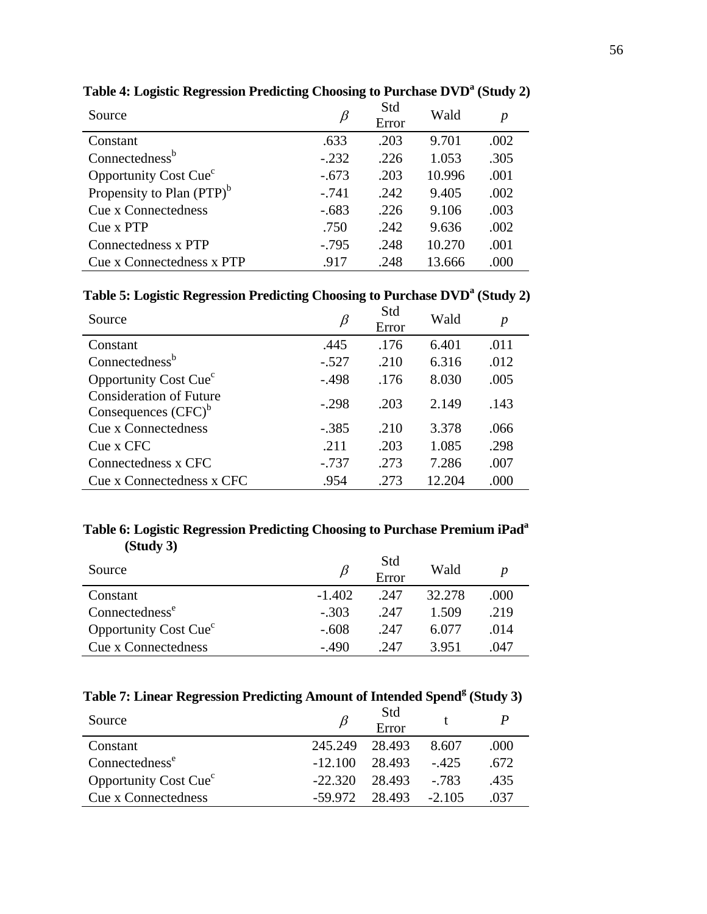**Table 4: Logistic Regression Predicting Choosing to Purchase DVD[a] (Study 2)**

| Source | $\beta$ | Std Error | Wald | $p$ |
|---|---|---|---|---|
| Constant | .633 | .203 | 9.701 | .002 |
| Connectedness[b] | -.232 | .226 | 1.053 | .305 |
| Opportunity Cost Cue[c] | -.673 | .203 | 10.996 | .001 |
| Propensity to Plan (PTP)[b] | -.741 | .242 | 9.405 | .002 |
| Cue x Connectedness | -.683 | .226 | 9.106 | .003 |
| Cue x PTP | .750 | .242 | 9.636 | .002 |
| Connectedness x PTP | -.795 | .248 | 10.270 | .001 |
| Cue x Connectedness x PTP | .917 | .248 | 13.666 | .000 |

**Table 5: Logistic Regression Predicting Choosing to Purchase DVD[a] (Study 2)**

| Source | $\beta$ | Std Error | Wald | $p$ |
|---|---|---|---|---|
| Constant | .445 | .176 | 6.401 | .011 |
| Connectedness[b] | -.527 | .210 | 6.316 | .012 |
| Opportunity Cost Cue[c] | -.498 | .176 | 8.030 | .005 |
| Consideration of Future Consequences (CFC)[b] | -.298 | .203 | 2.149 | .143 |
| Cue x Connectedness | -.385 | .210 | 3.378 | .066 |
| Cue x CFC | .211 | .203 | 1.085 | .298 |
| Connectedness x CFC | -.737 | .273 | 7.286 | .007 |
| Cue x Connectedness x CFC | .954 | .273 | 12.204 | .000 |

**Table 6: Logistic Regression Predicting Choosing to Purchase Premium iPad[a] (Study 3)**

| Source | $\beta$ | Std Error | Wald | $p$ |
|---|---|---|---|---|
| Constant | -1.402 | .247 | 32.278 | .000 |
| Connectedness[e] | -.303 | .247 | 1.509 | .219 |
| Opportunity Cost Cue[c] | -.608 | .247 | 6.077 | .014 |
| Cue x Connectedness | -.490 | .247 | 3.951 | .047 |

**Table 7: Linear Regression Predicting Amount of Intended Spend[g] (Study 3)**

| Source | $\beta$ | Std Error | t | $P$ |
|---|---|---|---|---|
| Constant | 245.249 | 28.493 | 8.607 | .000 |
| Connectedness[e] | -12.100 | 28.493 | -.425 | .672 |
| Opportunity Cost Cue[c] | -22.320 | 28.493 | -.783 | .435 |
| Cue x Connectedness | -59.972 | 28.493 | -2.105 | .037 |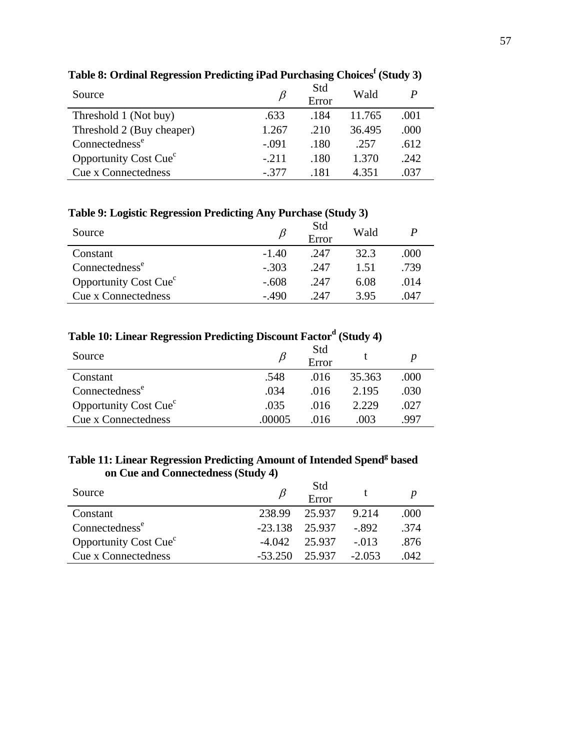**Table 8: Ordinal Regression Predicting iPad Purchasing Choices[f] (Study 3)**

| Source | $\beta$ | Std Error | Wald | $P$ |
|---|---|---|---|---|
| Threshold 1 (Not buy) | .633 | .184 | 11.765 | .001 |
| Threshold 2 (Buy cheaper) | 1.267 | .210 | 36.495 | .000 |
| Connectedness[e] | -.091 | .180 | .257 | .612 |
| Opportunity Cost Cue[c] | -.211 | .180 | 1.370 | .242 |
| Cue x Connectedness | -.377 | .181 | 4.351 | .037 |

**Table 9: Logistic Regression Predicting Any Purchase (Study 3)**

| Source | $\beta$ | Std Error | Wald | $P$ |
|---|---|---|---|---|
| Constant | -1.40 | .247 | 32.3 | .000 |
| Connectedness[e] | -.303 | .247 | 1.51 | .739 |
| Opportunity Cost Cue[c] | -.608 | .247 | 6.08 | .014 |
| Cue x Connectedness | -.490 | .247 | 3.95 | .047 |

**Table 10: Linear Regression Predicting Discount Factor[d] (Study 4)**

| Source | $\beta$ | Std Error | t | $p$ |
|---|---|---|---|---|
| Constant | .548 | .016 | 35.363 | .000 |
| Connectedness[e] | .034 | .016 | 2.195 | .030 |
| Opportunity Cost Cue[c] | .035 | .016 | 2.229 | .027 |
| Cue x Connectedness | .00005 | .016 | .003 | .997 |

**Table 11: Linear Regression Predicting Amount of Intended Spend[g] based on Cue and Connectedness (Study 4)**

| Source | $\beta$ | Std Error | t | $p$ |
|---|---|---|---|---|
| Constant | 238.99 | 25.937 | 9.214 | .000 |
| Connectedness[e] | -23.138 | 25.937 | -.892 | .374 |
| Opportunity Cost Cue[c] | -4.042 | 25.937 | -.013 | .876 |
| Cue x Connectedness | -53.250 | 25.937 | -2.053 | .042 |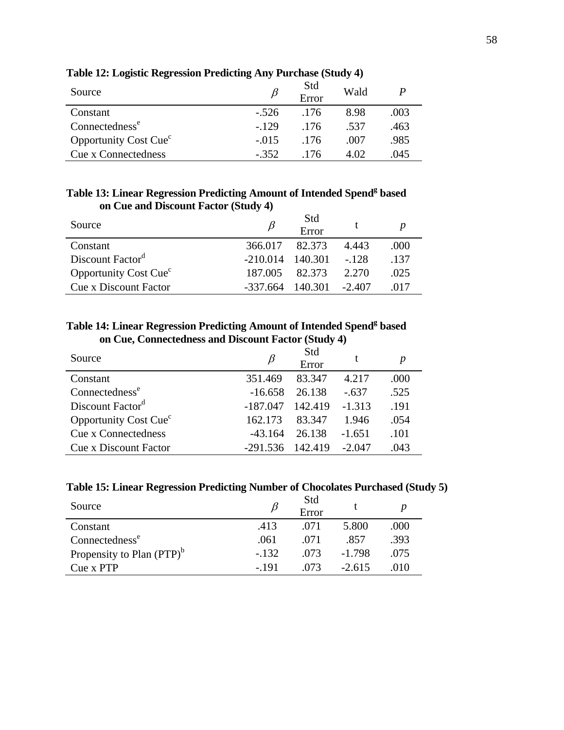**Table 12: Logistic Regression Predicting Any Purchase (Study 4)**

| Source | $\beta$ | Std Error | Wald | *P* |
|---|---|---|---|---|
| Constant | -.526 | .176 | 8.98 | .003 |
| Connectedness[e] | -.129 | .176 | .537 | .463 |
| Opportunity Cost Cue[c] | -.015 | .176 | .007 | .985 |
| Cue x Connectedness | -.352 | .176 | 4.02 | .045 |

**Table 13: Linear Regression Predicting Amount of Intended Spend[g] based on Cue and Discount Factor (Study 4)**

| Source | $\beta$ | Std Error | t | *p* |
|---|---|---|---|---|
| Constant | 366.017 | 82.373 | 4.443 | .000 |
| Discount Factor[d] | -210.014 | 140.301 | -.128 | .137 |
| Opportunity Cost Cue[c] | 187.005 | 82.373 | 2.270 | .025 |
| Cue x Discount Factor | -337.664 | 140.301 | -2.407 | .017 |

**Table 14: Linear Regression Predicting Amount of Intended Spend[g] based on Cue, Connectedness and Discount Factor (Study 4)**

| Source | $\beta$ | Std Error | t | *p* |
|---|---|---|---|---|
| Constant | 351.469 | 83.347 | 4.217 | .000 |
| Connectedness[e] | -16.658 | 26.138 | -.637 | .525 |
| Discount Factor[d] | -187.047 | 142.419 | -1.313 | .191 |
| Opportunity Cost Cue[c] | 162.173 | 83.347 | 1.946 | .054 |
| Cue x Connectedness | -43.164 | 26.138 | -1.651 | .101 |
| Cue x Discount Factor | -291.536 | 142.419 | -2.047 | .043 |

**Table 15: Linear Regression Predicting Number of Chocolates Purchased (Study 5)**

| Source | $\beta$ | Std Error | t | *p* |
|---|---|---|---|---|
| Constant | .413 | .071 | 5.800 | .000 |
| Connectedness[e] | .061 | .071 | .857 | .393 |
| Propensity to Plan (PTP)[b] | -.132 | .073 | -1.798 | .075 |
| Cue x PTP | -.191 | .073 | -2.615 | .010 |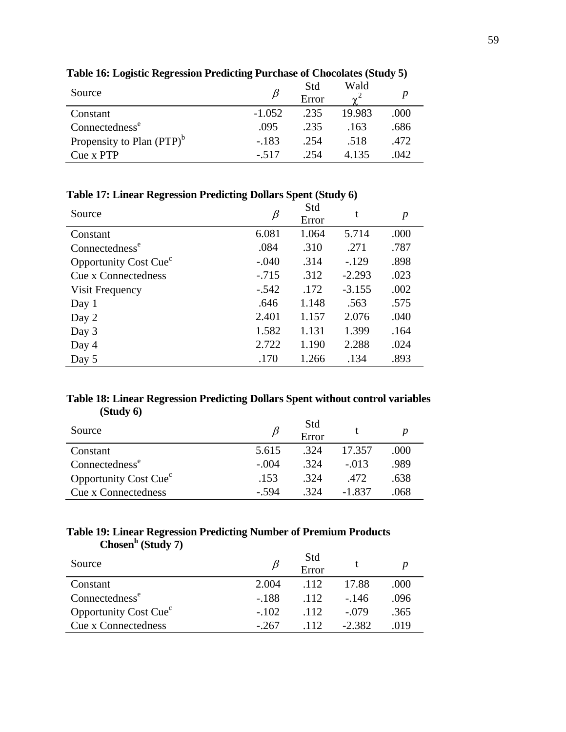**Table 16: Logistic Regression Predicting Purchase of Chocolates (Study 5)**

| Source | $\beta$ | Std Error | Wald $\chi^2$ | *p* |
|---|---|---|---|---|
| Constant | -1.052 | .235 | 19.983 | .000 |
| Connectedness[e] | .095 | .235 | .163 | .686 |
| Propensity to Plan (PTP)[b] | -.183 | .254 | .518 | .472 |
| Cue x PTP | -.517 | .254 | 4.135 | .042 |

**Table 17: Linear Regression Predicting Dollars Spent (Study 6)**

| Source | $\beta$ | Std Error | t | *p* |
|---|---|---|---|---|
| Constant | 6.081 | 1.064 | 5.714 | .000 |
| Connectedness[e] | .084 | .310 | .271 | .787 |
| Opportunity Cost Cue[c] | -.040 | .314 | -.129 | .898 |
| Cue x Connectedness | -.715 | .312 | -2.293 | .023 |
| Visit Frequency | -.542 | .172 | -3.155 | .002 |
| Day 1 | .646 | 1.148 | .563 | .575 |
| Day 2 | 2.401 | 1.157 | 2.076 | .040 |
| Day 3 | 1.582 | 1.131 | 1.399 | .164 |
| Day 4 | 2.722 | 1.190 | 2.288 | .024 |
| Day 5 | .170 | 1.266 | .134 | .893 |

**Table 18: Linear Regression Predicting Dollars Spent without control variables (Study 6)**

| Source | $\beta$ | Std Error | t | *p* |
|---|---|---|---|---|
| Constant | 5.615 | .324 | 17.357 | .000 |
| Connectedness[e] | -.004 | .324 | -.013 | .989 |
| Opportunity Cost Cue[c] | .153 | .324 | .472 | .638 |
| Cue x Connectedness | -.594 | .324 | -1.837 | .068 |

**Table 19: Linear Regression Predicting Number of Premium Products Chosen[h] (Study 7)**

| Source | $\beta$ | Std Error | t | *p* |
|---|---|---|---|---|
| Constant | 2.004 | .112 | 17.88 | .000 |
| Connectedness[e] | -.188 | .112 | -.146 | .096 |
| Opportunity Cost Cue[c] | -.102 | .112 | -.079 | .365 |
| Cue x Connectedness | -.267 | .112 | -2.382 | .019 |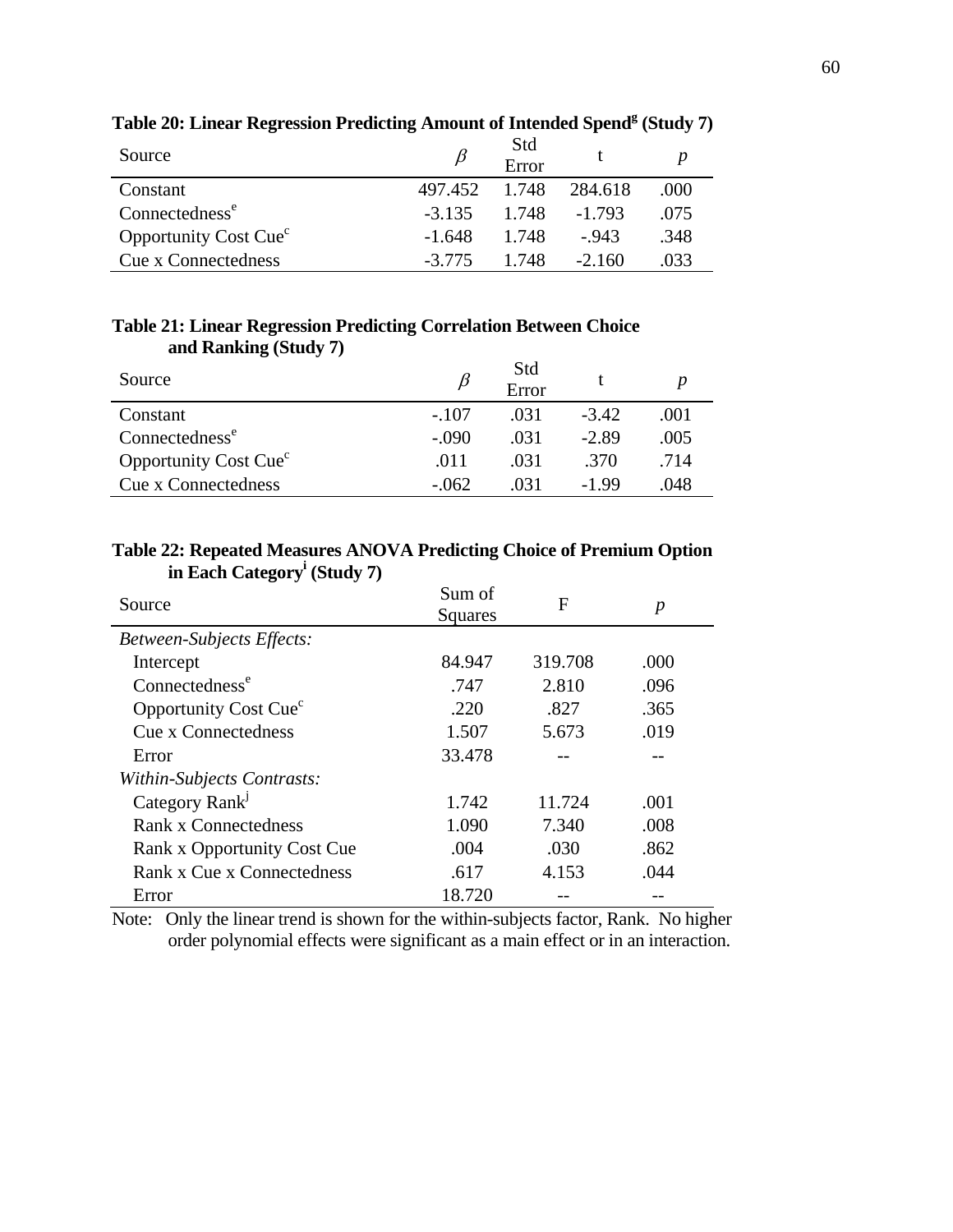**Table 20: Linear Regression Predicting Amount of Intended Spend[g] (Study 7)**

| Source | $\beta$ | Std Error | t | $p$ |
|---|---|---|---|---|
| Constant | 497.452 | 1.748 | 284.618 | .000 |
| Connectedness[e] | -3.135 | 1.748 | -1.793 | .075 |
| Opportunity Cost Cue[c] | -1.648 | 1.748 | -.943 | .348 |
| Cue x Connectedness | -3.775 | 1.748 | -2.160 | .033 |

**Table 21: Linear Regression Predicting Correlation Between Choice and Ranking (Study 7)**

| Source | $\beta$ | Std Error | t | $p$ |
|---|---|---|---|---|
| Constant | -.107 | .031 | -3.42 | .001 |
| Connectedness[e] | -.090 | .031 | -2.89 | .005 |
| Opportunity Cost Cue[c] | .011 | .031 | .370 | .714 |
| Cue x Connectedness | -.062 | .031 | -1.99 | .048 |

**Table 22: Repeated Measures ANOVA Predicting Choice of Premium Option in Each Category[i] (Study 7)**

| Source | Sum of Squares | F | $p$ |
|---|---|---|---|
| *Between-Subjects Effects:* | | | |
| Intercept | 84.947 | 319.708 | .000 |
| Connectedness[e] | .747 | 2.810 | .096 |
| Opportunity Cost Cue[c] | .220 | .827 | .365 |
| Cue x Connectedness | 1.507 | 5.673 | .019 |
| Error | 33.478 | -- | -- |
| *Within-Subjects Contrasts:* | | | |
| Category Rank[j] | 1.742 | 11.724 | .001 |
| Rank x Connectedness | 1.090 | 7.340 | .008 |
| Rank x Opportunity Cost Cue | .004 | .030 | .862 |
| Rank x Cue x Connectedness | .617 | 4.153 | .044 |
| Error | 18.720 | -- | -- |

Note: Only the linear trend is shown for the within-subjects factor, Rank. No higher order polynomial effects were significant as a main effect or in an interaction.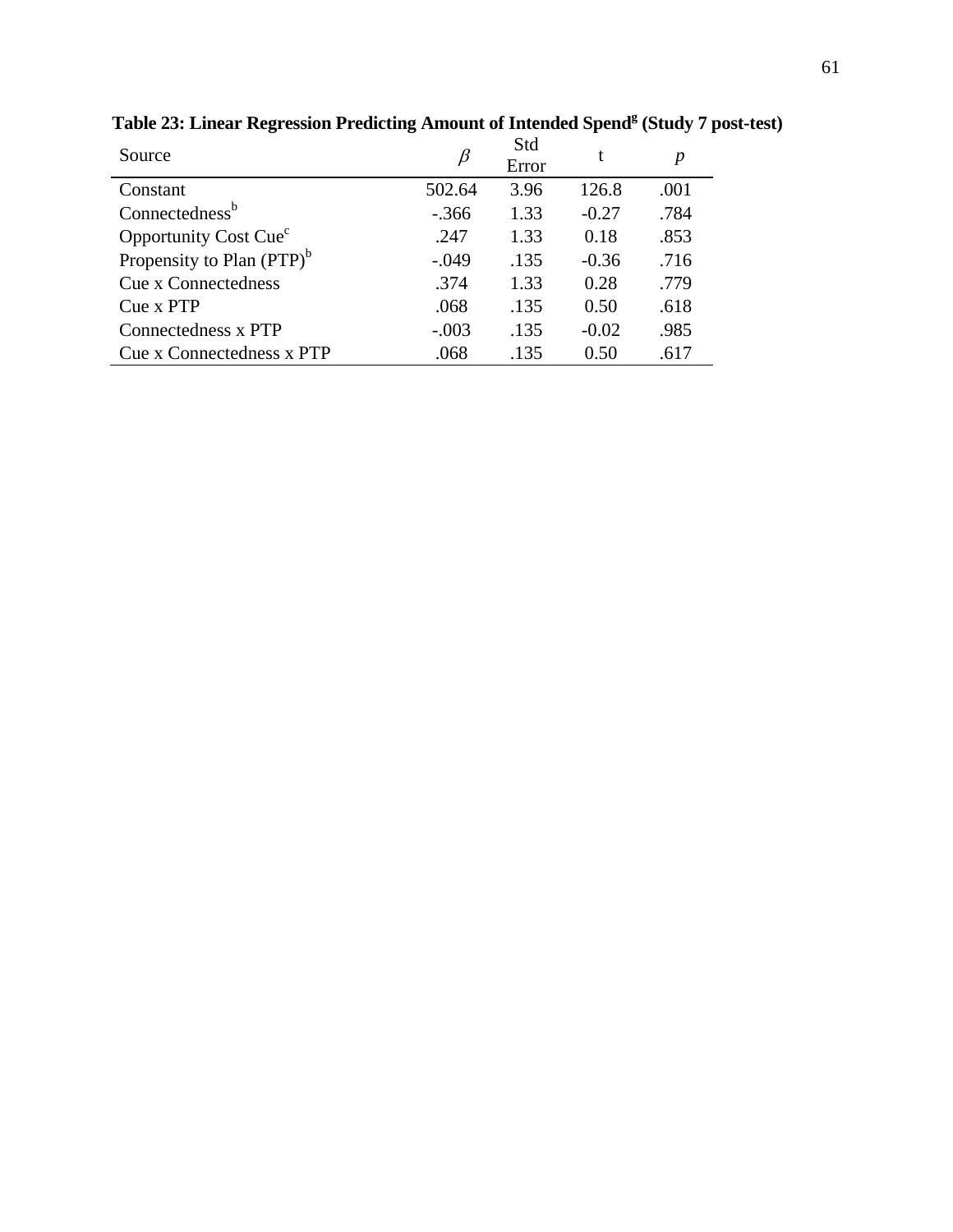**Table 23: Linear Regression Predicting Amount of Intended Spend[g] (Study 7 post-test)**

| Source | $\beta$ | Std Error | t | *p* |
|---|---|---|---|---|
| Constant | 502.64 | 3.96 | 126.8 | .001 |
| Connectedness[b] | -.366 | 1.33 | -0.27 | .784 |
| Opportunity Cost Cue[c] | .247 | 1.33 | 0.18 | .853 |
| Propensity to Plan (PTP)[b] | -.049 | .135 | -0.36 | .716 |
| Cue x Connectedness | .374 | 1.33 | 0.28 | .779 |
| Cue x PTP | .068 | .135 | 0.50 | .618 |
| Connectedness x PTP | -.003 | .135 | -0.02 | .985 |
| Cue x Connectedness x PTP | .068 | .135 | 0.50 | .617 |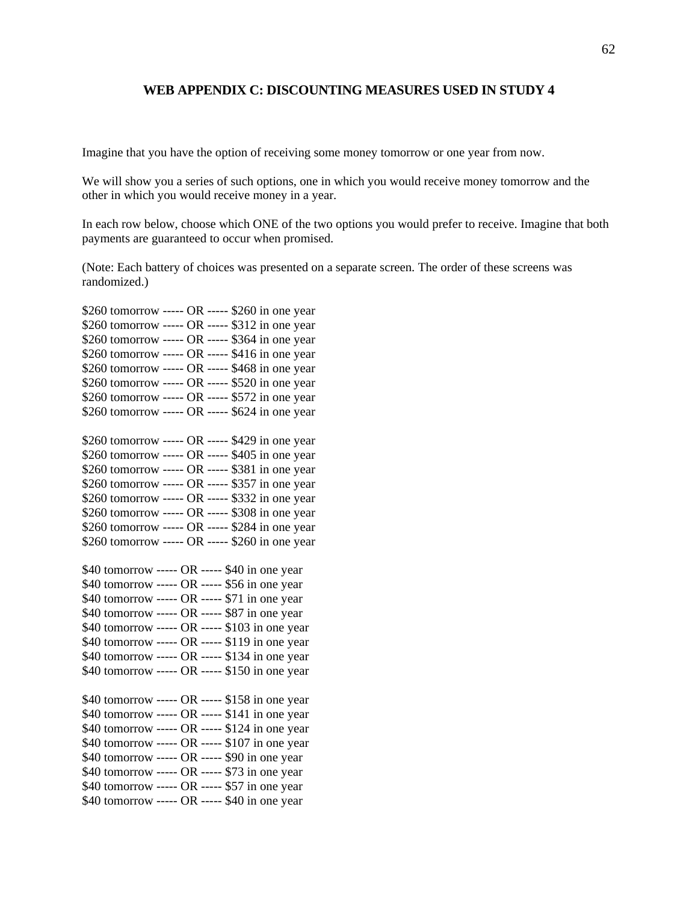## WEB APPENDIX C: DISCOUNTING MEASURES USED IN STUDY 4

Imagine that you have the option of receiving some money tomorrow or one year from now.

We will show you a series of such options, one in which you would receive money tomorrow and the other in which you would receive money in a year.

In each row below, choose which ONE of the two options you would prefer to receive. Imagine that both payments are guaranteed to occur when promised.

(Note: Each battery of choices was presented on a separate screen. The order of these screens was randomized.)

$260 tomorrow ----- OR ----- $260 in one year  
$260 tomorrow ----- OR ----- $312 in one year  
$260 tomorrow ----- OR ----- $364 in one year  
$260 tomorrow ----- OR ----- $416 in one year  
$260 tomorrow ----- OR ----- $468 in one year  
$260 tomorrow ----- OR ----- $520 in one year  
$260 tomorrow ----- OR ----- $572 in one year  
$260 tomorrow ----- OR ----- $624 in one year

$260 tomorrow ----- OR ----- $429 in one year  
$260 tomorrow ----- OR ----- $405 in one year  
$260 tomorrow ----- OR ----- $381 in one year  
$260 tomorrow ----- OR ----- $357 in one year  
$260 tomorrow ----- OR ----- $332 in one year  
$260 tomorrow ----- OR ----- $308 in one year  
$260 tomorrow ----- OR ----- $284 in one year  
$260 tomorrow ----- OR ----- $260 in one year

$40 tomorrow ----- OR ----- $40 in one year  
$40 tomorrow ----- OR ----- $56 in one year  
$40 tomorrow ----- OR ----- $71 in one year  
$40 tomorrow ----- OR ----- $87 in one year  
$40 tomorrow ----- OR ----- $103 in one year  
$40 tomorrow ----- OR ----- $119 in one year  
$40 tomorrow ----- OR ----- $134 in one year  
$40 tomorrow ----- OR ----- $150 in one year

$40 tomorrow ----- OR ----- $158 in one year  
$40 tomorrow ----- OR ----- $141 in one year  
$40 tomorrow ----- OR ----- $124 in one year  
$40 tomorrow ----- OR ----- $107 in one year  
$40 tomorrow ----- OR ----- $90 in one year  
$40 tomorrow ----- OR ----- $73 in one year  
$40 tomorrow ----- OR ----- $57 in one year  
$40 tomorrow ----- OR ----- $40 in one year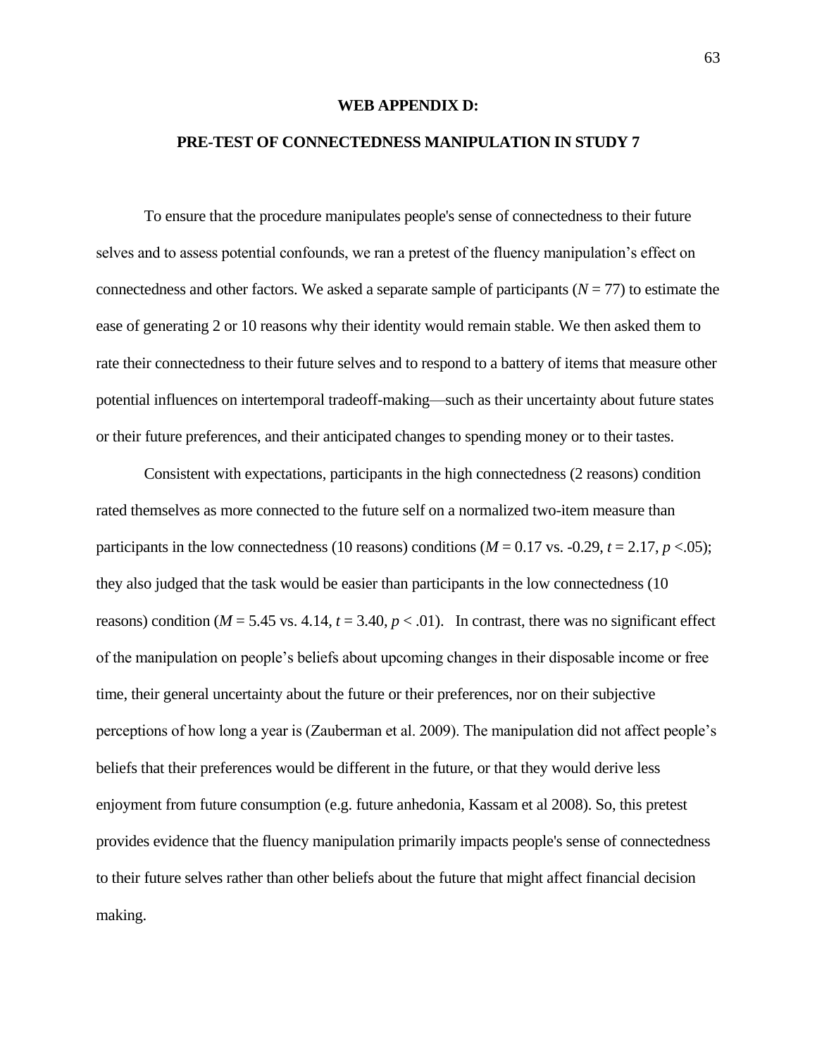# WEB APPENDIX D:

# PRE-TEST OF CONNECTEDNESS MANIPULATION IN STUDY 7

To ensure that the procedure manipulates people's sense of connectedness to their future selves and to assess potential confounds, we ran a pretest of the fluency manipulation's effect on connectedness and other factors. We asked a separate sample of participants ($N = 77$) to estimate the ease of generating 2 or 10 reasons why their identity would remain stable. We then asked them to rate their connectedness to their future selves and to respond to a battery of items that measure other potential influences on intertemporal tradeoff-making—such as their uncertainty about future states or their future preferences, and their anticipated changes to spending money or to their tastes.

Consistent with expectations, participants in the high connectedness (2 reasons) condition rated themselves as more connected to the future self on a normalized two-item measure than participants in the low connectedness (10 reasons) conditions ($M = 0.17$ vs. -0.29, $t = 2.17$, $p < .05$); they also judged that the task would be easier than participants in the low connectedness (10 reasons) condition ($M = 5.45$ vs. 4.14, $t = 3.40$, $p < .01$). In contrast, there was no significant effect of the manipulation on people's beliefs about upcoming changes in their disposable income or free time, their general uncertainty about the future or their preferences, nor on their subjective perceptions of how long a year is (Zauberman et al. 2009). The manipulation did not affect people's beliefs that their preferences would be different in the future, or that they would derive less enjoyment from future consumption (e.g. future anhedonia, Kassam et al 2008). So, this pretest provides evidence that the fluency manipulation primarily impacts people's sense of connectedness to their future selves rather than other beliefs about the future that might affect financial decision making.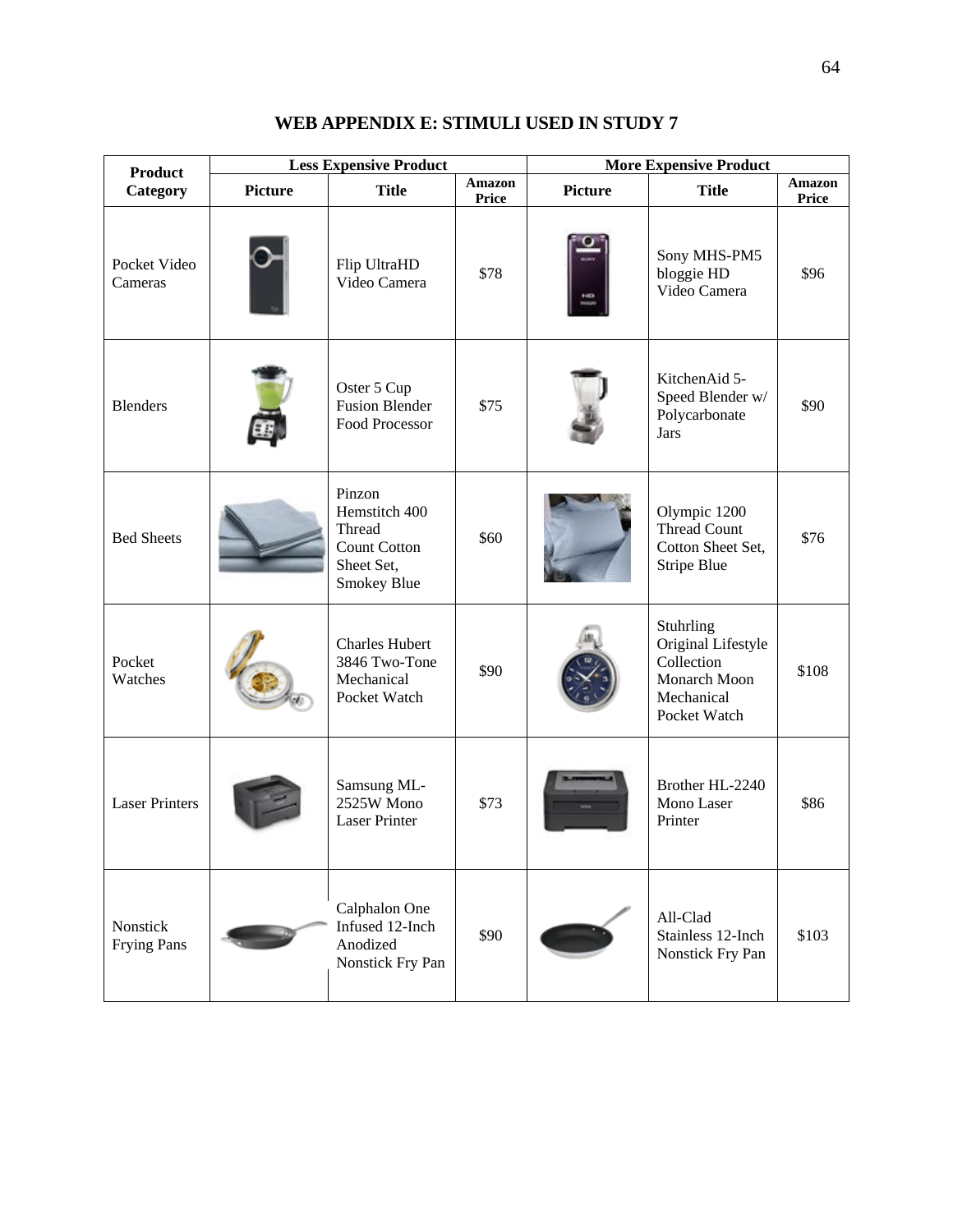## WEB APPENDIX E: STIMULI USED IN STUDY 7

| Product Category | Less Expensive Product | | | More Expensive Product | | |
|---|---|---|---|---|---|---|
| | Picture | Title | Amazon Price | Picture | Title | Amazon Price |
| Pocket Video Cameras | | Flip UltraHD Video Camera | $78 | | Sony MHS-PM5 bloggie HD Video Camera | $96 |
| Blenders | | Oster 5 Cup Fusion Blender Food Processor | $75 | | KitchenAid 5-Speed Blender w/ Polycarbonate Jars | $90 |
| Bed Sheets | | Pinzon Hemstitch 400 Thread Count Cotton Sheet Set, Smokey Blue | $60 | | Olympic 1200 Thread Count Cotton Sheet Set, Stripe Blue | $76 |
| Pocket Watches | | Charles Hubert 3846 Two-Tone Mechanical Pocket Watch | $90 | | Stuhrling Original Lifestyle Collection Monarch Moon Mechanical Pocket Watch | $108 |
| Laser Printers | | Samsung ML-2525W Mono Laser Printer | $73 | | Brother HL-2240 Mono Laser Printer | $86 |
| Nonstick Frying Pans | | Calphalon One Infused 12-Inch Anodized Nonstick Fry Pan | $90 | | All-Clad Stainless 12-Inch Nonstick Fry Pan | $103 |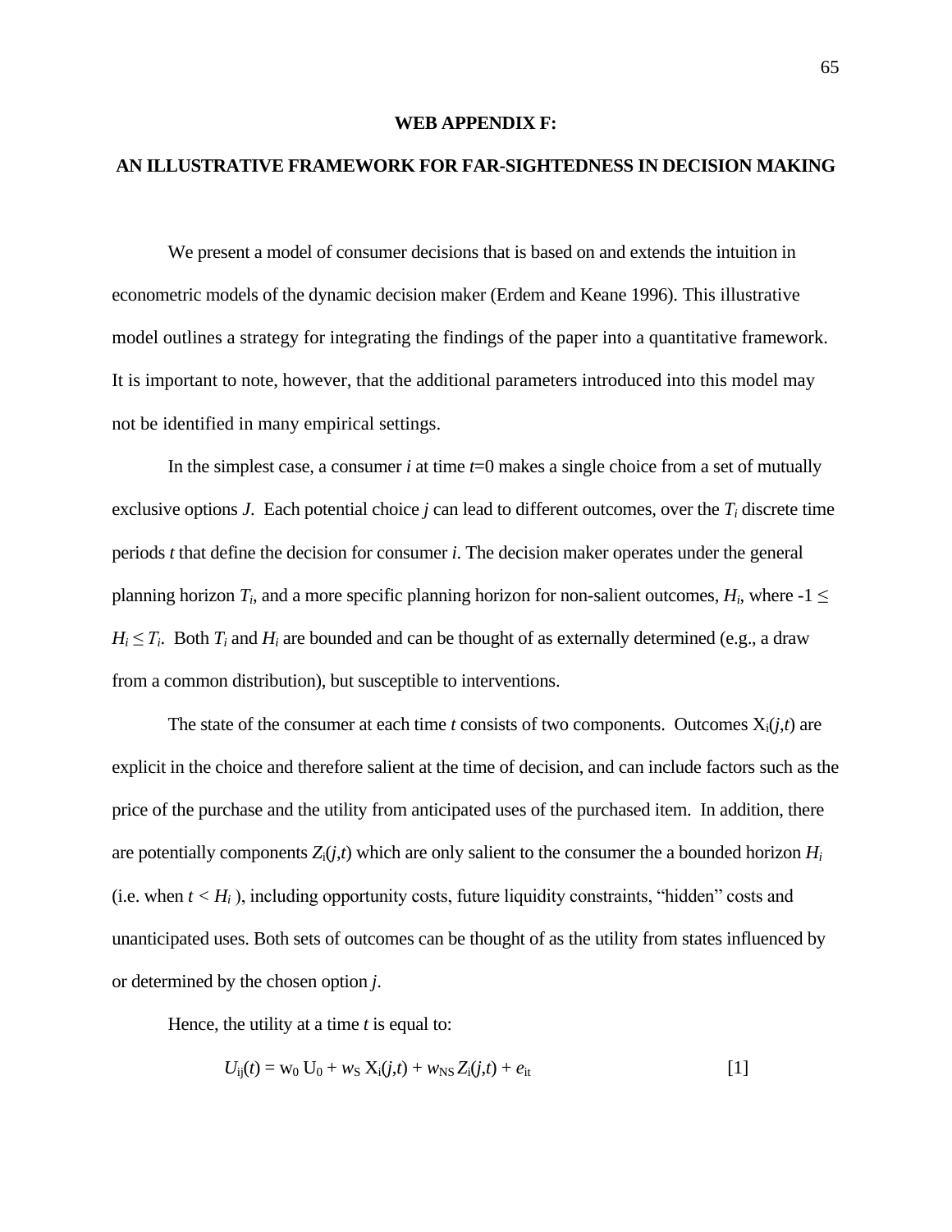## WEB APPENDIX F:

## AN ILLUSTRATIVE FRAMEWORK FOR FAR-SIGHTEDNESS IN DECISION MAKING

We present a model of consumer decisions that is based on and extends the intuition in econometric models of the dynamic decision maker (Erdem and Keane 1996). This illustrative model outlines a strategy for integrating the findings of the paper into a quantitative framework. It is important to note, however, that the additional parameters introduced into this model may not be identified in many empirical settings.

In the simplest case, a consumer *i* at time $t$=0 makes a single choice from a set of mutually exclusive options *J*. Each potential choice *j* can lead to different outcomes, over the $T_i$ discrete time periods *t* that define the decision for consumer *i*. The decision maker operates under the general planning horizon $T_i$, and a more specific planning horizon for non-salient outcomes, $H_i$, where $-1 \leq H_i \leq T_i$. Both $T_i$ and $H_i$ are bounded and can be thought of as externally determined (e.g., a draw from a common distribution), but susceptible to interventions.

The state of the consumer at each time *t* consists of two components. Outcomes $X_i(j,t)$ are explicit in the choice and therefore salient at the time of decision, and can include factors such as the price of the purchase and the utility from anticipated uses of the purchased item. In addition, there are potentially components $Z_i(j,t)$ which are only salient to the consumer the a bounded horizon $H_i$ (i.e. when $t < H_i$ ), including opportunity costs, future liquidity constraints, "hidden" costs and unanticipated uses. Both sets of outcomes can be thought of as the utility from states influenced by or determined by the chosen option *j*.

Hence, the utility at a time *t* is equal to:

$$U_{ij}(t) = w_0 U_0 + w_S X_i(j,t) + w_{NS} Z_i(j,t) + e_{it} \qquad [1]$$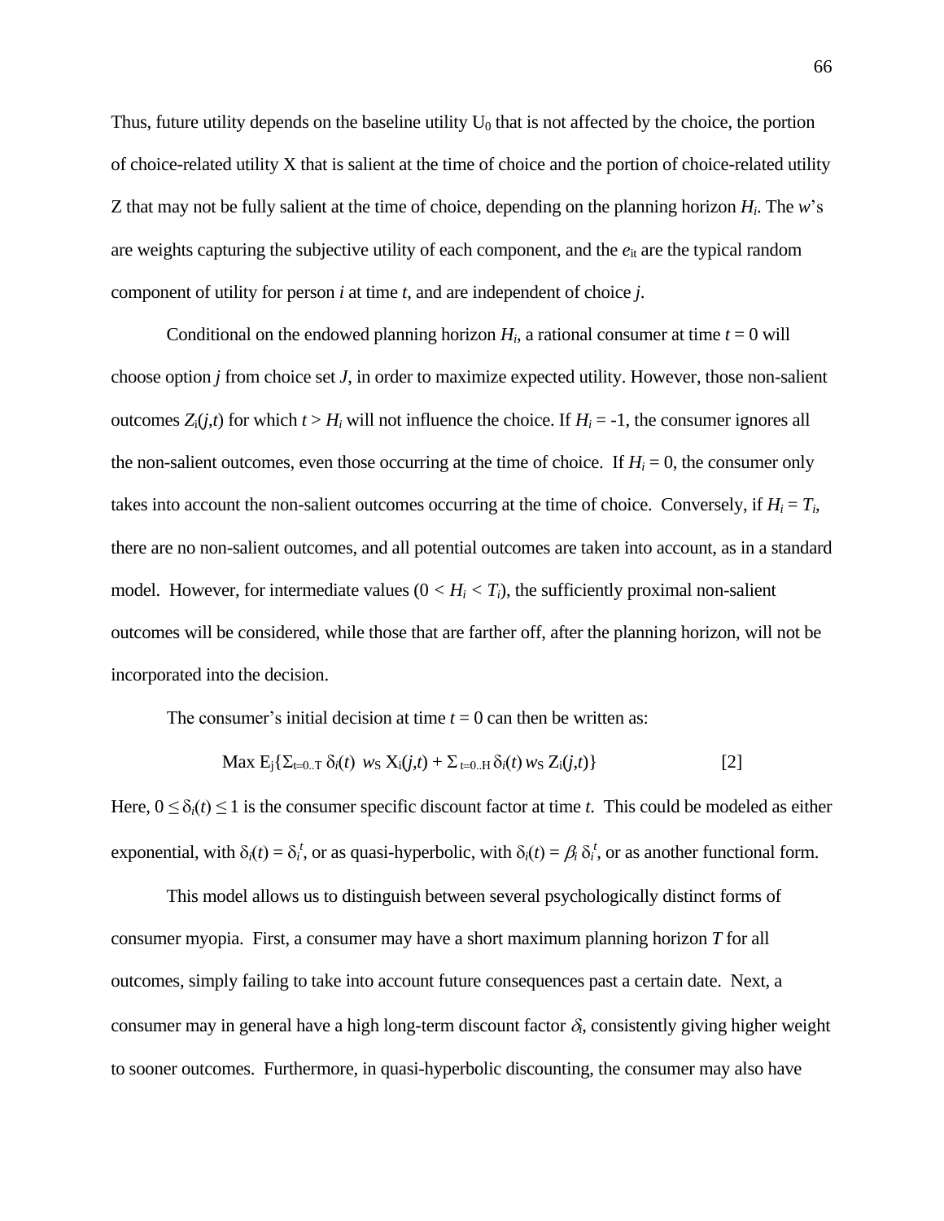Thus, future utility depends on the baseline utility $U_0$ that is not affected by the choice, the portion of choice-related utility X that is salient at the time of choice and the portion of choice-related utility Z that may not be fully salient at the time of choice, depending on the planning horizon $H_i$. The *w*'s are weights capturing the subjective utility of each component, and the $e_{it}$ are the typical random component of utility for person *i* at time *t*, and are independent of choice *j*.

Conditional on the endowed planning horizon $H_i$, a rational consumer at time $t = 0$ will choose option *j* from choice set *J*, in order to maximize expected utility. However, those non-salient outcomes $Z_i(j,t)$ for which $t > H_i$ will not influence the choice. If $H_i = -1$, the consumer ignores all the non-salient outcomes, even those occurring at the time of choice. If $H_i = 0$, the consumer only takes into account the non-salient outcomes occurring at the time of choice. Conversely, if $H_i = T_i$, there are no non-salient outcomes, and all potential outcomes are taken into account, as in a standard model. However, for intermediate values ($0 < H_i < T_i$), the sufficiently proximal non-salient outcomes will be considered, while those that are farther off, after the planning horizon, will not be incorporated into the decision.

The consumer's initial decision at time $t = 0$ can then be written as:

$$\text{Max } E_j\{\Sigma_{t=0..T}\, \delta_i(t)\ w_S\, X_i(j,t) + \Sigma_{t=0..H}\, \delta_i(t)\, w_S\, Z_i(j,t)\} \qquad [2]$$

Here, $0 \le \delta_i(t) \le 1$ is the consumer specific discount factor at time *t*. This could be modeled as either exponential, with $\delta_i(t) = \delta_i^{\,t}$, or as quasi-hyperbolic, with $\delta_i(t) = \beta_i\, \delta_i^{\,t}$, or as another functional form.

This model allows us to distinguish between several psychologically distinct forms of consumer myopia. First, a consumer may have a short maximum planning horizon *T* for all outcomes, simply failing to take into account future consequences past a certain date. Next, a consumer may in general have a high long-term discount factor $\delta_i$, consistently giving higher weight to sooner outcomes. Furthermore, in quasi-hyperbolic discounting, the consumer may also have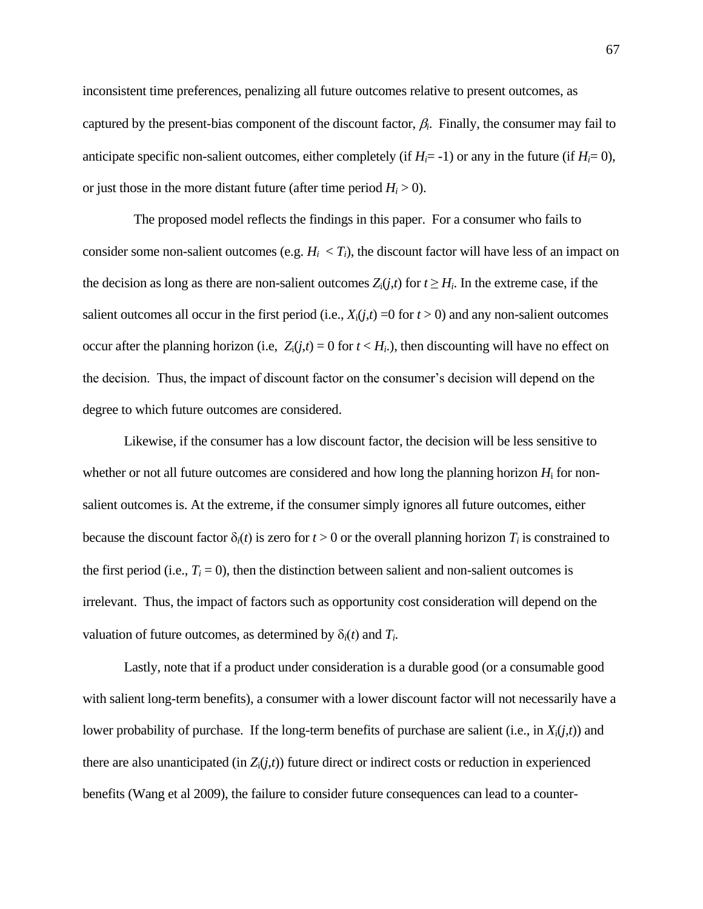inconsistent time preferences, penalizing all future outcomes relative to present outcomes, as captured by the present-bias component of the discount factor, $\beta_i$. Finally, the consumer may fail to anticipate specific non-salient outcomes, either completely (if $H_i = -1$) or any in the future (if $H_i = 0$), or just those in the more distant future (after time period $H_i > 0$).

The proposed model reflects the findings in this paper. For a consumer who fails to consider some non-salient outcomes (e.g. $H_i < T_i$), the discount factor will have less of an impact on the decision as long as there are non-salient outcomes $Z_i(j,t)$ for $t \geq H_i$. In the extreme case, if the salient outcomes all occur in the first period (i.e., $X_i(j,t) = 0$ for $t > 0$) and any non-salient outcomes occur after the planning horizon (i.e, $Z_i(j,t) = 0$ for $t < H_i$.), then discounting will have no effect on the decision. Thus, the impact of discount factor on the consumer's decision will depend on the degree to which future outcomes are considered.

Likewise, if the consumer has a low discount factor, the decision will be less sensitive to whether or not all future outcomes are considered and how long the planning horizon $H_i$ for non-salient outcomes is. At the extreme, if the consumer simply ignores all future outcomes, either because the discount factor $\delta_i(t)$ is zero for $t > 0$ or the overall planning horizon $T_i$ is constrained to the first period (i.e., $T_i = 0$), then the distinction between salient and non-salient outcomes is irrelevant. Thus, the impact of factors such as opportunity cost consideration will depend on the valuation of future outcomes, as determined by $\delta_i(t)$ and $T_i$.

Lastly, note that if a product under consideration is a durable good (or a consumable good with salient long-term benefits), a consumer with a lower discount factor will not necessarily have a lower probability of purchase. If the long-term benefits of purchase are salient (i.e., in $X_i(j,t)$) and there are also unanticipated (in $Z_i(j,t)$) future direct or indirect costs or reduction in experienced benefits (Wang et al 2009), the failure to consider future consequences can lead to a counter-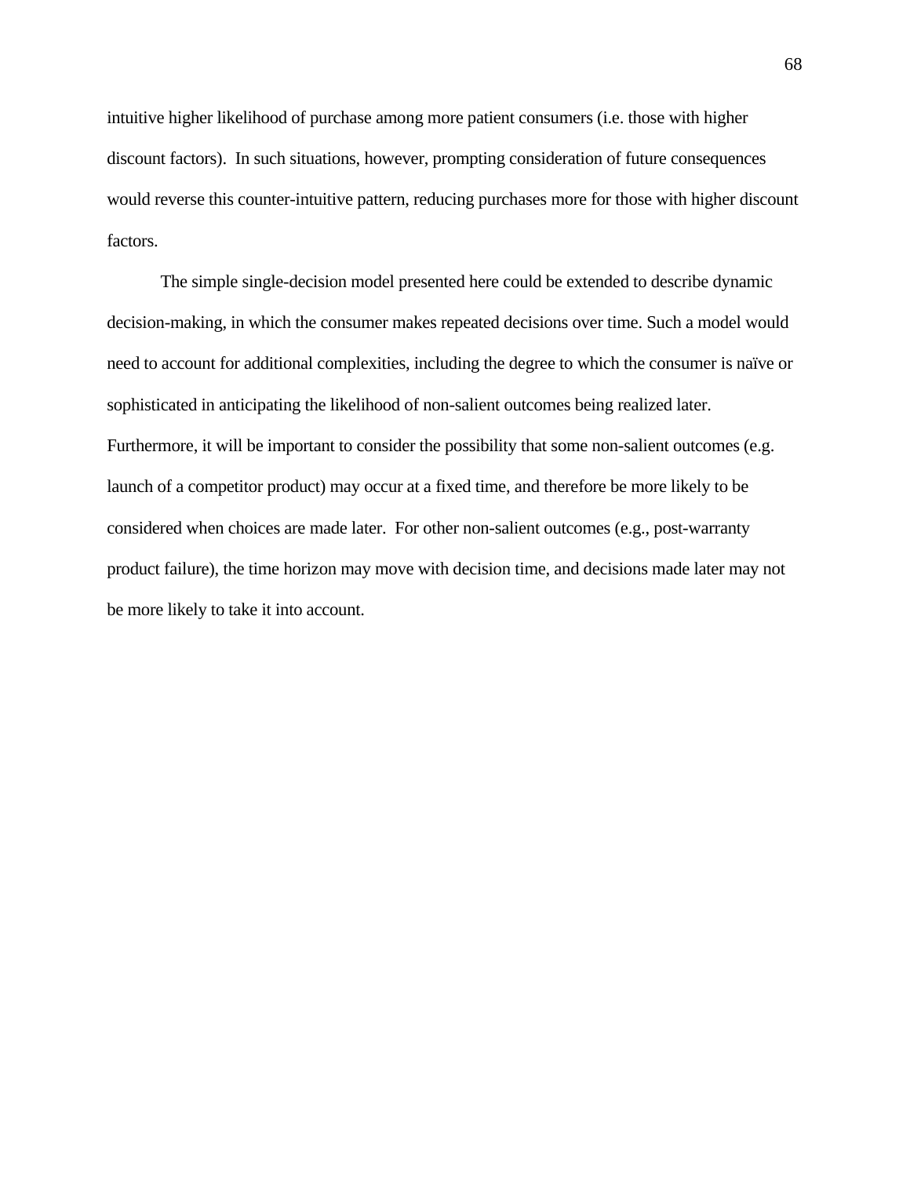intuitive higher likelihood of purchase among more patient consumers (i.e. those with higher discount factors). In such situations, however, prompting consideration of future consequences would reverse this counter-intuitive pattern, reducing purchases more for those with higher discount factors.

The simple single-decision model presented here could be extended to describe dynamic decision-making, in which the consumer makes repeated decisions over time. Such a model would need to account for additional complexities, including the degree to which the consumer is naïve or sophisticated in anticipating the likelihood of non-salient outcomes being realized later. Furthermore, it will be important to consider the possibility that some non-salient outcomes (e.g. launch of a competitor product) may occur at a fixed time, and therefore be more likely to be considered when choices are made later. For other non-salient outcomes (e.g., post-warranty product failure), the time horizon may move with decision time, and decisions made later may not be more likely to take it into account.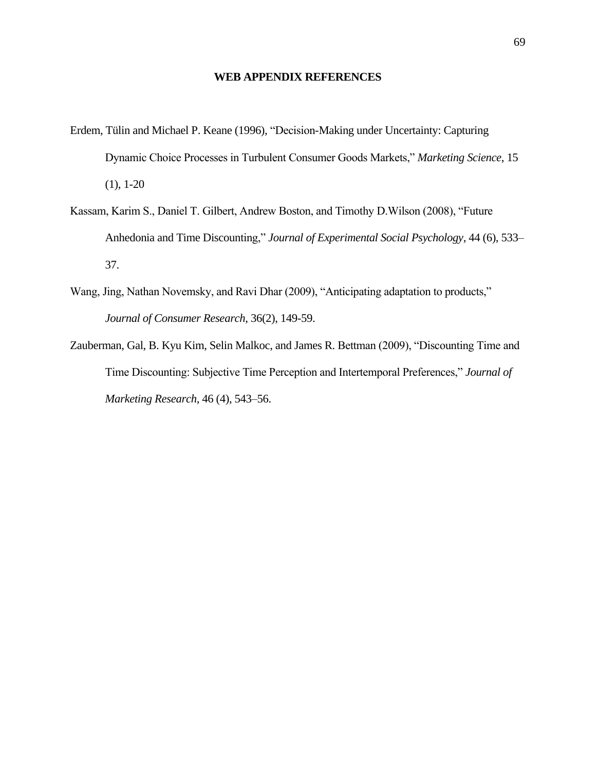## WEB APPENDIX REFERENCES

Erdem, Tülin and Michael P. Keane (1996), "Decision-Making under Uncertainty: Capturing Dynamic Choice Processes in Turbulent Consumer Goods Markets," *Marketing Science*, 15 (1), 1-20

Kassam, Karim S., Daniel T. Gilbert, Andrew Boston, and Timothy D.Wilson (2008), "Future Anhedonia and Time Discounting," *Journal of Experimental Social Psychology*, 44 (6), 533–37.

Wang, Jing, Nathan Novemsky, and Ravi Dhar (2009), "Anticipating adaptation to products," *Journal of Consumer Research*, 36(2), 149-59.

Zauberman, Gal, B. Kyu Kim, Selin Malkoc, and James R. Bettman (2009), "Discounting Time and Time Discounting: Subjective Time Perception and Intertemporal Preferences," *Journal of Marketing Research*, 46 (4), 543–56.